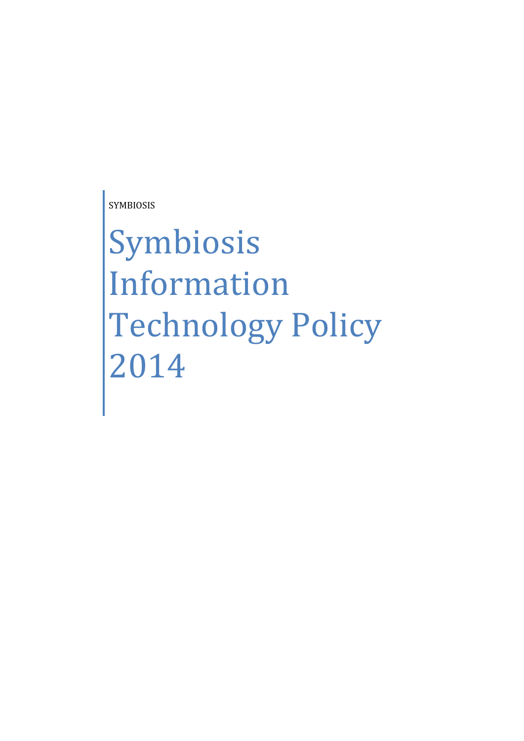SYMBIOSIS

# Symbiosis Information Technology Policy 2014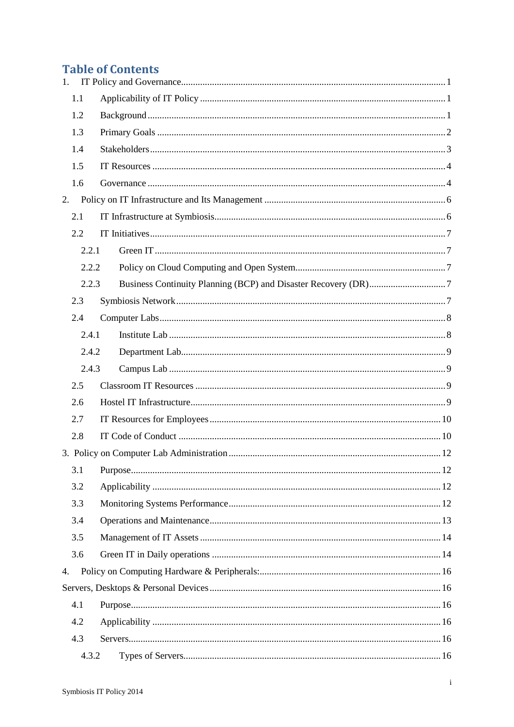# Table of Contents

1. IT Policy and Governance ........ 1
   - 1.1 Applicability of IT Policy ........ 1
   - 1.2 Background ........ 1
   - 1.3 Primary Goals ........ 2
   - 1.4 Stakeholders ........ 3
   - 1.5 IT Resources ........ 4
   - 1.6 Governance ........ 4
2. Policy on IT Infrastructure and Its Management ........ 6
   - 2.1 IT Infrastructure at Symbiosis ........ 6
   - 2.2 IT Initiatives ........ 7
     - 2.2.1 Green IT ........ 7
     - 2.2.2 Policy on Cloud Computing and Open System ........ 7
     - 2.2.3 Business Continuity Planning (BCP) and Disaster Recovery (DR) ........ 7
   - 2.3 Symbiosis Network ........ 7
   - 2.4 Computer Labs ........ 8
     - 2.4.1 Institute Lab ........ 8
     - 2.4.2 Department Lab ........ 9
     - 2.4.3 Campus Lab ........ 9
   - 2.5 Classroom IT Resources ........ 9
   - 2.6 Hostel IT Infrastructure ........ 9
   - 2.7 IT Resources for Employees ........ 10
   - 2.8 IT Code of Conduct ........ 10
3. Policy on Computer Lab Administration ........ 12
   - 3.1 Purpose ........ 12
   - 3.2 Applicability ........ 12
   - 3.3 Monitoring Systems Performance ........ 12
   - 3.4 Operations and Maintenance ........ 13
   - 3.5 Management of IT Assets ........ 14
   - 3.6 Green IT in Daily operations ........ 14
4. Policy on Computing Hardware & Peripherals: ........ 16

Servers, Desktops & Personal Devices ........ 16

   - 4.1 Purpose ........ 16
   - 4.2 Applicability ........ 16
   - 4.3 Servers ........ 16
     - 4.3.2 Types of Servers ........ 16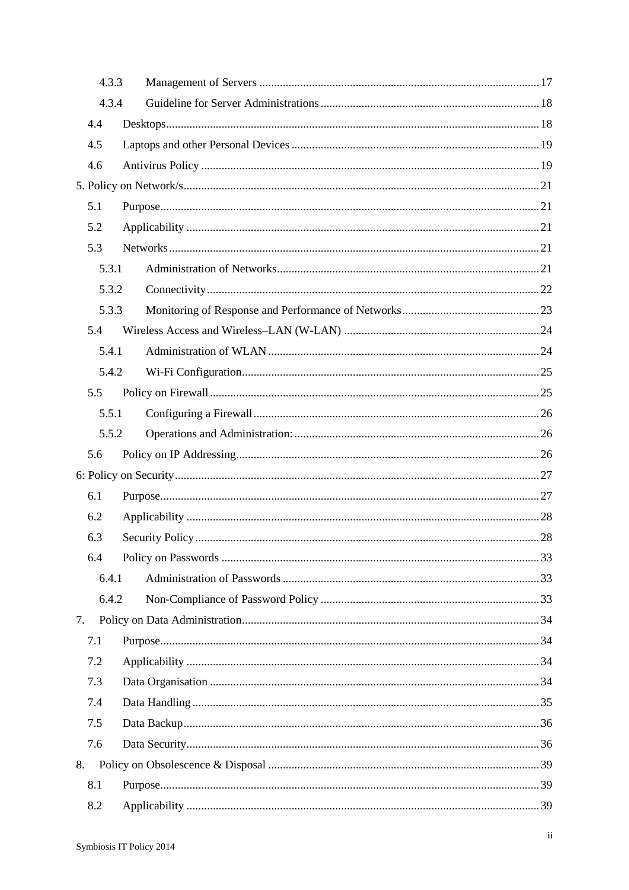| | | |
|---|---|---|
| 4.3.3 | Management of Servers | 17 |
| 4.3.4 | Guideline for Server Administrations | 18 |
| 4.4 | Desktops | 18 |
| 4.5 | Laptops and other Personal Devices | 19 |
| 4.6 | Antivirus Policy | 19 |
| 5. Policy on Network/s | | 21 |
| 5.1 | Purpose | 21 |
| 5.2 | Applicability | 21 |
| 5.3 | Networks | 21 |
| 5.3.1 | Administration of Networks | 21 |
| 5.3.2 | Connectivity | 22 |
| 5.3.3 | Monitoring of Response and Performance of Networks | 23 |
| 5.4 | Wireless Access and Wireless–LAN (W-LAN) | 24 |
| 5.4.1 | Administration of WLAN | 24 |
| 5.4.2 | Wi-Fi Configuration | 25 |
| 5.5 | Policy on Firewall | 25 |
| 5.5.1 | Configuring a Firewall | 26 |
| 5.5.2 | Operations and Administration: | 26 |
| 5.6 | Policy on IP Addressing | 26 |
| 6: Policy on Security | | 27 |
| 6.1 | Purpose | 27 |
| 6.2 | Applicability | 28 |
| 6.3 | Security Policy | 28 |
| 6.4 | Policy on Passwords | 33 |
| 6.4.1 | Administration of Passwords | 33 |
| 6.4.2 | Non-Compliance of Password Policy | 33 |
| 7. | Policy on Data Administration | 34 |
| 7.1 | Purpose | 34 |
| 7.2 | Applicability | 34 |
| 7.3 | Data Organisation | 34 |
| 7.4 | Data Handling | 35 |
| 7.5 | Data Backup | 36 |
| 7.6 | Data Security | 36 |
| 8. | Policy on Obsolescence & Disposal | 39 |
| 8.1 | Purpose | 39 |
| 8.2 | Applicability | 39 |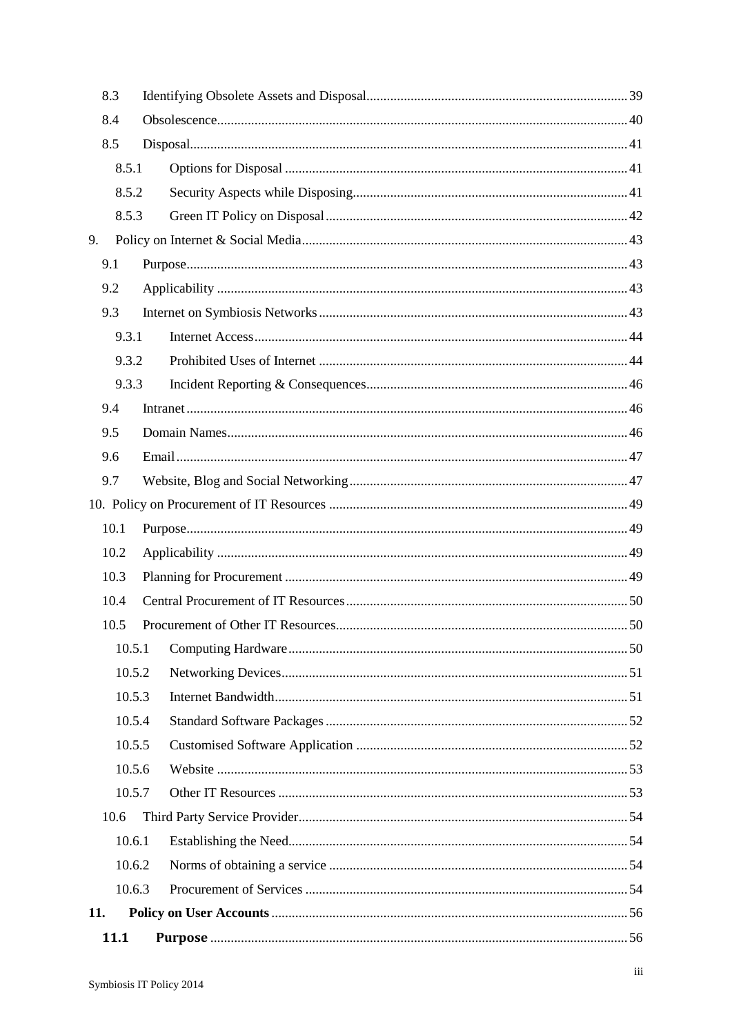8.3 Identifying Obsolete Assets and Disposal ........ 39

8.4 Obsolescence ........ 40

8.5 Disposal ........ 41

8.5.1 Options for Disposal ........ 41

8.5.2 Security Aspects while Disposing ........ 41

8.5.3 Green IT Policy on Disposal ........ 42

9. Policy on Internet & Social Media ........ 43

9.1 Purpose ........ 43

9.2 Applicability ........ 43

9.3 Internet on Symbiosis Networks ........ 43

9.3.1 Internet Access ........ 44

9.3.2 Prohibited Uses of Internet ........ 44

9.3.3 Incident Reporting & Consequences ........ 46

9.4 Intranet ........ 46

9.5 Domain Names ........ 46

9.6 Email ........ 47

9.7 Website, Blog and Social Networking ........ 47

10. Policy on Procurement of IT Resources ........ 49

10.1 Purpose ........ 49

10.2 Applicability ........ 49

10.3 Planning for Procurement ........ 49

10.4 Central Procurement of IT Resources ........ 50

10.5 Procurement of Other IT Resources ........ 50

10.5.1 Computing Hardware ........ 50

10.5.2 Networking Devices ........ 51

10.5.3 Internet Bandwidth ........ 51

10.5.4 Standard Software Packages ........ 52

10.5.5 Customised Software Application ........ 52

10.5.6 Website ........ 53

10.5.7 Other IT Resources ........ 53

10.6 Third Party Service Provider ........ 54

10.6.1 Establishing the Need ........ 54

10.6.2 Norms of obtaining a service ........ 54

10.6.3 Procurement of Services ........ 54

**11. Policy on User Accounts** ........ 56

**11.1 Purpose** ........ 56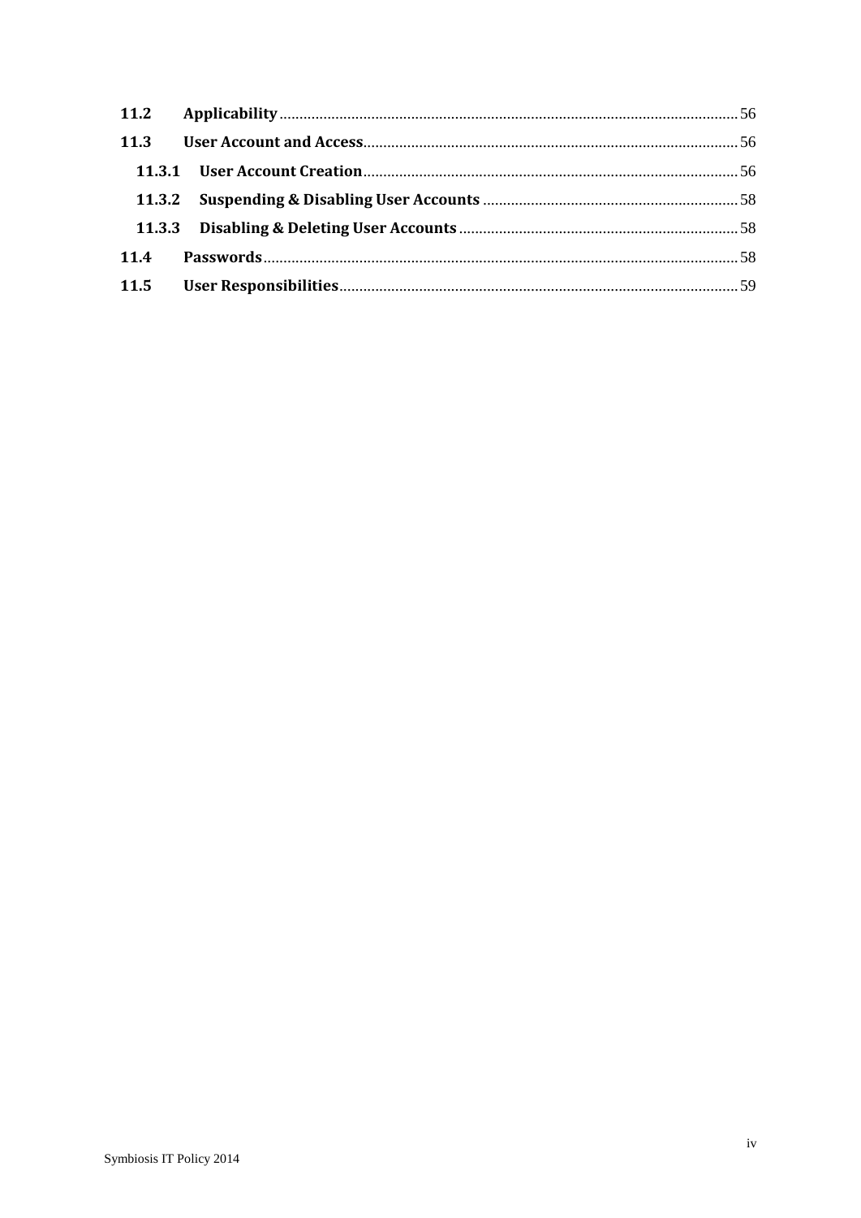11.2 Applicability ........ 56

11.3 User Account and Access ........ 56

11.3.1 User Account Creation ........ 56

11.3.2 Suspending & Disabling User Accounts ........ 58

11.3.3 Disabling & Deleting User Accounts ........ 58

11.4 Passwords ........ 58

11.5 User Responsibilities ........ 59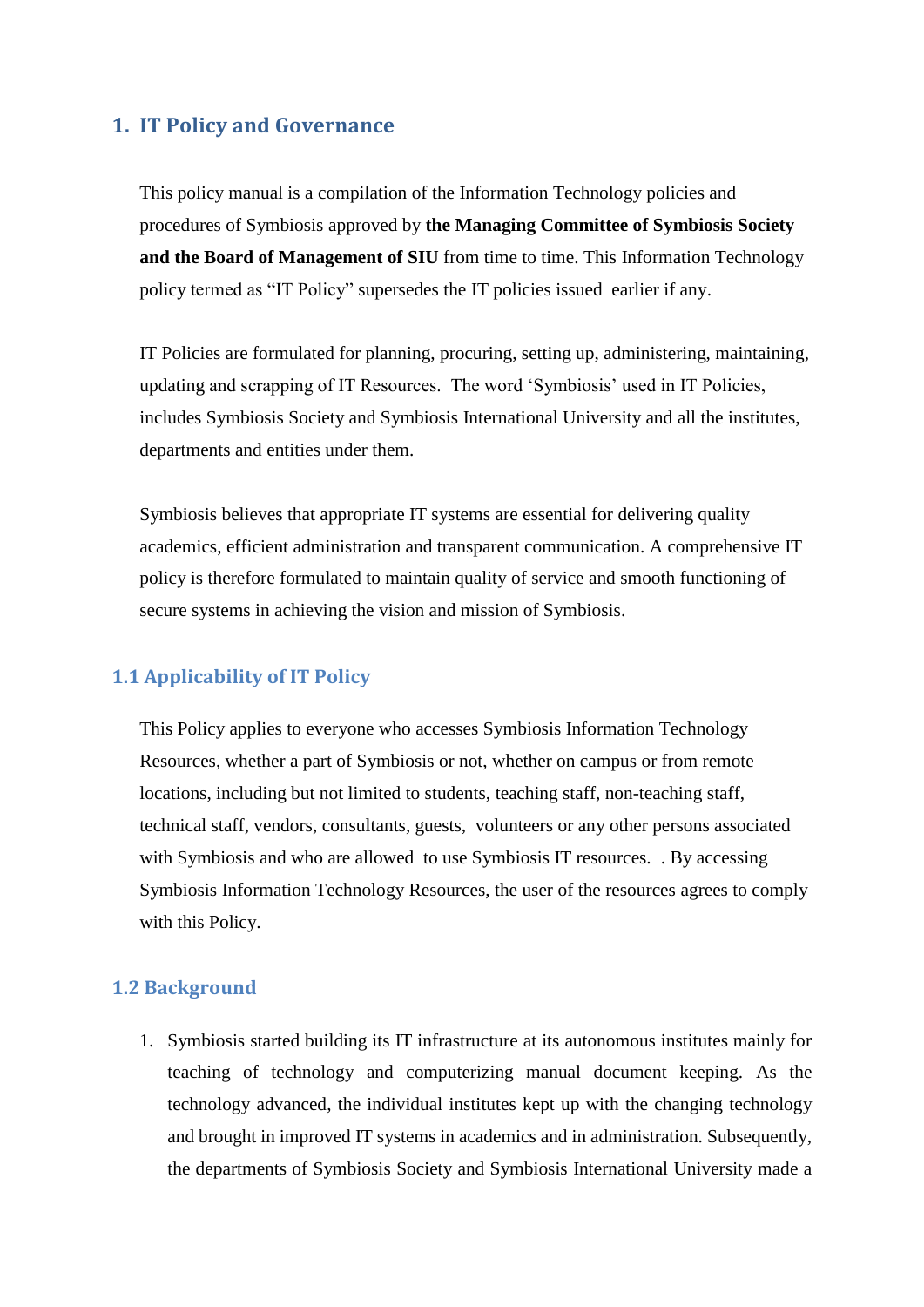# 1. IT Policy and Governance

This policy manual is a compilation of the Information Technology policies and procedures of Symbiosis approved by **the Managing Committee of Symbiosis Society and the Board of Management of SIU** from time to time. This Information Technology policy termed as "IT Policy" supersedes the IT policies issued earlier if any.

IT Policies are formulated for planning, procuring, setting up, administering, maintaining, updating and scrapping of IT Resources. The word 'Symbiosis' used in IT Policies, includes Symbiosis Society and Symbiosis International University and all the institutes, departments and entities under them.

Symbiosis believes that appropriate IT systems are essential for delivering quality academics, efficient administration and transparent communication. A comprehensive IT policy is therefore formulated to maintain quality of service and smooth functioning of secure systems in achieving the vision and mission of Symbiosis.

## 1.1 Applicability of IT Policy

This Policy applies to everyone who accesses Symbiosis Information Technology Resources, whether a part of Symbiosis or not, whether on campus or from remote locations, including but not limited to students, teaching staff, non-teaching staff, technical staff, vendors, consultants, guests, volunteers or any other persons associated with Symbiosis and who are allowed to use Symbiosis IT resources. . By accessing Symbiosis Information Technology Resources, the user of the resources agrees to comply with this Policy.

## 1.2 Background

1. Symbiosis started building its IT infrastructure at its autonomous institutes mainly for teaching of technology and computerizing manual document keeping. As the technology advanced, the individual institutes kept up with the changing technology and brought in improved IT systems in academics and in administration. Subsequently, the departments of Symbiosis Society and Symbiosis International University made a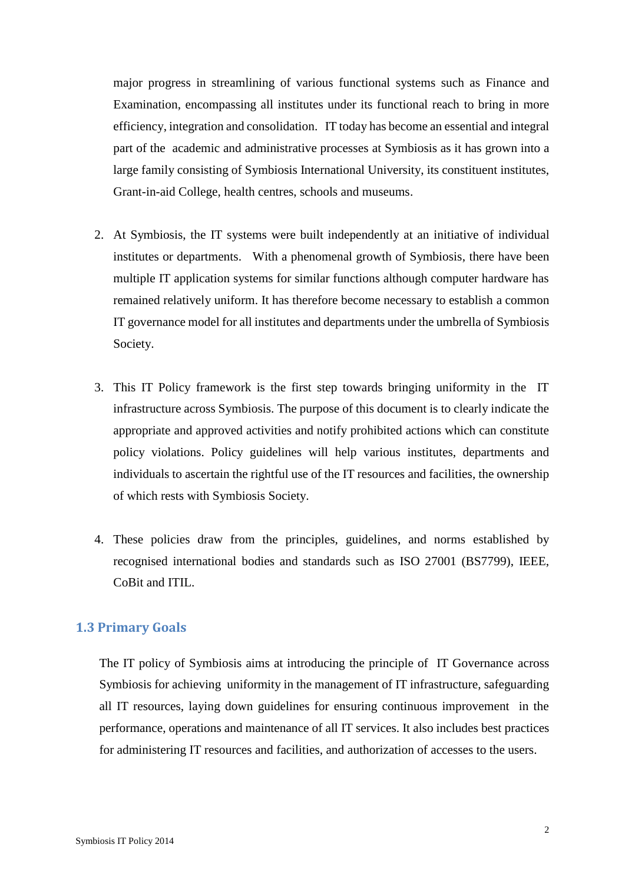major progress in streamlining of various functional systems such as Finance and Examination, encompassing all institutes under its functional reach to bring in more efficiency, integration and consolidation. IT today has become an essential and integral part of the academic and administrative processes at Symbiosis as it has grown into a large family consisting of Symbiosis International University, its constituent institutes, Grant-in-aid College, health centres, schools and museums.

2. At Symbiosis, the IT systems were built independently at an initiative of individual institutes or departments. With a phenomenal growth of Symbiosis, there have been multiple IT application systems for similar functions although computer hardware has remained relatively uniform. It has therefore become necessary to establish a common IT governance model for all institutes and departments under the umbrella of Symbiosis Society.

3. This IT Policy framework is the first step towards bringing uniformity in the IT infrastructure across Symbiosis. The purpose of this document is to clearly indicate the appropriate and approved activities and notify prohibited actions which can constitute policy violations. Policy guidelines will help various institutes, departments and individuals to ascertain the rightful use of the IT resources and facilities, the ownership of which rests with Symbiosis Society.

4. These policies draw from the principles, guidelines, and norms established by recognised international bodies and standards such as ISO 27001 (BS7799), IEEE, CoBit and ITIL.

## 1.3 Primary Goals

The IT policy of Symbiosis aims at introducing the principle of IT Governance across Symbiosis for achieving uniformity in the management of IT infrastructure, safeguarding all IT resources, laying down guidelines for ensuring continuous improvement in the performance, operations and maintenance of all IT services. It also includes best practices for administering IT resources and facilities, and authorization of accesses to the users.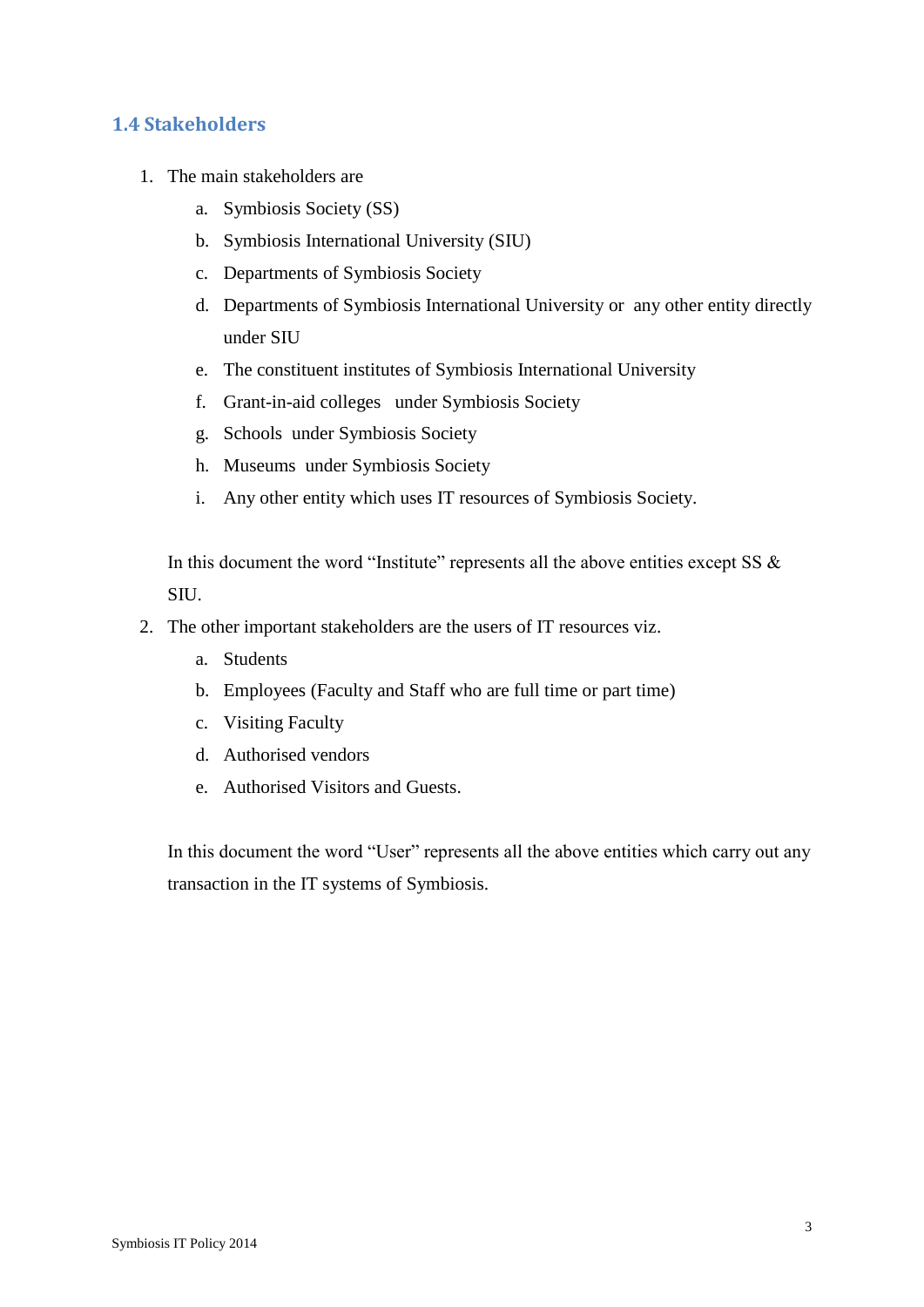## 1.4 Stakeholders

1. The main stakeholders are
   a. Symbiosis Society (SS)
   b. Symbiosis International University (SIU)
   c. Departments of Symbiosis Society
   d. Departments of Symbiosis International University or any other entity directly under SIU
   e. The constituent institutes of Symbiosis International University
   f. Grant-in-aid colleges under Symbiosis Society
   g. Schools under Symbiosis Society
   h. Museums under Symbiosis Society
   i. Any other entity which uses IT resources of Symbiosis Society.

   In this document the word "Institute" represents all the above entities except SS & SIU.

2. The other important stakeholders are the users of IT resources viz.
   a. Students
   b. Employees (Faculty and Staff who are full time or part time)
   c. Visiting Faculty
   d. Authorised vendors
   e. Authorised Visitors and Guests.

   In this document the word "User" represents all the above entities which carry out any transaction in the IT systems of Symbiosis.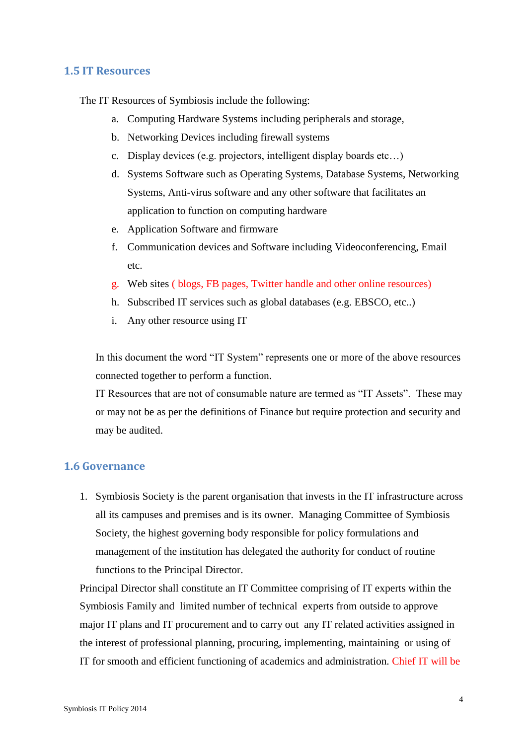## 1.5 IT Resources

The IT Resources of Symbiosis include the following:

a. Computing Hardware Systems including peripherals and storage,
b. Networking Devices including firewall systems
c. Display devices (e.g. projectors, intelligent display boards etc…)
d. Systems Software such as Operating Systems, Database Systems, Networking Systems, Anti-virus software and any other software that facilitates an application to function on computing hardware
e. Application Software and firmware
f. Communication devices and Software including Videoconferencing, Email etc.
g. Web sites ( blogs, FB pages, Twitter handle and other online resources)
h. Subscribed IT services such as global databases (e.g. EBSCO, etc..)
i. Any other resource using IT

In this document the word "IT System" represents one or more of the above resources connected together to perform a function.

IT Resources that are not of consumable nature are termed as "IT Assets". These may or may not be as per the definitions of Finance but require protection and security and may be audited.

## 1.6 Governance

1. Symbiosis Society is the parent organisation that invests in the IT infrastructure across all its campuses and premises and is its owner. Managing Committee of Symbiosis Society, the highest governing body responsible for policy formulations and management of the institution has delegated the authority for conduct of routine functions to the Principal Director.

Principal Director shall constitute an IT Committee comprising of IT experts within the Symbiosis Family and limited number of technical experts from outside to approve major IT plans and IT procurement and to carry out any IT related activities assigned in the interest of professional planning, procuring, implementing, maintaining or using of IT for smooth and efficient functioning of academics and administration. Chief IT will be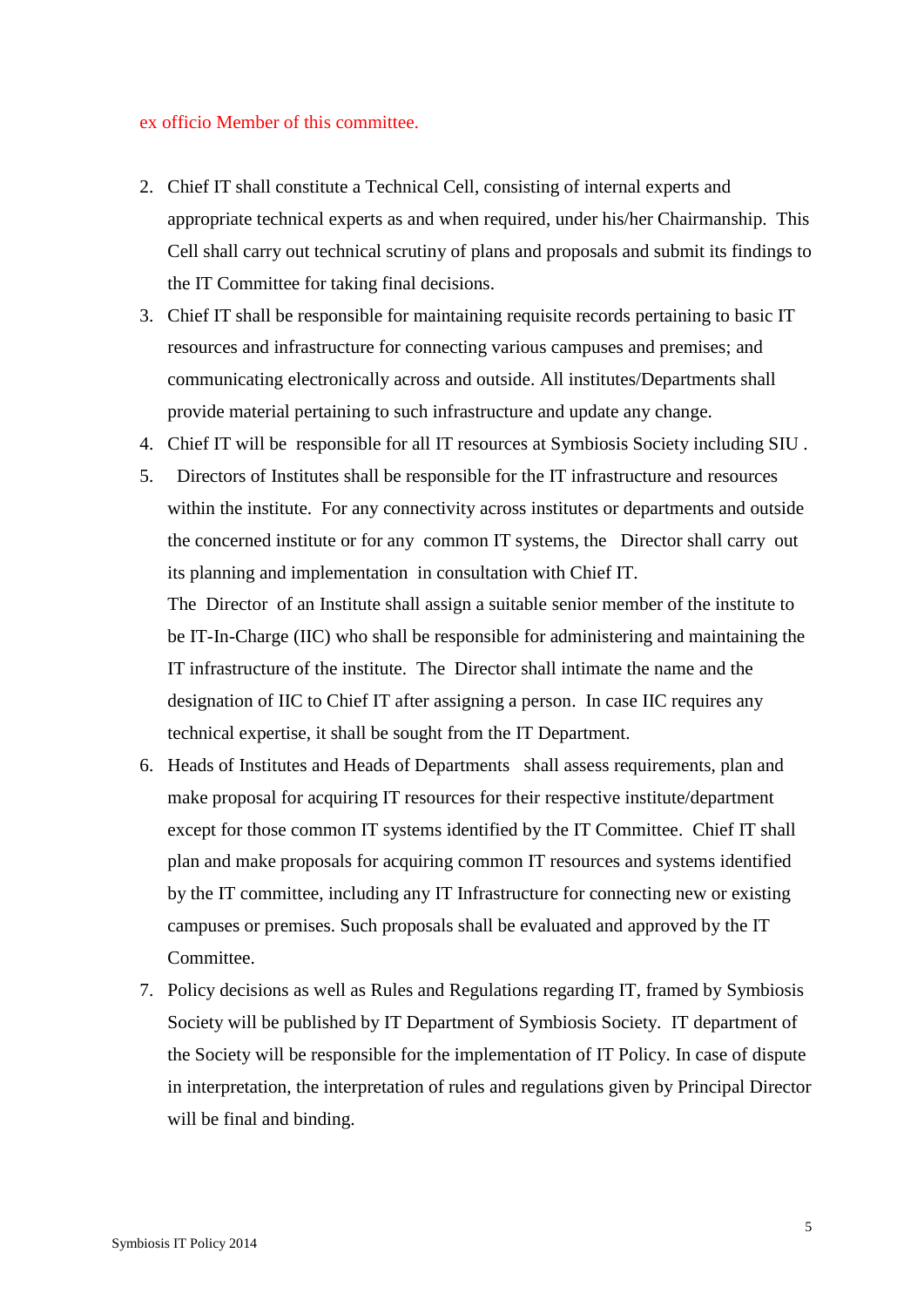ex officio Member of this committee.

2. Chief IT shall constitute a Technical Cell, consisting of internal experts and appropriate technical experts as and when required, under his/her Chairmanship. This Cell shall carry out technical scrutiny of plans and proposals and submit its findings to the IT Committee for taking final decisions.
3. Chief IT shall be responsible for maintaining requisite records pertaining to basic IT resources and infrastructure for connecting various campuses and premises; and communicating electronically across and outside. All institutes/Departments shall provide material pertaining to such infrastructure and update any change.
4. Chief IT will be responsible for all IT resources at Symbiosis Society including SIU .
5. Directors of Institutes shall be responsible for the IT infrastructure and resources within the institute. For any connectivity across institutes or departments and outside the concerned institute or for any common IT systems, the Director shall carry out its planning and implementation in consultation with Chief IT.
   The Director of an Institute shall assign a suitable senior member of the institute to be IT-In-Charge (IIC) who shall be responsible for administering and maintaining the IT infrastructure of the institute. The Director shall intimate the name and the designation of IIC to Chief IT after assigning a person. In case IIC requires any technical expertise, it shall be sought from the IT Department.
6. Heads of Institutes and Heads of Departments shall assess requirements, plan and make proposal for acquiring IT resources for their respective institute/department except for those common IT systems identified by the IT Committee. Chief IT shall plan and make proposals for acquiring common IT resources and systems identified by the IT committee, including any IT Infrastructure for connecting new or existing campuses or premises. Such proposals shall be evaluated and approved by the IT Committee.
7. Policy decisions as well as Rules and Regulations regarding IT, framed by Symbiosis Society will be published by IT Department of Symbiosis Society. IT department of the Society will be responsible for the implementation of IT Policy. In case of dispute in interpretation, the interpretation of rules and regulations given by Principal Director will be final and binding.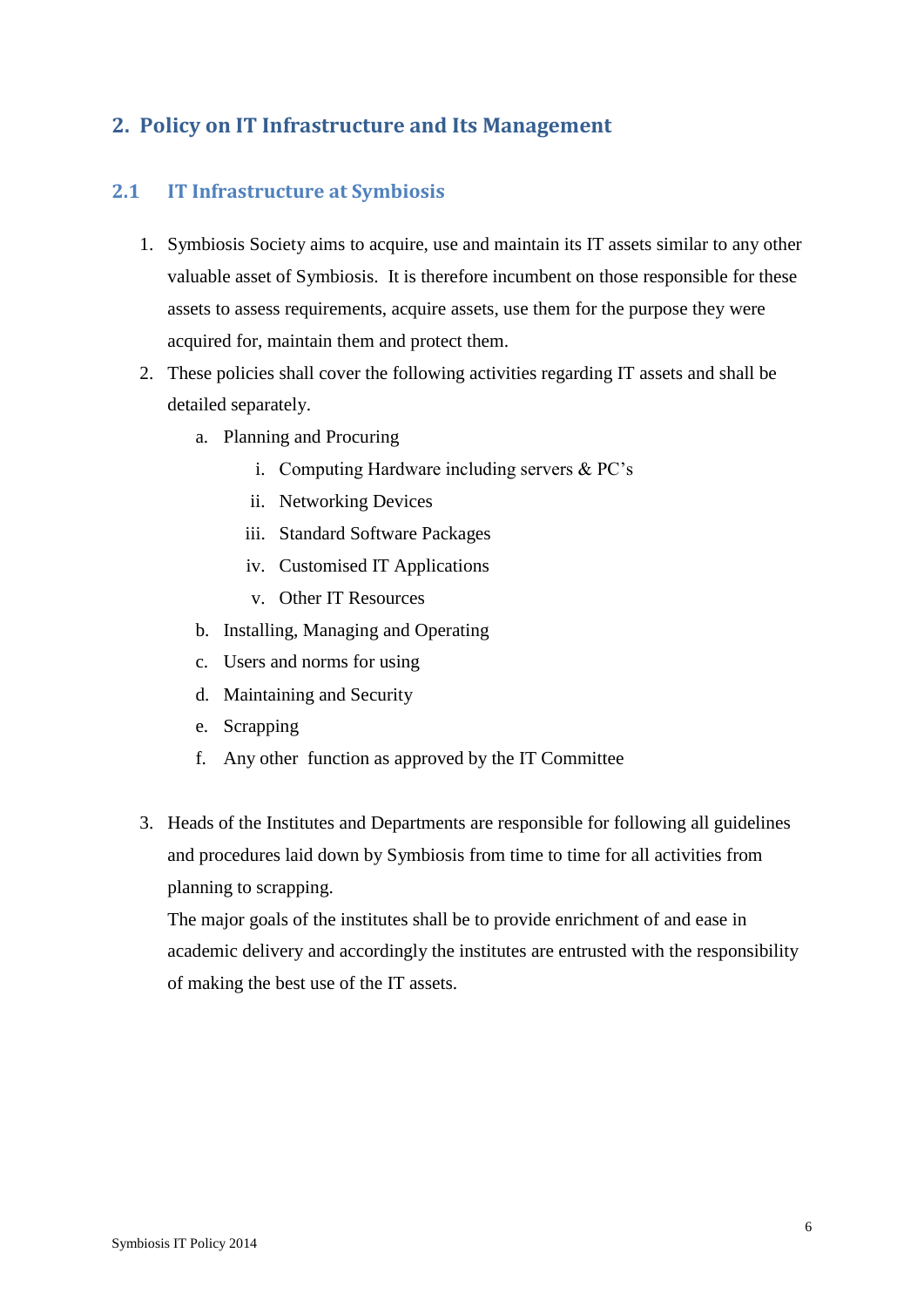## 2. Policy on IT Infrastructure and Its Management

### 2.1 IT Infrastructure at Symbiosis

1. Symbiosis Society aims to acquire, use and maintain its IT assets similar to any other valuable asset of Symbiosis. It is therefore incumbent on those responsible for these assets to assess requirements, acquire assets, use them for the purpose they were acquired for, maintain them and protect them.
2. These policies shall cover the following activities regarding IT assets and shall be detailed separately.
    a. Planning and Procuring
        i. Computing Hardware including servers & PC's
        ii. Networking Devices
        iii. Standard Software Packages
        iv. Customised IT Applications
        v. Other IT Resources
    b. Installing, Managing and Operating
    c. Users and norms for using
    d. Maintaining and Security
    e. Scrapping
    f. Any other function as approved by the IT Committee
3. Heads of the Institutes and Departments are responsible for following all guidelines and procedures laid down by Symbiosis from time to time for all activities from planning to scrapping.

    The major goals of the institutes shall be to provide enrichment of and ease in academic delivery and accordingly the institutes are entrusted with the responsibility of making the best use of the IT assets.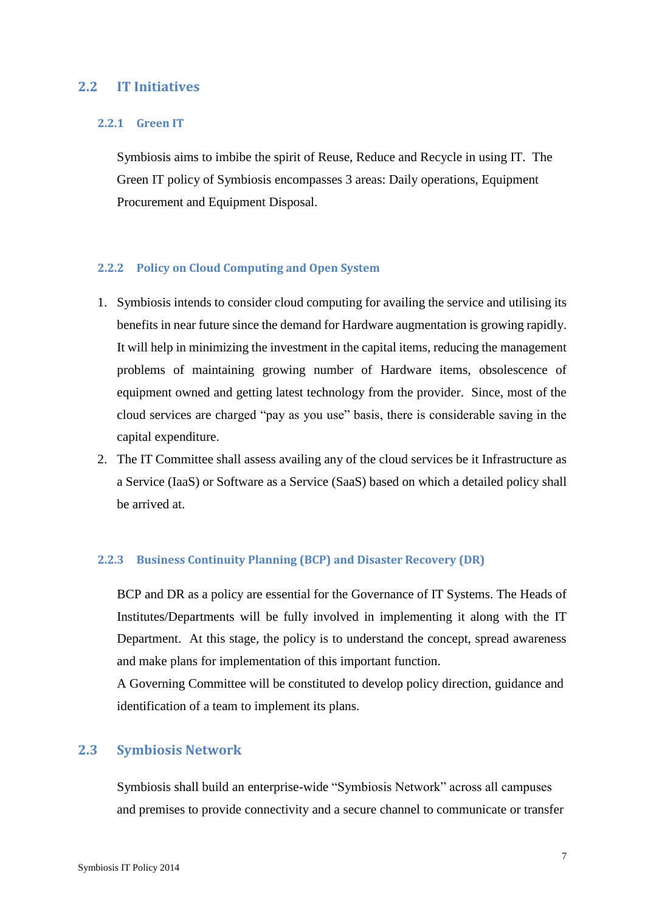## 2.2 IT Initiatives

### 2.2.1 Green IT

Symbiosis aims to imbibe the spirit of Reuse, Reduce and Recycle in using IT. The Green IT policy of Symbiosis encompasses 3 areas: Daily operations, Equipment Procurement and Equipment Disposal.

### 2.2.2 Policy on Cloud Computing and Open System

1. Symbiosis intends to consider cloud computing for availing the service and utilising its benefits in near future since the demand for Hardware augmentation is growing rapidly. It will help in minimizing the investment in the capital items, reducing the management problems of maintaining growing number of Hardware items, obsolescence of equipment owned and getting latest technology from the provider. Since, most of the cloud services are charged "pay as you use" basis, there is considerable saving in the capital expenditure.
2. The IT Committee shall assess availing any of the cloud services be it Infrastructure as a Service (IaaS) or Software as a Service (SaaS) based on which a detailed policy shall be arrived at.

### 2.2.3 Business Continuity Planning (BCP) and Disaster Recovery (DR)

BCP and DR as a policy are essential for the Governance of IT Systems. The Heads of Institutes/Departments will be fully involved in implementing it along with the IT Department. At this stage, the policy is to understand the concept, spread awareness and make plans for implementation of this important function.

A Governing Committee will be constituted to develop policy direction, guidance and identification of a team to implement its plans.

## 2.3 Symbiosis Network

Symbiosis shall build an enterprise-wide "Symbiosis Network" across all campuses and premises to provide connectivity and a secure channel to communicate or transfer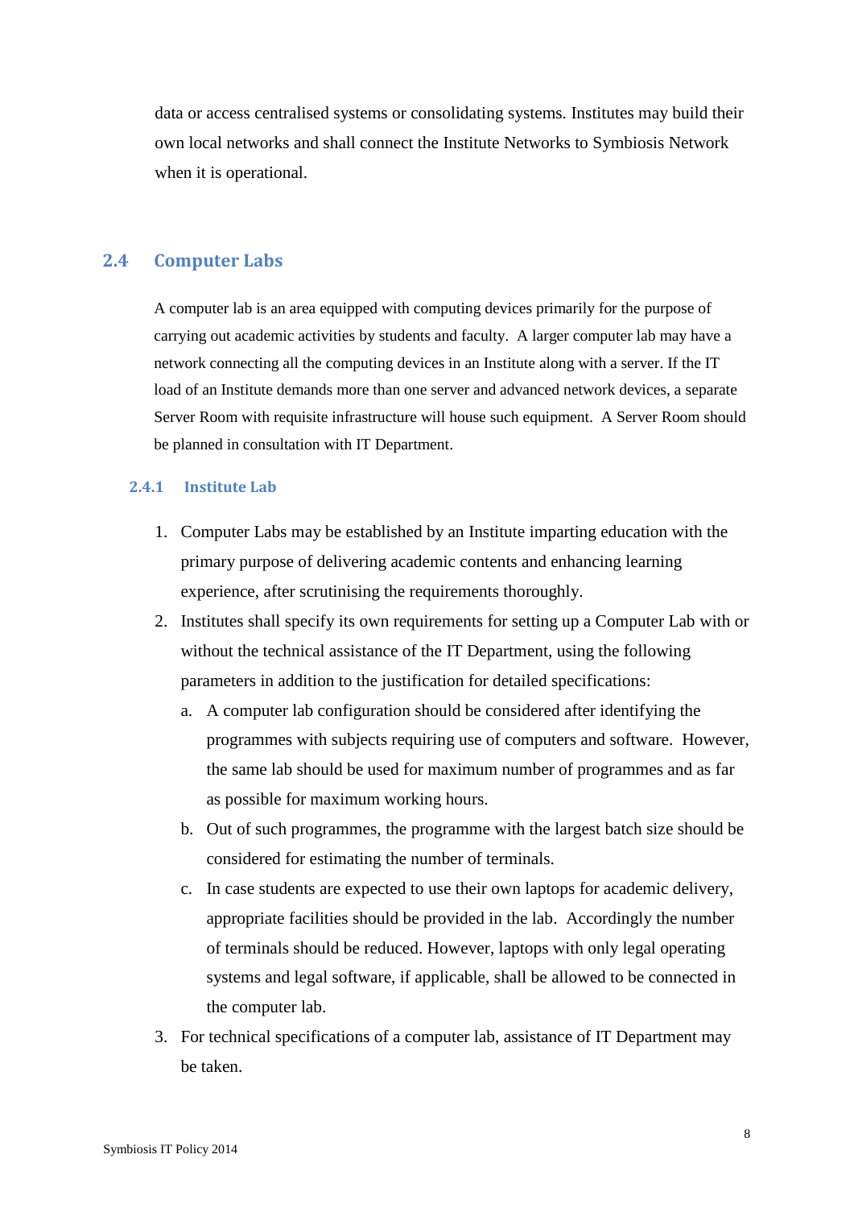data or access centralised systems or consolidating systems. Institutes may build their own local networks and shall connect the Institute Networks to Symbiosis Network when it is operational.

## 2.4 Computer Labs

A computer lab is an area equipped with computing devices primarily for the purpose of carrying out academic activities by students and faculty. A larger computer lab may have a network connecting all the computing devices in an Institute along with a server. If the IT load of an Institute demands more than one server and advanced network devices, a separate Server Room with requisite infrastructure will house such equipment. A Server Room should be planned in consultation with IT Department.

### 2.4.1 Institute Lab

1. Computer Labs may be established by an Institute imparting education with the primary purpose of delivering academic contents and enhancing learning experience, after scrutinising the requirements thoroughly.
2. Institutes shall specify its own requirements for setting up a Computer Lab with or without the technical assistance of the IT Department, using the following parameters in addition to the justification for detailed specifications:
   a. A computer lab configuration should be considered after identifying the programmes with subjects requiring use of computers and software. However, the same lab should be used for maximum number of programmes and as far as possible for maximum working hours.
   b. Out of such programmes, the programme with the largest batch size should be considered for estimating the number of terminals.
   c. In case students are expected to use their own laptops for academic delivery, appropriate facilities should be provided in the lab. Accordingly the number of terminals should be reduced. However, laptops with only legal operating systems and legal software, if applicable, shall be allowed to be connected in the computer lab.
3. For technical specifications of a computer lab, assistance of IT Department may be taken.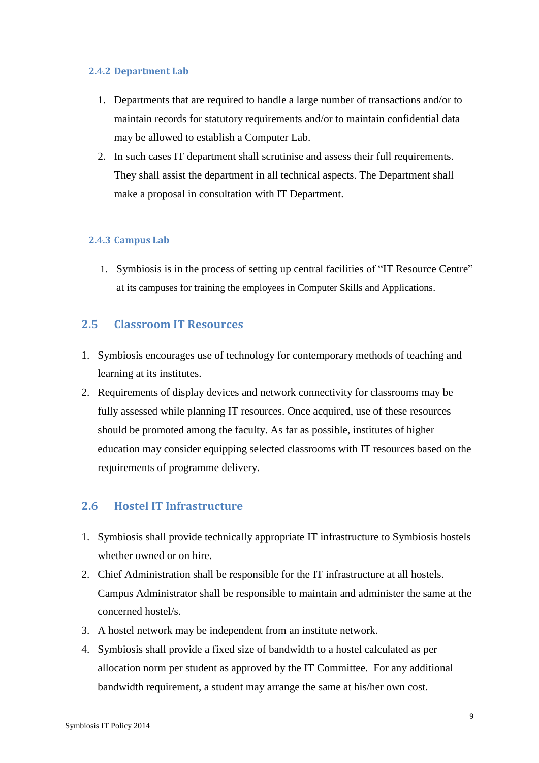#### 2.4.2 Department Lab

1. Departments that are required to handle a large number of transactions and/or to maintain records for statutory requirements and/or to maintain confidential data may be allowed to establish a Computer Lab.
2. In such cases IT department shall scrutinise and assess their full requirements. They shall assist the department in all technical aspects. The Department shall make a proposal in consultation with IT Department.

#### 2.4.3 Campus Lab

1. Symbiosis is in the process of setting up central facilities of "IT Resource Centre" at its campuses for training the employees in Computer Skills and Applications.

### 2.5 Classroom IT Resources

1. Symbiosis encourages use of technology for contemporary methods of teaching and learning at its institutes.
2. Requirements of display devices and network connectivity for classrooms may be fully assessed while planning IT resources. Once acquired, use of these resources should be promoted among the faculty. As far as possible, institutes of higher education may consider equipping selected classrooms with IT resources based on the requirements of programme delivery.

### 2.6 Hostel IT Infrastructure

1. Symbiosis shall provide technically appropriate IT infrastructure to Symbiosis hostels whether owned or on hire.
2. Chief Administration shall be responsible for the IT infrastructure at all hostels. Campus Administrator shall be responsible to maintain and administer the same at the concerned hostel/s.
3. A hostel network may be independent from an institute network.
4. Symbiosis shall provide a fixed size of bandwidth to a hostel calculated as per allocation norm per student as approved by the IT Committee. For any additional bandwidth requirement, a student may arrange the same at his/her own cost.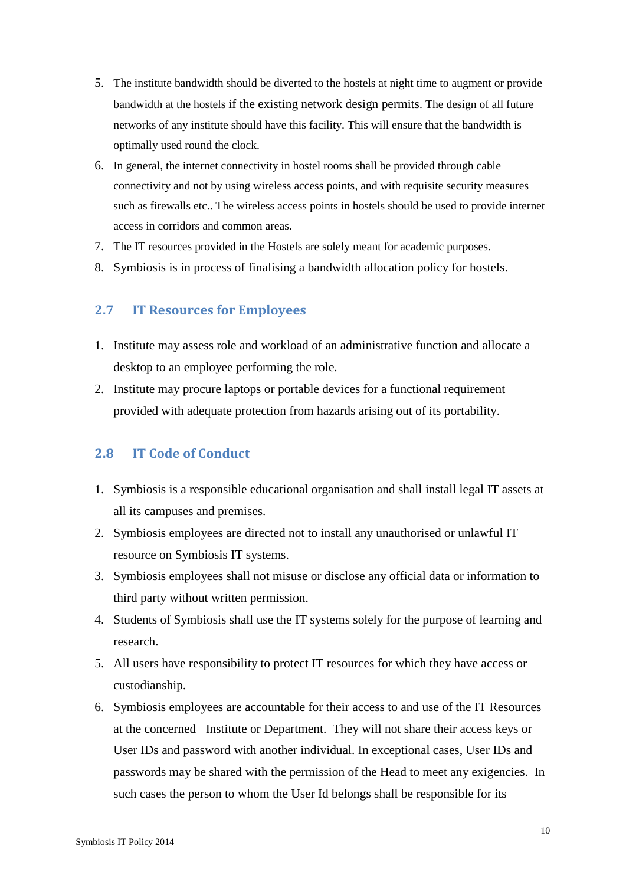5. The institute bandwidth should be diverted to the hostels at night time to augment or provide bandwidth at the hostels if the existing network design permits. The design of all future networks of any institute should have this facility. This will ensure that the bandwidth is optimally used round the clock.
6. In general, the internet connectivity in hostel rooms shall be provided through cable connectivity and not by using wireless access points, and with requisite security measures such as firewalls etc.. The wireless access points in hostels should be used to provide internet access in corridors and common areas.
7. The IT resources provided in the Hostels are solely meant for academic purposes.
8. Symbiosis is in process of finalising a bandwidth allocation policy for hostels.

## 2.7 IT Resources for Employees

1. Institute may assess role and workload of an administrative function and allocate a desktop to an employee performing the role.
2. Institute may procure laptops or portable devices for a functional requirement provided with adequate protection from hazards arising out of its portability.

## 2.8 IT Code of Conduct

1. Symbiosis is a responsible educational organisation and shall install legal IT assets at all its campuses and premises.
2. Symbiosis employees are directed not to install any unauthorised or unlawful IT resource on Symbiosis IT systems.
3. Symbiosis employees shall not misuse or disclose any official data or information to third party without written permission.
4. Students of Symbiosis shall use the IT systems solely for the purpose of learning and research.
5. All users have responsibility to protect IT resources for which they have access or custodianship.
6. Symbiosis employees are accountable for their access to and use of the IT Resources at the concerned Institute or Department. They will not share their access keys or User IDs and password with another individual. In exceptional cases, User IDs and passwords may be shared with the permission of the Head to meet any exigencies. In such cases the person to whom the User Id belongs shall be responsible for its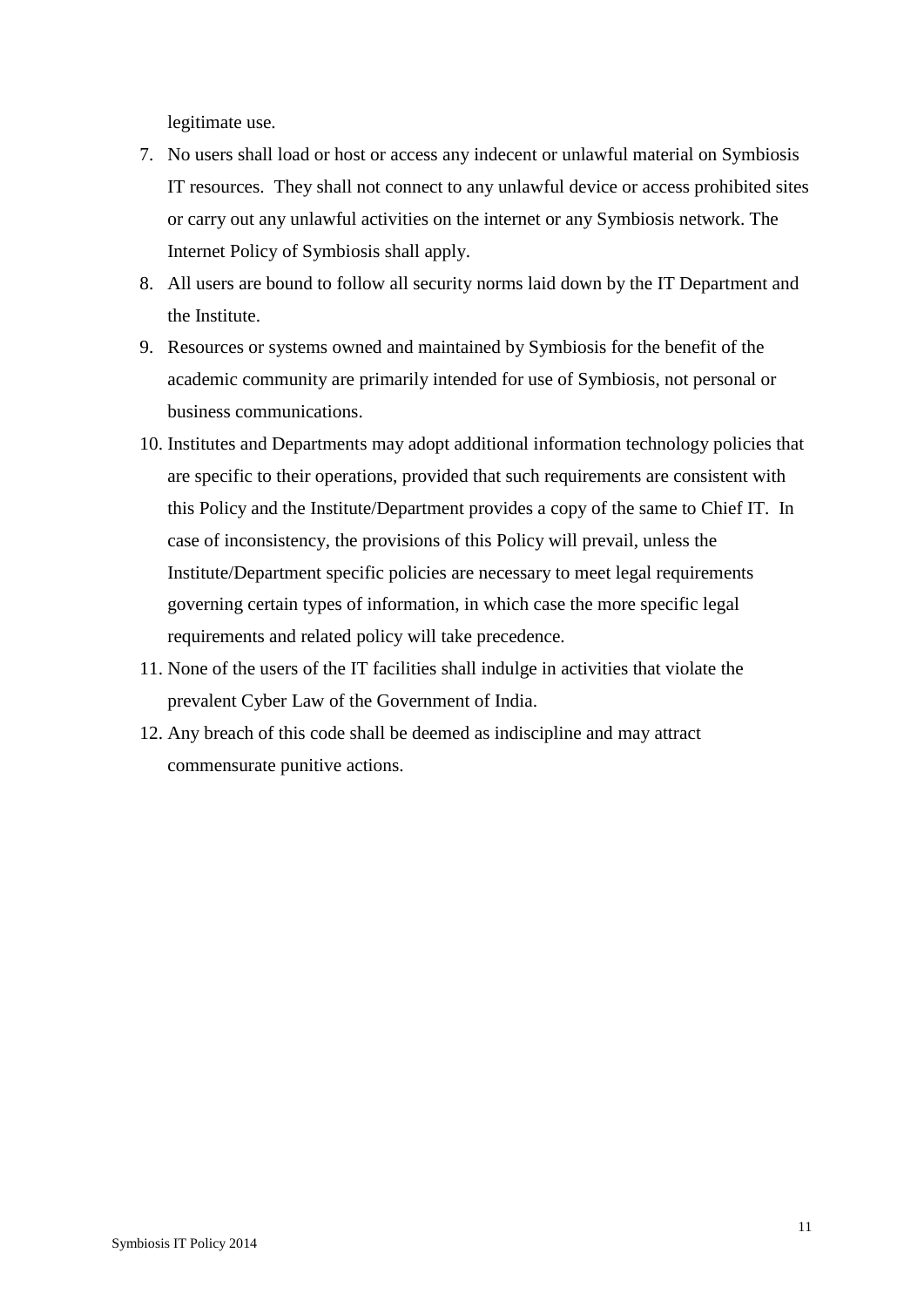legitimate use.

7. No users shall load or host or access any indecent or unlawful material on Symbiosis IT resources. They shall not connect to any unlawful device or access prohibited sites or carry out any unlawful activities on the internet or any Symbiosis network. The Internet Policy of Symbiosis shall apply.
8. All users are bound to follow all security norms laid down by the IT Department and the Institute.
9. Resources or systems owned and maintained by Symbiosis for the benefit of the academic community are primarily intended for use of Symbiosis, not personal or business communications.
10. Institutes and Departments may adopt additional information technology policies that are specific to their operations, provided that such requirements are consistent with this Policy and the Institute/Department provides a copy of the same to Chief IT. In case of inconsistency, the provisions of this Policy will prevail, unless the Institute/Department specific policies are necessary to meet legal requirements governing certain types of information, in which case the more specific legal requirements and related policy will take precedence.
11. None of the users of the IT facilities shall indulge in activities that violate the prevalent Cyber Law of the Government of India.
12. Any breach of this code shall be deemed as indiscipline and may attract commensurate punitive actions.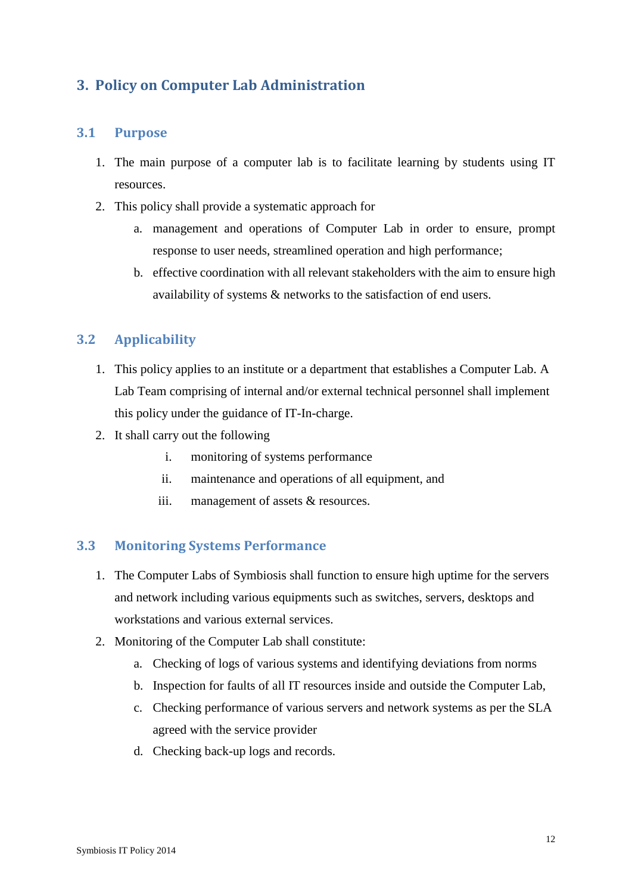# 3. Policy on Computer Lab Administration

## 3.1 Purpose

1. The main purpose of a computer lab is to facilitate learning by students using IT resources.
2. This policy shall provide a systematic approach for
   a. management and operations of Computer Lab in order to ensure, prompt response to user needs, streamlined operation and high performance;
   b. effective coordination with all relevant stakeholders with the aim to ensure high availability of systems & networks to the satisfaction of end users.

## 3.2 Applicability

1. This policy applies to an institute or a department that establishes a Computer Lab. A Lab Team comprising of internal and/or external technical personnel shall implement this policy under the guidance of IT-In-charge.
2. It shall carry out the following
   i. monitoring of systems performance
   ii. maintenance and operations of all equipment, and
   iii. management of assets & resources.

## 3.3 Monitoring Systems Performance

1. The Computer Labs of Symbiosis shall function to ensure high uptime for the servers and network including various equipments such as switches, servers, desktops and workstations and various external services.
2. Monitoring of the Computer Lab shall constitute:
   a. Checking of logs of various systems and identifying deviations from norms
   b. Inspection for faults of all IT resources inside and outside the Computer Lab,
   c. Checking performance of various servers and network systems as per the SLA agreed with the service provider
   d. Checking back-up logs and records.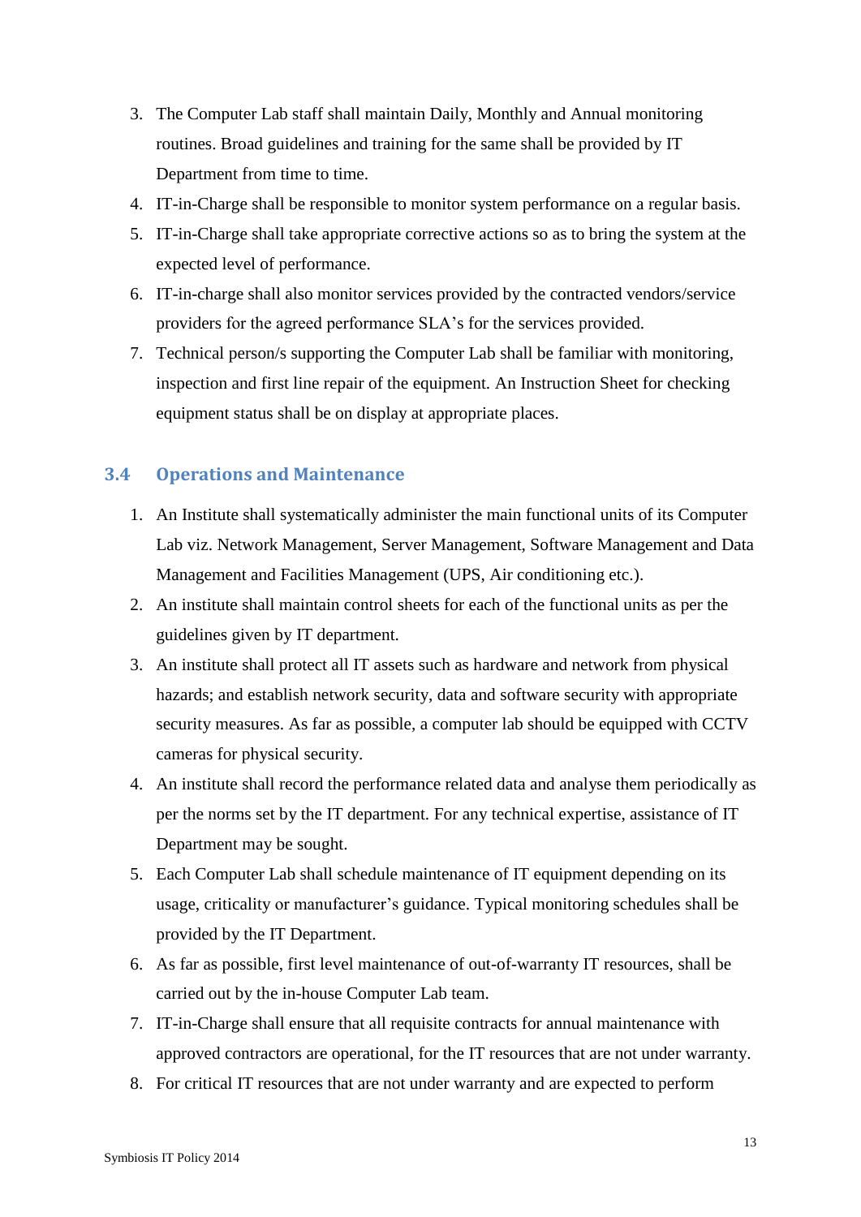3. The Computer Lab staff shall maintain Daily, Monthly and Annual monitoring routines. Broad guidelines and training for the same shall be provided by IT Department from time to time.
4. IT-in-Charge shall be responsible to monitor system performance on a regular basis.
5. IT-in-Charge shall take appropriate corrective actions so as to bring the system at the expected level of performance.
6. IT-in-charge shall also monitor services provided by the contracted vendors/service providers for the agreed performance SLA's for the services provided.
7. Technical person/s supporting the Computer Lab shall be familiar with monitoring, inspection and first line repair of the equipment. An Instruction Sheet for checking equipment status shall be on display at appropriate places.

### 3.4 Operations and Maintenance

1. An Institute shall systematically administer the main functional units of its Computer Lab viz. Network Management, Server Management, Software Management and Data Management and Facilities Management (UPS, Air conditioning etc.).
2. An institute shall maintain control sheets for each of the functional units as per the guidelines given by IT department.
3. An institute shall protect all IT assets such as hardware and network from physical hazards; and establish network security, data and software security with appropriate security measures. As far as possible, a computer lab should be equipped with CCTV cameras for physical security.
4. An institute shall record the performance related data and analyse them periodically as per the norms set by the IT department. For any technical expertise, assistance of IT Department may be sought.
5. Each Computer Lab shall schedule maintenance of IT equipment depending on its usage, criticality or manufacturer's guidance. Typical monitoring schedules shall be provided by the IT Department.
6. As far as possible, first level maintenance of out-of-warranty IT resources, shall be carried out by the in-house Computer Lab team.
7. IT-in-Charge shall ensure that all requisite contracts for annual maintenance with approved contractors are operational, for the IT resources that are not under warranty.
8. For critical IT resources that are not under warranty and are expected to perform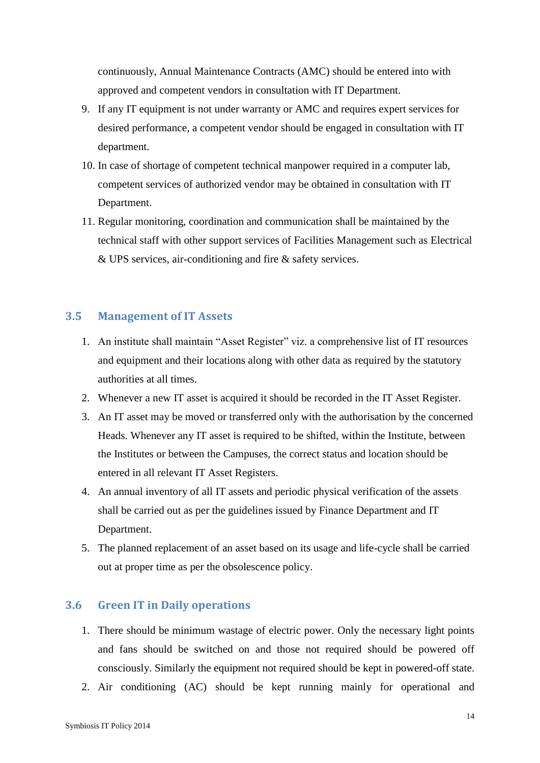continuously, Annual Maintenance Contracts (AMC) should be entered into with approved and competent vendors in consultation with IT Department.

9. If any IT equipment is not under warranty or AMC and requires expert services for desired performance, a competent vendor should be engaged in consultation with IT department.
10. In case of shortage of competent technical manpower required in a computer lab, competent services of authorized vendor may be obtained in consultation with IT Department.
11. Regular monitoring, coordination and communication shall be maintained by the technical staff with other support services of Facilities Management such as Electrical & UPS services, air-conditioning and fire & safety services.

### 3.5 Management of IT Assets

1. An institute shall maintain "Asset Register" viz. a comprehensive list of IT resources and equipment and their locations along with other data as required by the statutory authorities at all times.
2. Whenever a new IT asset is acquired it should be recorded in the IT Asset Register.
3. An IT asset may be moved or transferred only with the authorisation by the concerned Heads. Whenever any IT asset is required to be shifted, within the Institute, between the Institutes or between the Campuses, the correct status and location should be entered in all relevant IT Asset Registers.
4. An annual inventory of all IT assets and periodic physical verification of the assets shall be carried out as per the guidelines issued by Finance Department and IT Department.
5. The planned replacement of an asset based on its usage and life-cycle shall be carried out at proper time as per the obsolescence policy.

### 3.6 Green IT in Daily operations

1. There should be minimum wastage of electric power. Only the necessary light points and fans should be switched on and those not required should be powered off consciously. Similarly the equipment not required should be kept in powered-off state.
2. Air conditioning (AC) should be kept running mainly for operational and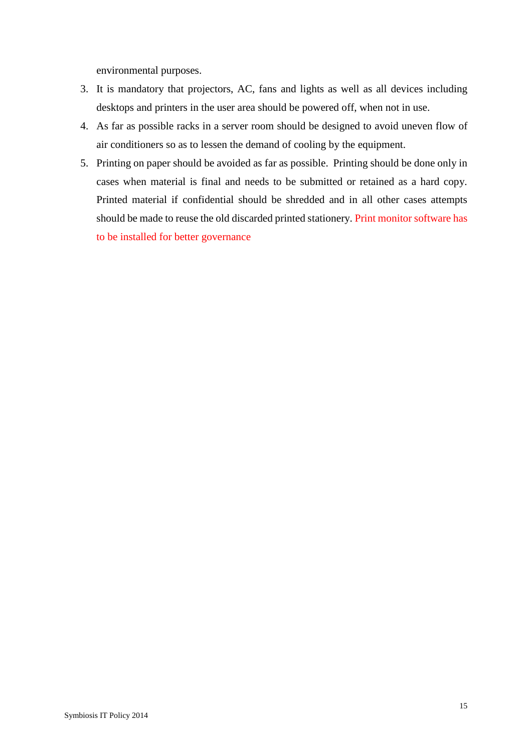environmental purposes.

3. It is mandatory that projectors, AC, fans and lights as well as all devices including desktops and printers in the user area should be powered off, when not in use.
4. As far as possible racks in a server room should be designed to avoid uneven flow of air conditioners so as to lessen the demand of cooling by the equipment.
5. Printing on paper should be avoided as far as possible. Printing should be done only in cases when material is final and needs to be submitted or retained as a hard copy. Printed material if confidential should be shredded and in all other cases attempts should be made to reuse the old discarded printed stationery. Print monitor software has to be installed for better governance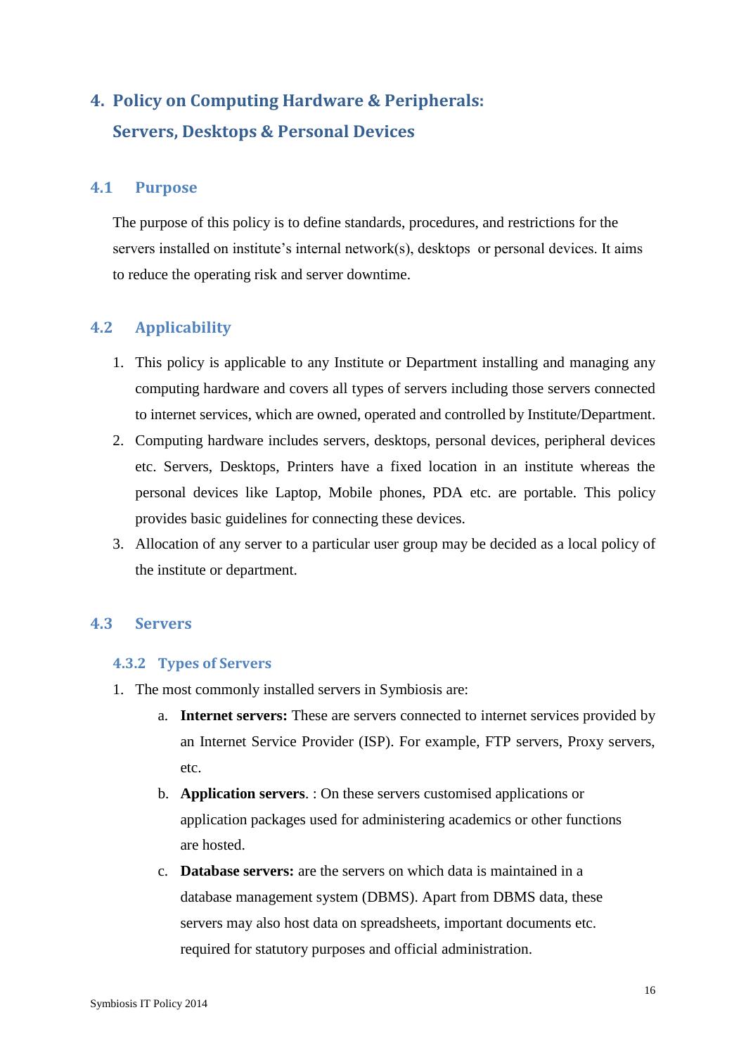# 4. Policy on Computing Hardware & Peripherals: Servers, Desktops & Personal Devices

## 4.1 Purpose

The purpose of this policy is to define standards, procedures, and restrictions for the servers installed on institute's internal network(s), desktops or personal devices. It aims to reduce the operating risk and server downtime.

## 4.2 Applicability

1. This policy is applicable to any Institute or Department installing and managing any computing hardware and covers all types of servers including those servers connected to internet services, which are owned, operated and controlled by Institute/Department.
2. Computing hardware includes servers, desktops, personal devices, peripheral devices etc. Servers, Desktops, Printers have a fixed location in an institute whereas the personal devices like Laptop, Mobile phones, PDA etc. are portable. This policy provides basic guidelines for connecting these devices.
3. Allocation of any server to a particular user group may be decided as a local policy of the institute or department.

## 4.3 Servers

### 4.3.2 Types of Servers

1. The most commonly installed servers in Symbiosis are:
   a. **Internet servers:** These are servers connected to internet services provided by an Internet Service Provider (ISP). For example, FTP servers, Proxy servers, etc.
   b. **Application servers**. : On these servers customised applications or application packages used for administering academics or other functions are hosted.
   c. **Database servers:** are the servers on which data is maintained in a database management system (DBMS). Apart from DBMS data, these servers may also host data on spreadsheets, important documents etc. required for statutory purposes and official administration.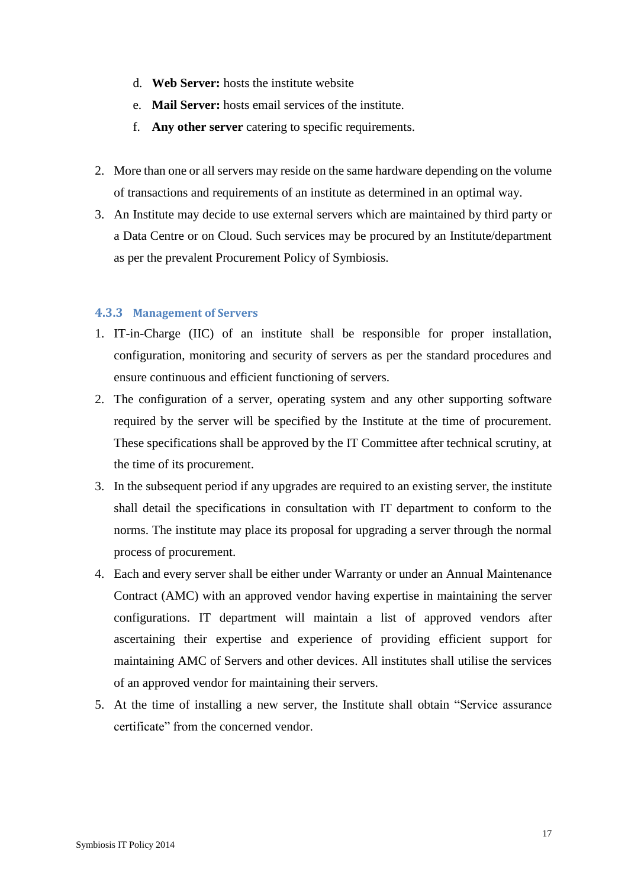d. **Web Server:** hosts the institute website
   e. **Mail Server:** hosts email services of the institute.
   f. **Any other server** catering to specific requirements.

2. More than one or all servers may reside on the same hardware depending on the volume of transactions and requirements of an institute as determined in an optimal way.
3. An Institute may decide to use external servers which are maintained by third party or a Data Centre or on Cloud. Such services may be procured by an Institute/department as per the prevalent Procurement Policy of Symbiosis.

### 4.3.3 Management of Servers

1. IT-in-Charge (IIC) of an institute shall be responsible for proper installation, configuration, monitoring and security of servers as per the standard procedures and ensure continuous and efficient functioning of servers.
2. The configuration of a server, operating system and any other supporting software required by the server will be specified by the Institute at the time of procurement. These specifications shall be approved by the IT Committee after technical scrutiny, at the time of its procurement.
3. In the subsequent period if any upgrades are required to an existing server, the institute shall detail the specifications in consultation with IT department to conform to the norms. The institute may place its proposal for upgrading a server through the normal process of procurement.
4. Each and every server shall be either under Warranty or under an Annual Maintenance Contract (AMC) with an approved vendor having expertise in maintaining the server configurations. IT department will maintain a list of approved vendors after ascertaining their expertise and experience of providing efficient support for maintaining AMC of Servers and other devices. All institutes shall utilise the services of an approved vendor for maintaining their servers.
5. At the time of installing a new server, the Institute shall obtain "Service assurance certificate" from the concerned vendor.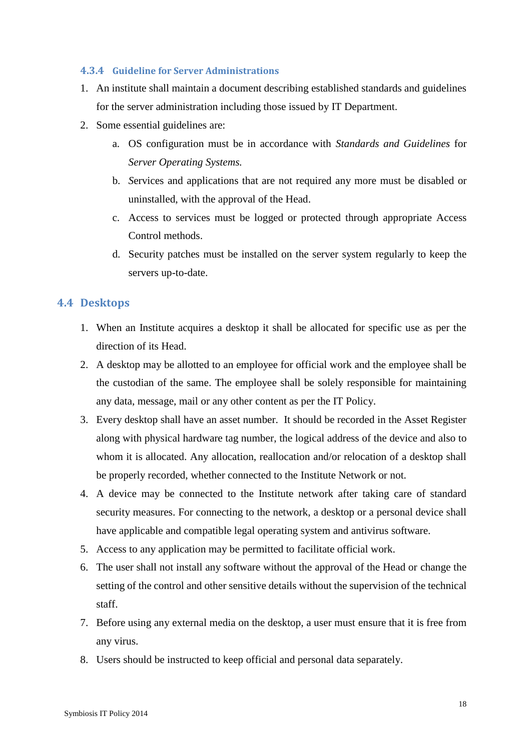#### 4.3.4 Guideline for Server Administrations

1. An institute shall maintain a document describing established standards and guidelines for the server administration including those issued by IT Department.
2. Some essential guidelines are:
    a. OS configuration must be in accordance with *Standards and Guidelines* for *Server Operating Systems.*
    b. Services and applications that are not required any more must be disabled or uninstalled, with the approval of the Head.
    c. Access to services must be logged or protected through appropriate Access Control methods.
    d. Security patches must be installed on the server system regularly to keep the servers up-to-date.

## 4.4 Desktops

1. When an Institute acquires a desktop it shall be allocated for specific use as per the direction of its Head.
2. A desktop may be allotted to an employee for official work and the employee shall be the custodian of the same. The employee shall be solely responsible for maintaining any data, message, mail or any other content as per the IT Policy.
3. Every desktop shall have an asset number. It should be recorded in the Asset Register along with physical hardware tag number, the logical address of the device and also to whom it is allocated. Any allocation, reallocation and/or relocation of a desktop shall be properly recorded, whether connected to the Institute Network or not.
4. A device may be connected to the Institute network after taking care of standard security measures. For connecting to the network, a desktop or a personal device shall have applicable and compatible legal operating system and antivirus software.
5. Access to any application may be permitted to facilitate official work.
6. The user shall not install any software without the approval of the Head or change the setting of the control and other sensitive details without the supervision of the technical staff.
7. Before using any external media on the desktop, a user must ensure that it is free from any virus.
8. Users should be instructed to keep official and personal data separately.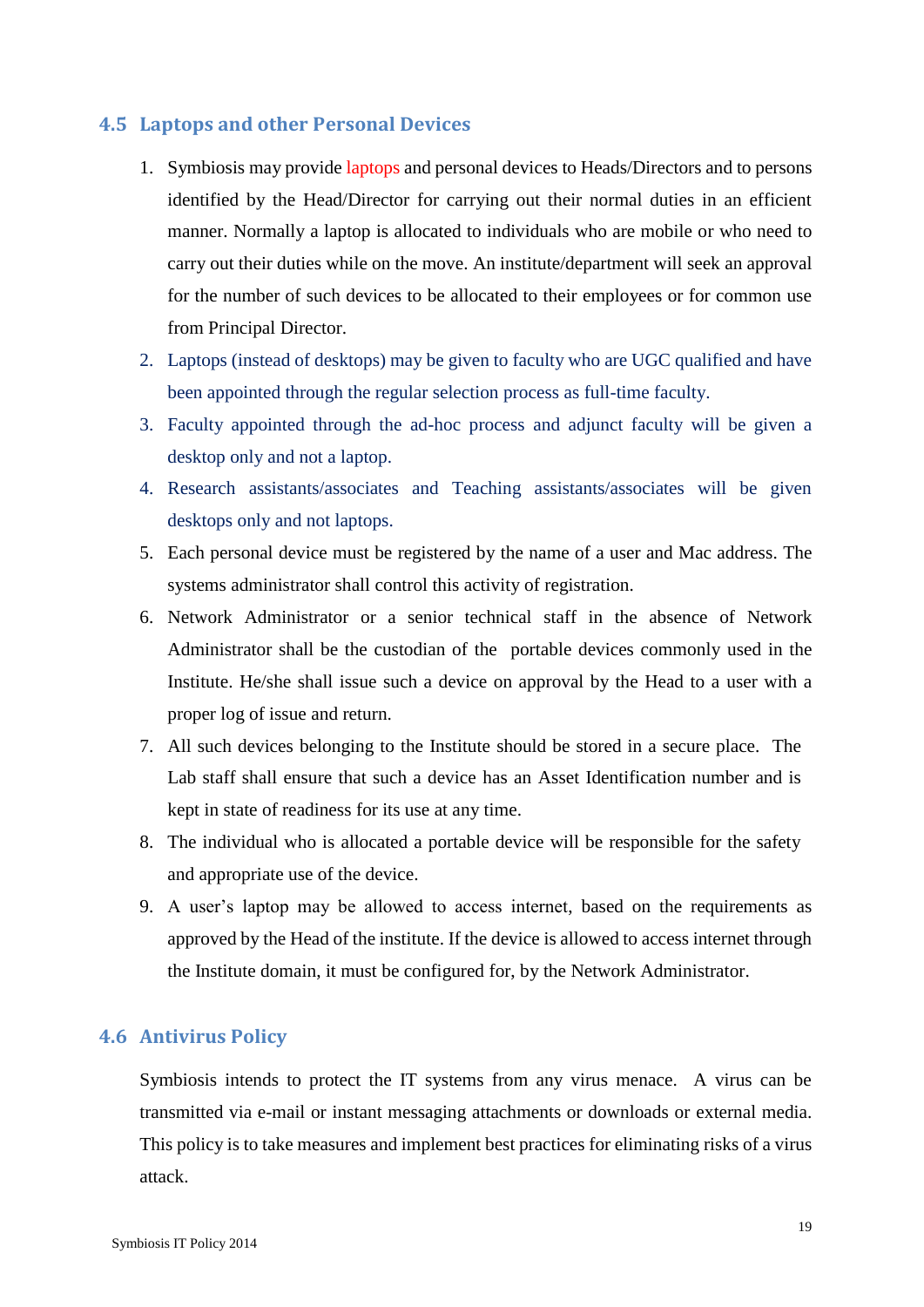## 4.5 Laptops and other Personal Devices

1. Symbiosis may provide laptops and personal devices to Heads/Directors and to persons identified by the Head/Director for carrying out their normal duties in an efficient manner. Normally a laptop is allocated to individuals who are mobile or who need to carry out their duties while on the move. An institute/department will seek an approval for the number of such devices to be allocated to their employees or for common use from Principal Director.
2. Laptops (instead of desktops) may be given to faculty who are UGC qualified and have been appointed through the regular selection process as full-time faculty.
3. Faculty appointed through the ad-hoc process and adjunct faculty will be given a desktop only and not a laptop.
4. Research assistants/associates and Teaching assistants/associates will be given desktops only and not laptops.
5. Each personal device must be registered by the name of a user and Mac address. The systems administrator shall control this activity of registration.
6. Network Administrator or a senior technical staff in the absence of Network Administrator shall be the custodian of the portable devices commonly used in the Institute. He/she shall issue such a device on approval by the Head to a user with a proper log of issue and return.
7. All such devices belonging to the Institute should be stored in a secure place. The Lab staff shall ensure that such a device has an Asset Identification number and is kept in state of readiness for its use at any time.
8. The individual who is allocated a portable device will be responsible for the safety and appropriate use of the device.
9. A user's laptop may be allowed to access internet, based on the requirements as approved by the Head of the institute. If the device is allowed to access internet through the Institute domain, it must be configured for, by the Network Administrator.

## 4.6 Antivirus Policy

Symbiosis intends to protect the IT systems from any virus menace. A virus can be transmitted via e-mail or instant messaging attachments or downloads or external media. This policy is to take measures and implement best practices for eliminating risks of a virus attack.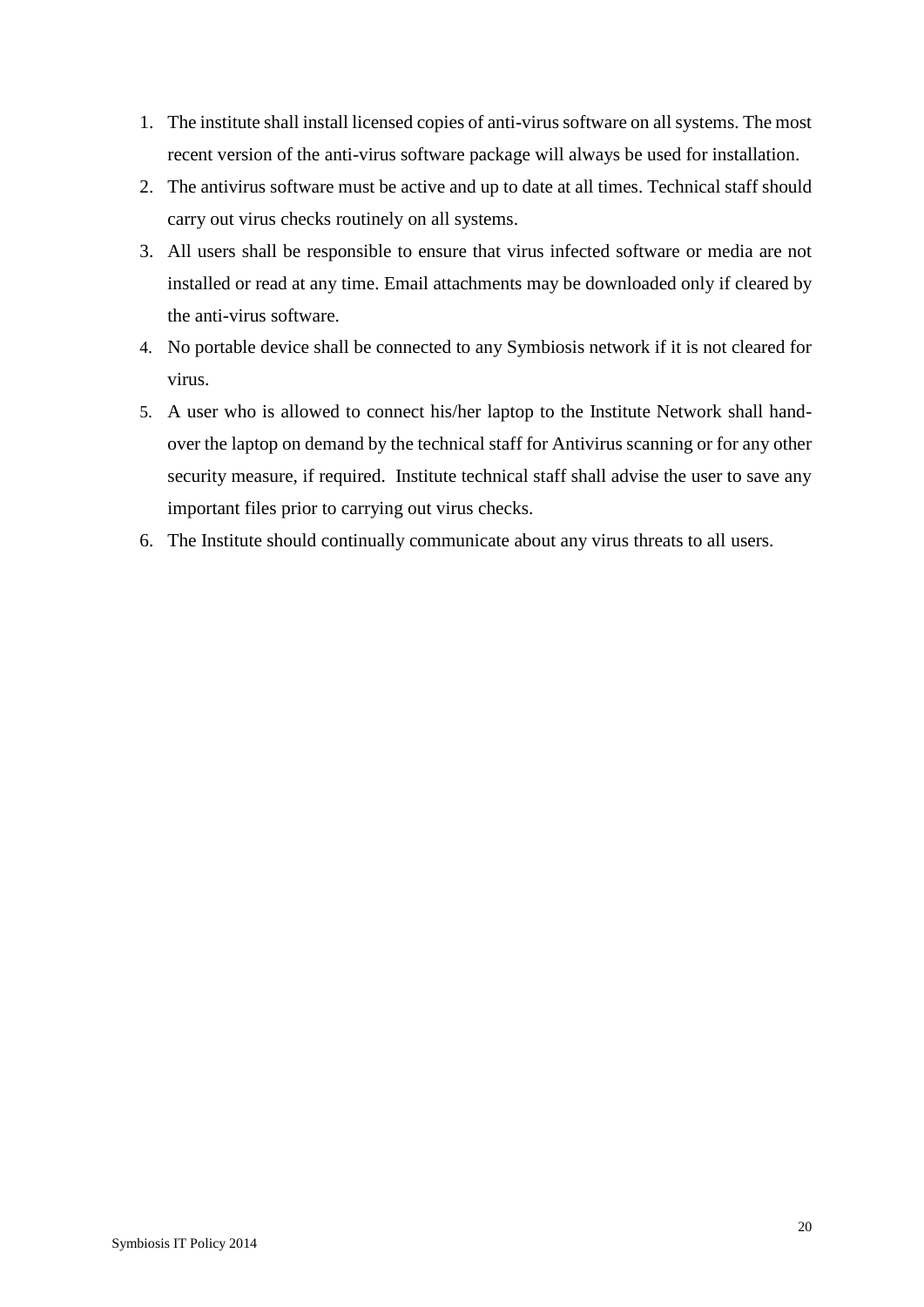1. The institute shall install licensed copies of anti-virus software on all systems. The most recent version of the anti-virus software package will always be used for installation.
2. The antivirus software must be active and up to date at all times. Technical staff should carry out virus checks routinely on all systems.
3. All users shall be responsible to ensure that virus infected software or media are not installed or read at any time. Email attachments may be downloaded only if cleared by the anti-virus software.
4. No portable device shall be connected to any Symbiosis network if it is not cleared for virus.
5. A user who is allowed to connect his/her laptop to the Institute Network shall hand-over the laptop on demand by the technical staff for Antivirus scanning or for any other security measure, if required. Institute technical staff shall advise the user to save any important files prior to carrying out virus checks.
6. The Institute should continually communicate about any virus threats to all users.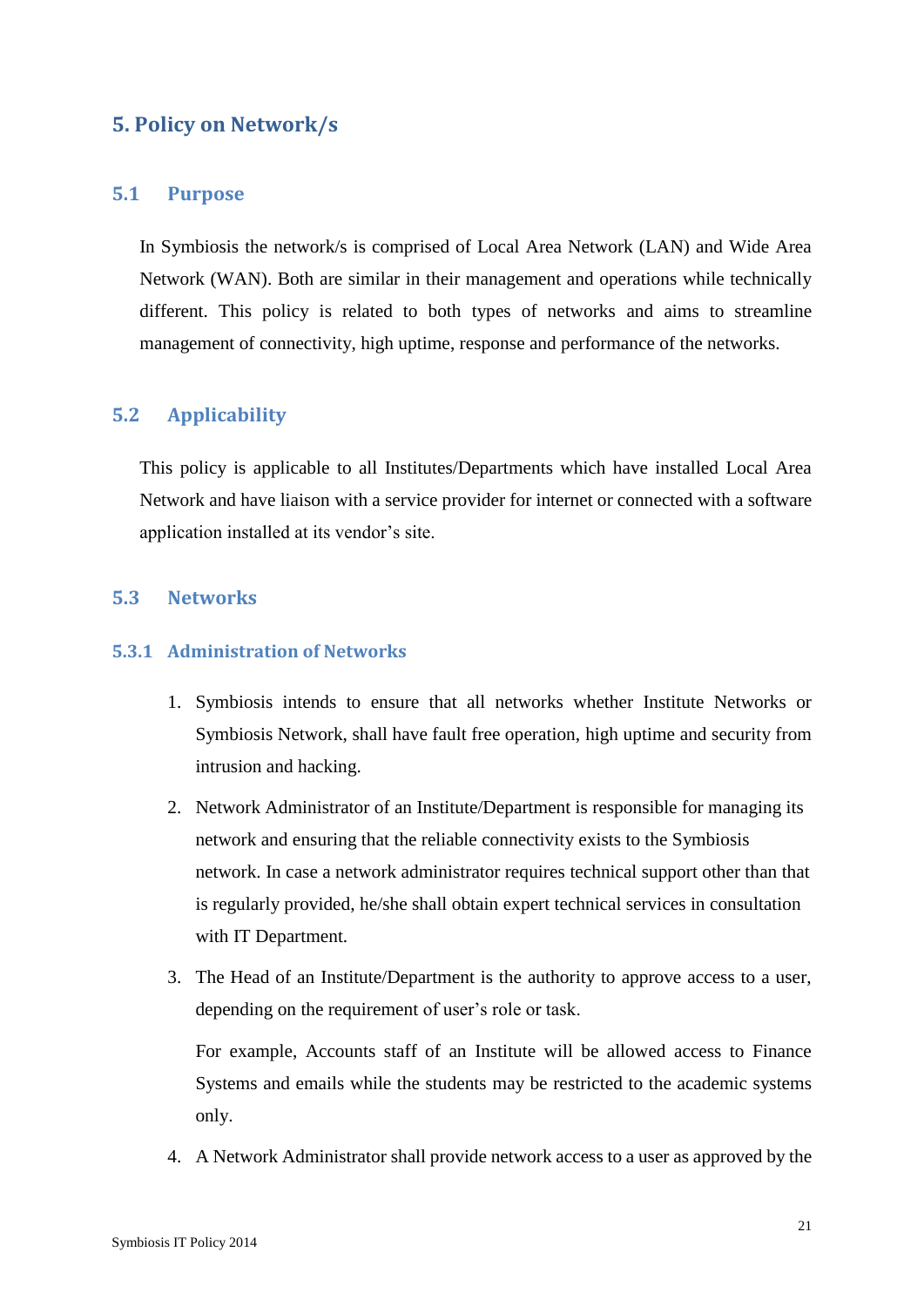# 5. Policy on Network/s

## 5.1 Purpose

In Symbiosis the network/s is comprised of Local Area Network (LAN) and Wide Area Network (WAN). Both are similar in their management and operations while technically different. This policy is related to both types of networks and aims to streamline management of connectivity, high uptime, response and performance of the networks.

## 5.2 Applicability

This policy is applicable to all Institutes/Departments which have installed Local Area Network and have liaison with a service provider for internet or connected with a software application installed at its vendor's site.

## 5.3 Networks

### 5.3.1 Administration of Networks

1. Symbiosis intends to ensure that all networks whether Institute Networks or Symbiosis Network, shall have fault free operation, high uptime and security from intrusion and hacking.
2. Network Administrator of an Institute/Department is responsible for managing its network and ensuring that the reliable connectivity exists to the Symbiosis network. In case a network administrator requires technical support other than that is regularly provided, he/she shall obtain expert technical services in consultation with IT Department.
3. The Head of an Institute/Department is the authority to approve access to a user, depending on the requirement of user's role or task.

   For example, Accounts staff of an Institute will be allowed access to Finance Systems and emails while the students may be restricted to the academic systems only.
4. A Network Administrator shall provide network access to a user as approved by the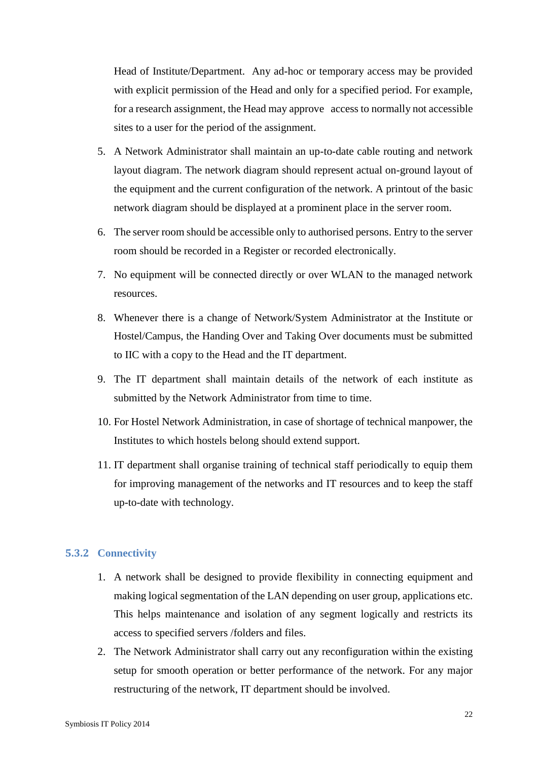Head of Institute/Department. Any ad-hoc or temporary access may be provided with explicit permission of the Head and only for a specified period. For example, for a research assignment, the Head may approve access to normally not accessible sites to a user for the period of the assignment.

5. A Network Administrator shall maintain an up-to-date cable routing and network layout diagram. The network diagram should represent actual on-ground layout of the equipment and the current configuration of the network. A printout of the basic network diagram should be displayed at a prominent place in the server room.
6. The server room should be accessible only to authorised persons. Entry to the server room should be recorded in a Register or recorded electronically.
7. No equipment will be connected directly or over WLAN to the managed network resources.
8. Whenever there is a change of Network/System Administrator at the Institute or Hostel/Campus, the Handing Over and Taking Over documents must be submitted to IIC with a copy to the Head and the IT department.
9. The IT department shall maintain details of the network of each institute as submitted by the Network Administrator from time to time.
10. For Hostel Network Administration, in case of shortage of technical manpower, the Institutes to which hostels belong should extend support.
11. IT department shall organise training of technical staff periodically to equip them for improving management of the networks and IT resources and to keep the staff up-to-date with technology.

### 5.3.2 Connectivity

1. A network shall be designed to provide flexibility in connecting equipment and making logical segmentation of the LAN depending on user group, applications etc. This helps maintenance and isolation of any segment logically and restricts its access to specified servers /folders and files.
2. The Network Administrator shall carry out any reconfiguration within the existing setup for smooth operation or better performance of the network. For any major restructuring of the network, IT department should be involved.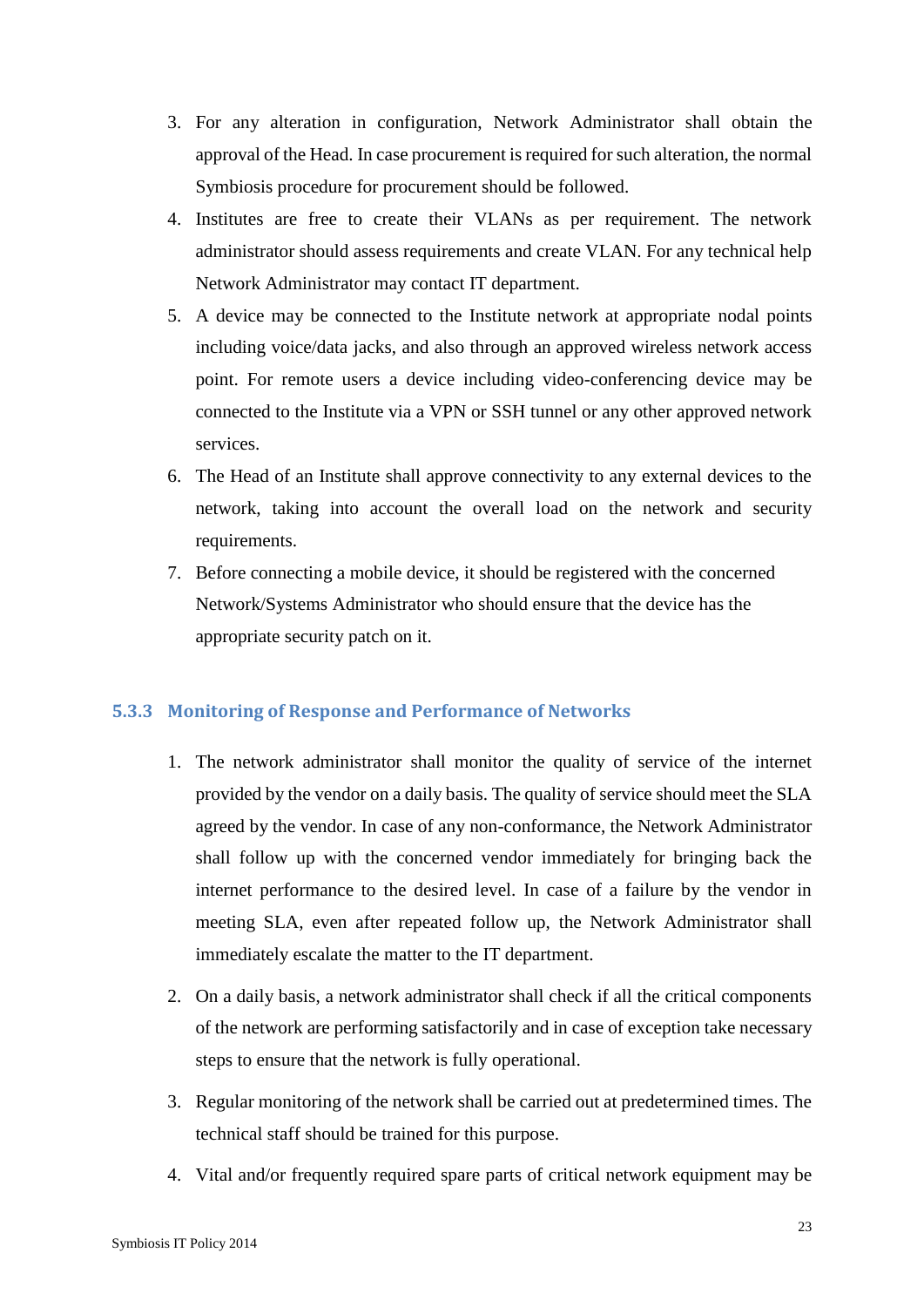3. For any alteration in configuration, Network Administrator shall obtain the approval of the Head. In case procurement is required for such alteration, the normal Symbiosis procedure for procurement should be followed.
4. Institutes are free to create their VLANs as per requirement. The network administrator should assess requirements and create VLAN. For any technical help Network Administrator may contact IT department.
5. A device may be connected to the Institute network at appropriate nodal points including voice/data jacks, and also through an approved wireless network access point. For remote users a device including video-conferencing device may be connected to the Institute via a VPN or SSH tunnel or any other approved network services.
6. The Head of an Institute shall approve connectivity to any external devices to the network, taking into account the overall load on the network and security requirements.
7. Before connecting a mobile device, it should be registered with the concerned Network/Systems Administrator who should ensure that the device has the appropriate security patch on it.

### 5.3.3 Monitoring of Response and Performance of Networks

1. The network administrator shall monitor the quality of service of the internet provided by the vendor on a daily basis. The quality of service should meet the SLA agreed by the vendor. In case of any non-conformance, the Network Administrator shall follow up with the concerned vendor immediately for bringing back the internet performance to the desired level. In case of a failure by the vendor in meeting SLA, even after repeated follow up, the Network Administrator shall immediately escalate the matter to the IT department.

2. On a daily basis, a network administrator shall check if all the critical components of the network are performing satisfactorily and in case of exception take necessary steps to ensure that the network is fully operational.

3. Regular monitoring of the network shall be carried out at predetermined times. The technical staff should be trained for this purpose.

4. Vital and/or frequently required spare parts of critical network equipment may be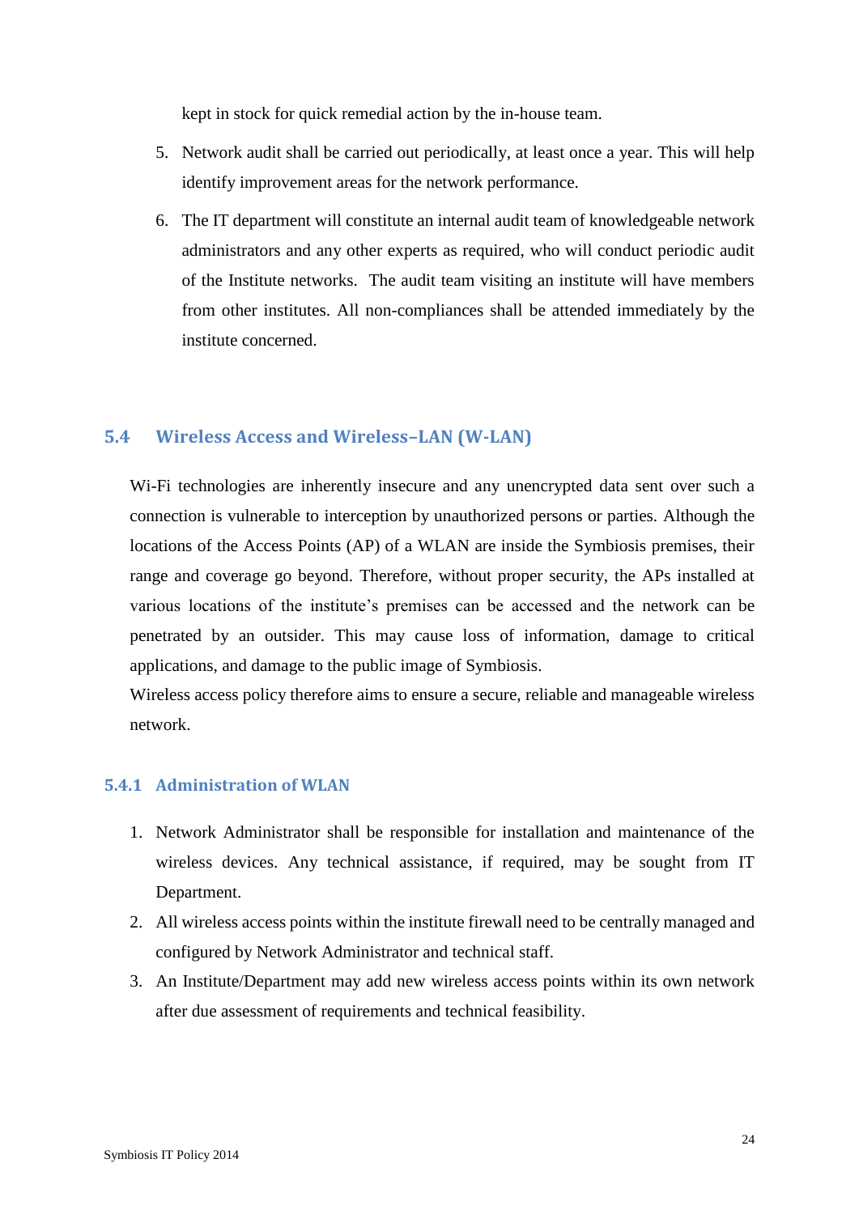kept in stock for quick remedial action by the in-house team.

5. Network audit shall be carried out periodically, at least once a year. This will help identify improvement areas for the network performance.
6. The IT department will constitute an internal audit team of knowledgeable network administrators and any other experts as required, who will conduct periodic audit of the Institute networks. The audit team visiting an institute will have members from other institutes. All non-compliances shall be attended immediately by the institute concerned.

## 5.4 Wireless Access and Wireless–LAN (W-LAN)

Wi-Fi technologies are inherently insecure and any unencrypted data sent over such a connection is vulnerable to interception by unauthorized persons or parties. Although the locations of the Access Points (AP) of a WLAN are inside the Symbiosis premises, their range and coverage go beyond. Therefore, without proper security, the APs installed at various locations of the institute's premises can be accessed and the network can be penetrated by an outsider. This may cause loss of information, damage to critical applications, and damage to the public image of Symbiosis.

Wireless access policy therefore aims to ensure a secure, reliable and manageable wireless network.

### 5.4.1 Administration of WLAN

1. Network Administrator shall be responsible for installation and maintenance of the wireless devices. Any technical assistance, if required, may be sought from IT Department.
2. All wireless access points within the institute firewall need to be centrally managed and configured by Network Administrator and technical staff.
3. An Institute/Department may add new wireless access points within its own network after due assessment of requirements and technical feasibility.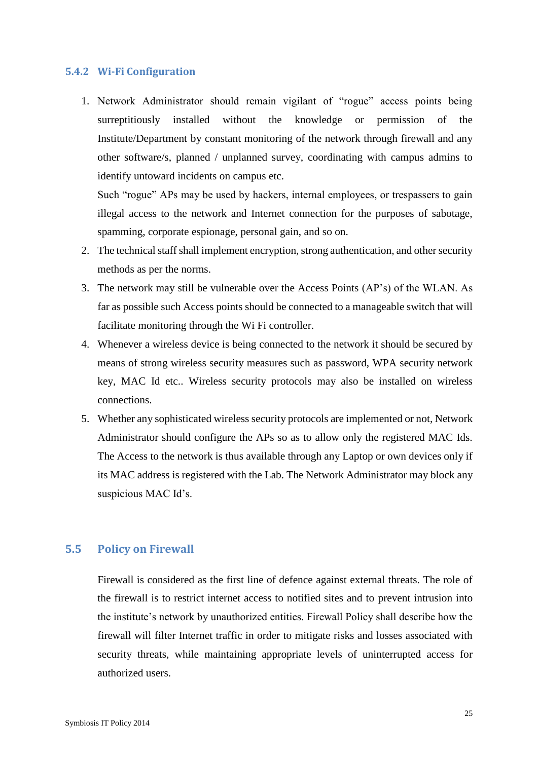### 5.4.2 Wi-Fi Configuration

1. Network Administrator should remain vigilant of “rogue” access points being surreptitiously installed without the knowledge or permission of the Institute/Department by constant monitoring of the network through firewall and any other software/s, planned / unplanned survey, coordinating with campus admins to identify untoward incidents on campus etc.

   Such “rogue” APs may be used by hackers, internal employees, or trespassers to gain illegal access to the network and Internet connection for the purposes of sabotage, spamming, corporate espionage, personal gain, and so on.
2. The technical staff shall implement encryption, strong authentication, and other security methods as per the norms.
3. The network may still be vulnerable over the Access Points (AP’s) of the WLAN. As far as possible such Access points should be connected to a manageable switch that will facilitate monitoring through the Wi Fi controller.
4. Whenever a wireless device is being connected to the network it should be secured by means of strong wireless security measures such as password, WPA security network key, MAC Id etc.. Wireless security protocols may also be installed on wireless connections.
5. Whether any sophisticated wireless security protocols are implemented or not, Network Administrator should configure the APs so as to allow only the registered MAC Ids. The Access to the network is thus available through any Laptop or own devices only if its MAC address is registered with the Lab. The Network Administrator may block any suspicious MAC Id’s.

## 5.5 Policy on Firewall

Firewall is considered as the first line of defence against external threats. The role of the firewall is to restrict internet access to notified sites and to prevent intrusion into the institute’s network by unauthorized entities. Firewall Policy shall describe how the firewall will filter Internet traffic in order to mitigate risks and losses associated with security threats, while maintaining appropriate levels of uninterrupted access for authorized users.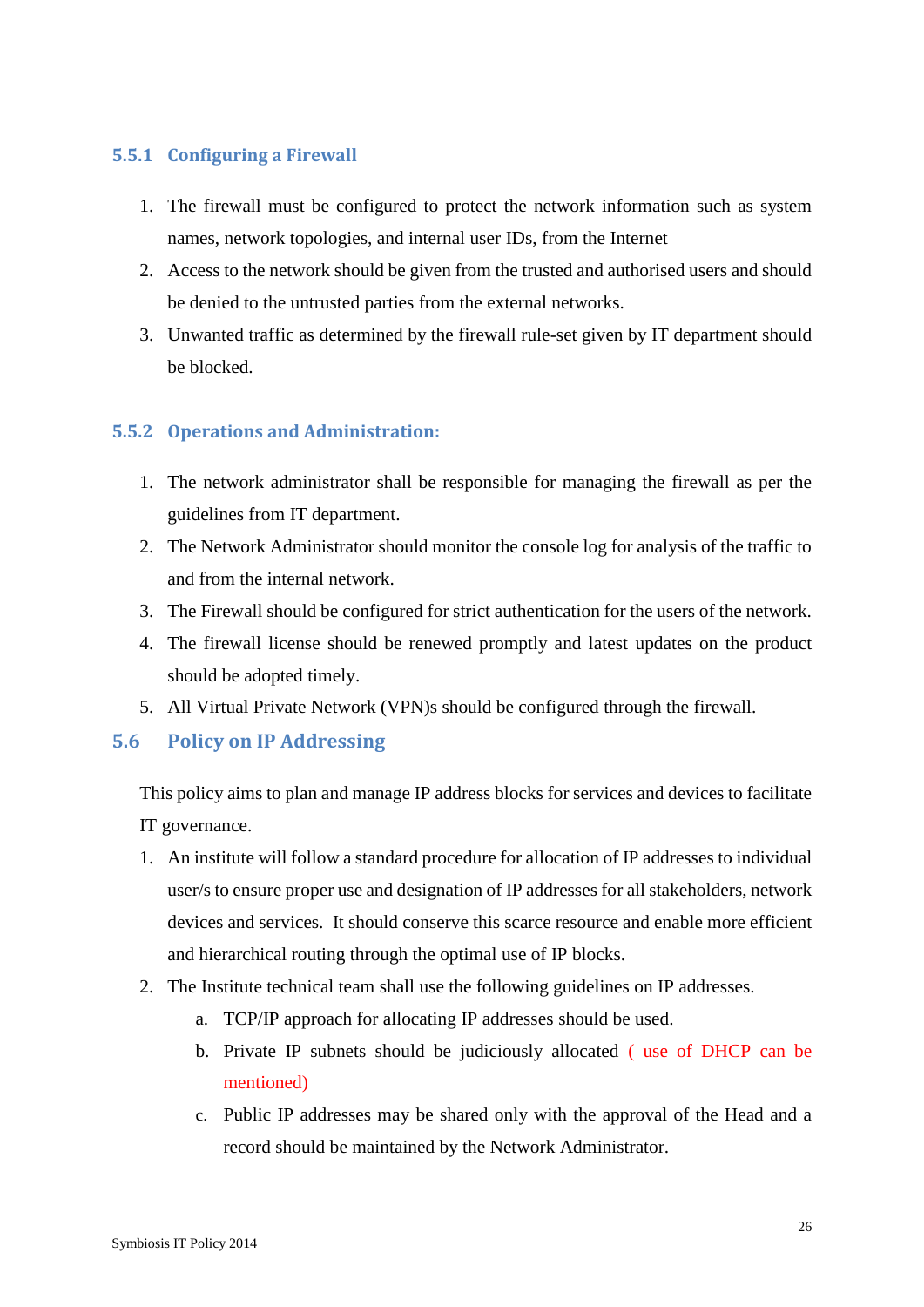### 5.5.1 Configuring a Firewall

1. The firewall must be configured to protect the network information such as system names, network topologies, and internal user IDs, from the Internet
2. Access to the network should be given from the trusted and authorised users and should be denied to the untrusted parties from the external networks.
3. Unwanted traffic as determined by the firewall rule-set given by IT department should be blocked.

### 5.5.2 Operations and Administration:

1. The network administrator shall be responsible for managing the firewall as per the guidelines from IT department.
2. The Network Administrator should monitor the console log for analysis of the traffic to and from the internal network.
3. The Firewall should be configured for strict authentication for the users of the network.
4. The firewall license should be renewed promptly and latest updates on the product should be adopted timely.
5. All Virtual Private Network (VPN)s should be configured through the firewall.

## 5.6 Policy on IP Addressing

This policy aims to plan and manage IP address blocks for services and devices to facilitate IT governance.

1. An institute will follow a standard procedure for allocation of IP addresses to individual user/s to ensure proper use and designation of IP addresses for all stakeholders, network devices and services. It should conserve this scarce resource and enable more efficient and hierarchical routing through the optimal use of IP blocks.
2. The Institute technical team shall use the following guidelines on IP addresses.
   a. TCP/IP approach for allocating IP addresses should be used.
   b. Private IP subnets should be judiciously allocated ( use of DHCP can be mentioned)
   c. Public IP addresses may be shared only with the approval of the Head and a record should be maintained by the Network Administrator.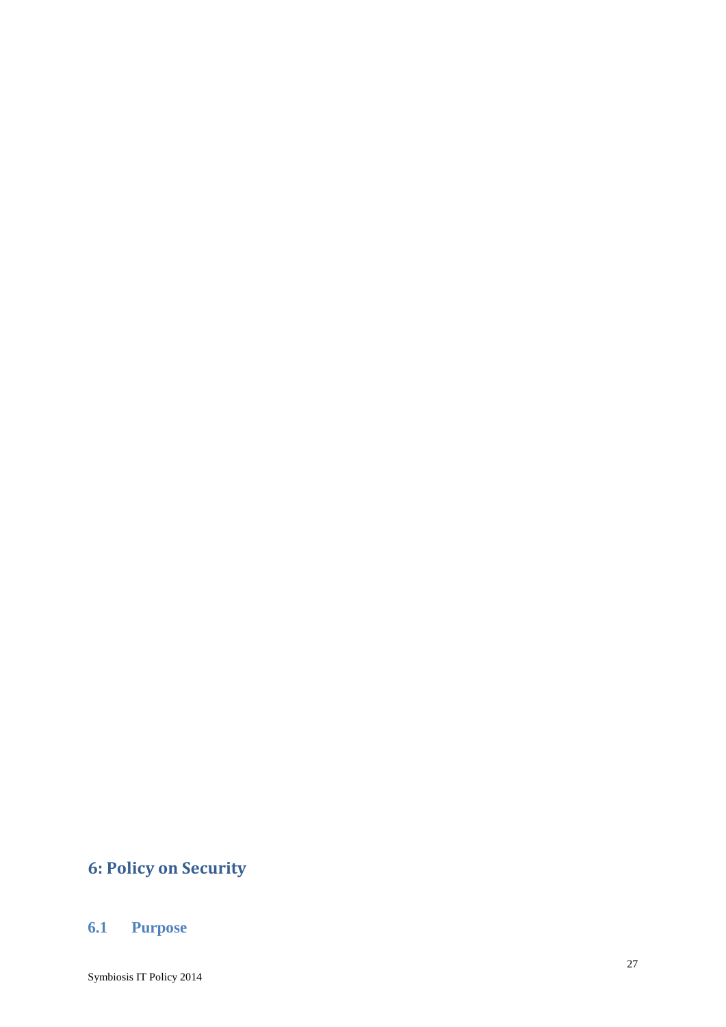# 6: Policy on Security

## 6.1 Purpose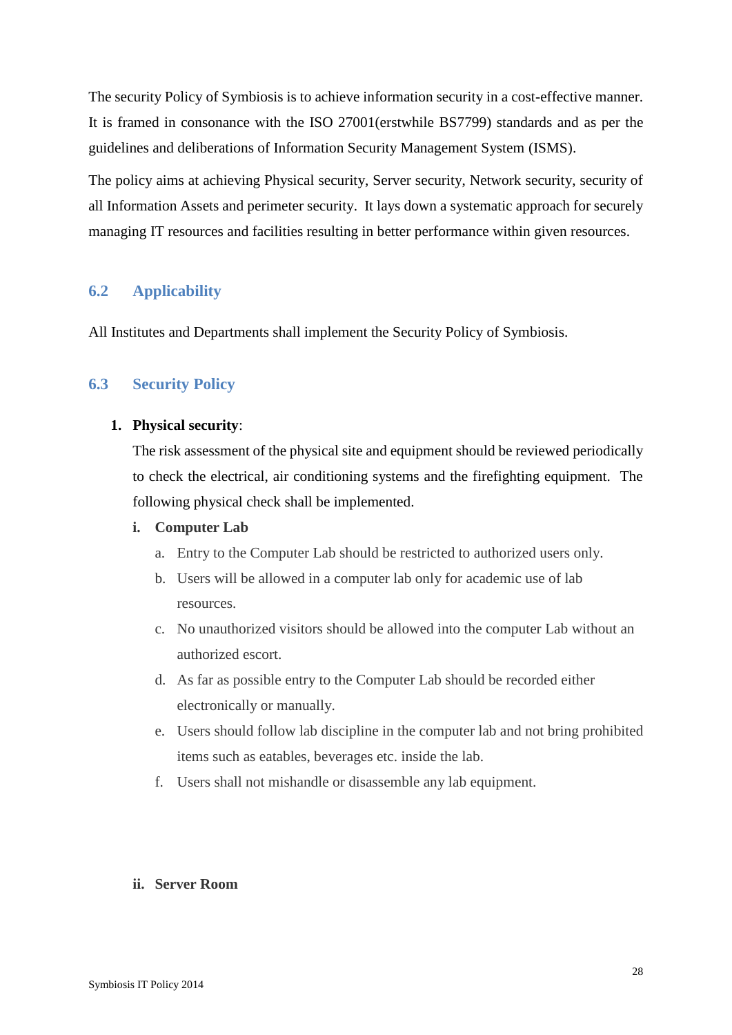The security Policy of Symbiosis is to achieve information security in a cost-effective manner. It is framed in consonance with the ISO 27001(erstwhile BS7799) standards and as per the guidelines and deliberations of Information Security Management System (ISMS).

The policy aims at achieving Physical security, Server security, Network security, security of all Information Assets and perimeter security. It lays down a systematic approach for securely managing IT resources and facilities resulting in better performance within given resources.

## 6.2 Applicability

All Institutes and Departments shall implement the Security Policy of Symbiosis.

## 6.3 Security Policy

1. **Physical security**:

   The risk assessment of the physical site and equipment should be reviewed periodically to check the electrical, air conditioning systems and the firefighting equipment. The following physical check shall be implemented.

   **i. Computer Lab**

   a. Entry to the Computer Lab should be restricted to authorized users only.

   b. Users will be allowed in a computer lab only for academic use of lab resources.

   c. No unauthorized visitors should be allowed into the computer Lab without an authorized escort.

   d. As far as possible entry to the Computer Lab should be recorded either electronically or manually.

   e. Users should follow lab discipline in the computer lab and not bring prohibited items such as eatables, beverages etc. inside the lab.

   f. Users shall not mishandle or disassemble any lab equipment.

   **ii. Server Room**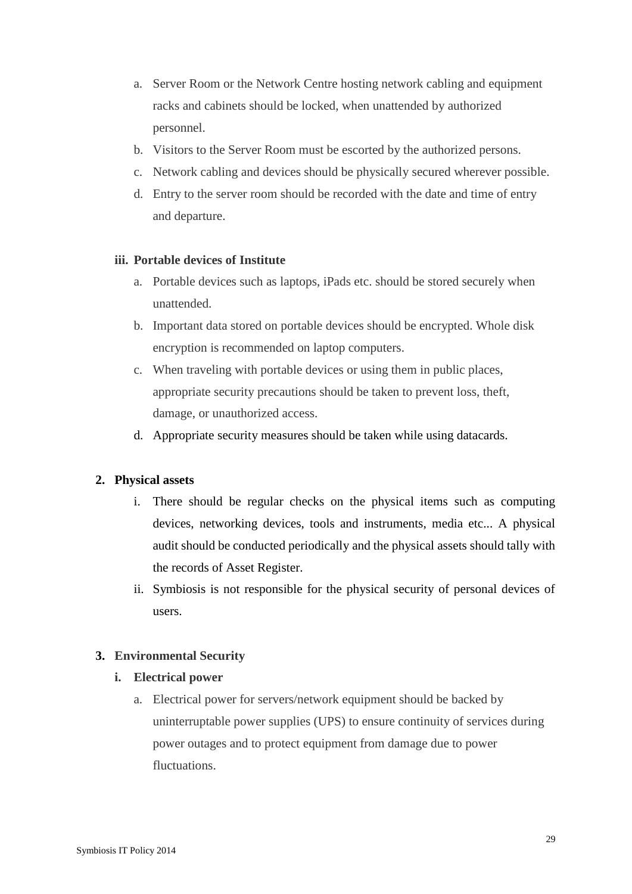a. Server Room or the Network Centre hosting network cabling and equipment racks and cabinets should be locked, when unattended by authorized personnel.
b. Visitors to the Server Room must be escorted by the authorized persons.
c. Network cabling and devices should be physically secured wherever possible.
d. Entry to the server room should be recorded with the date and time of entry and departure.

**iii. Portable devices of Institute**

a. Portable devices such as laptops, iPads etc. should be stored securely when unattended.
b. Important data stored on portable devices should be encrypted. Whole disk encryption is recommended on laptop computers.
c. When traveling with portable devices or using them in public places, appropriate security precautions should be taken to prevent loss, theft, damage, or unauthorized access.
d. Appropriate security measures should be taken while using datacards.

**2. Physical assets**

i. There should be regular checks on the physical items such as computing devices, networking devices, tools and instruments, media etc... A physical audit should be conducted periodically and the physical assets should tally with the records of Asset Register.
ii. Symbiosis is not responsible for the physical security of personal devices of users.

**3. Environmental Security**

**i. Electrical power**

a. Electrical power for servers/network equipment should be backed by uninterruptable power supplies (UPS) to ensure continuity of services during power outages and to protect equipment from damage due to power fluctuations.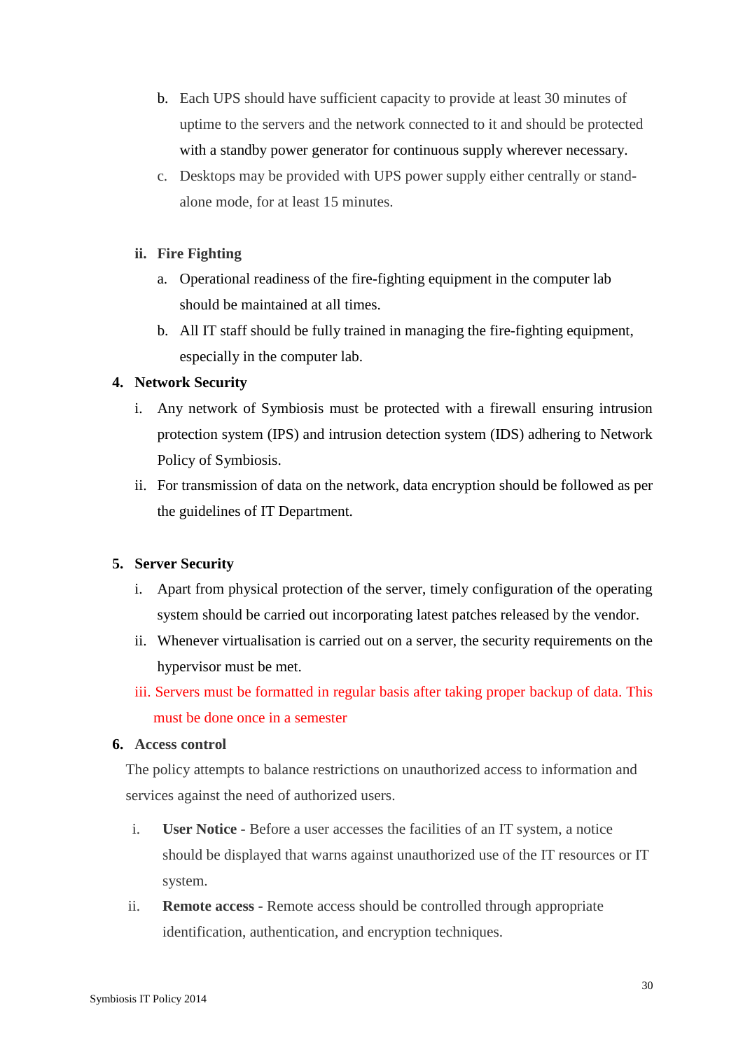b. Each UPS should have sufficient capacity to provide at least 30 minutes of uptime to the servers and the network connected to it and should be protected with a standby power generator for continuous supply wherever necessary.

c. Desktops may be provided with UPS power supply either centrally or stand-alone mode, for at least 15 minutes.

**ii. Fire Fighting**

a. Operational readiness of the fire-fighting equipment in the computer lab should be maintained at all times.

b. All IT staff should be fully trained in managing the fire-fighting equipment, especially in the computer lab.

**4. Network Security**

i. Any network of Symbiosis must be protected with a firewall ensuring intrusion protection system (IPS) and intrusion detection system (IDS) adhering to Network Policy of Symbiosis.

ii. For transmission of data on the network, data encryption should be followed as per the guidelines of IT Department.

**5. Server Security**

i. Apart from physical protection of the server, timely configuration of the operating system should be carried out incorporating latest patches released by the vendor.

ii. Whenever virtualisation is carried out on a server, the security requirements on the hypervisor must be met.

iii. Servers must be formatted in regular basis after taking proper backup of data. This must be done once in a semester

**6. Access control**

The policy attempts to balance restrictions on unauthorized access to information and services against the need of authorized users.

i. **User Notice** - Before a user accesses the facilities of an IT system, a notice should be displayed that warns against unauthorized use of the IT resources or IT system.

ii. **Remote access** - Remote access should be controlled through appropriate identification, authentication, and encryption techniques.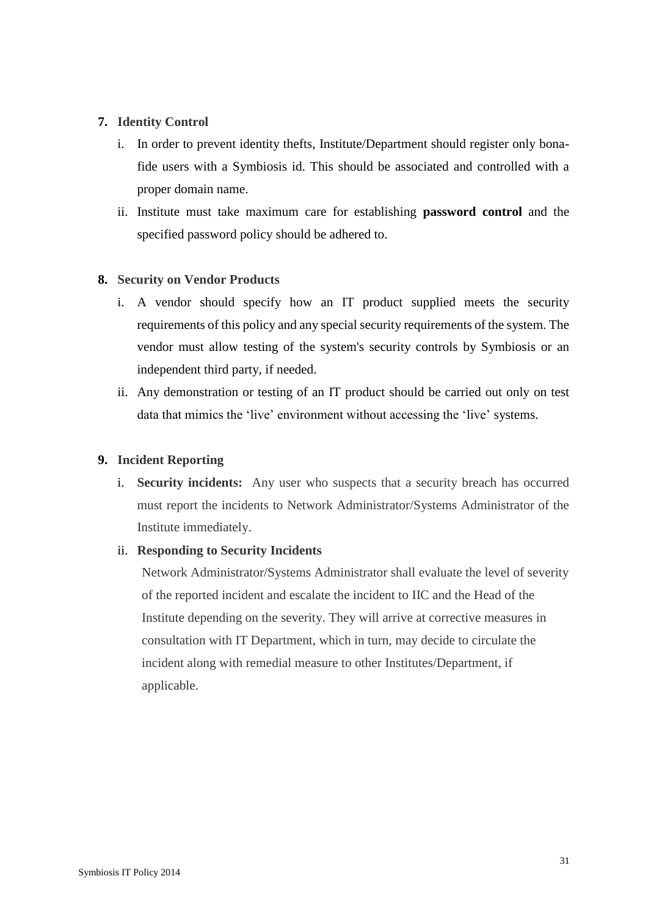**7. Identity Control**

i. In order to prevent identity thefts, Institute/Department should register only bona-fide users with a Symbiosis id. This should be associated and controlled with a proper domain name.

ii. Institute must take maximum care for establishing **password control** and the specified password policy should be adhered to.

**8. Security on Vendor Products**

i. A vendor should specify how an IT product supplied meets the security requirements of this policy and any special security requirements of the system. The vendor must allow testing of the system's security controls by Symbiosis or an independent third party, if needed.

ii. Any demonstration or testing of an IT product should be carried out only on test data that mimics the 'live' environment without accessing the 'live' systems.

**9. Incident Reporting**

i. **Security incidents:** Any user who suspects that a security breach has occurred must report the incidents to Network Administrator/Systems Administrator of the Institute immediately.

ii. **Responding to Security Incidents**

Network Administrator/Systems Administrator shall evaluate the level of severity of the reported incident and escalate the incident to IIC and the Head of the Institute depending on the severity. They will arrive at corrective measures in consultation with IT Department, which in turn, may decide to circulate the incident along with remedial measure to other Institutes/Department, if applicable.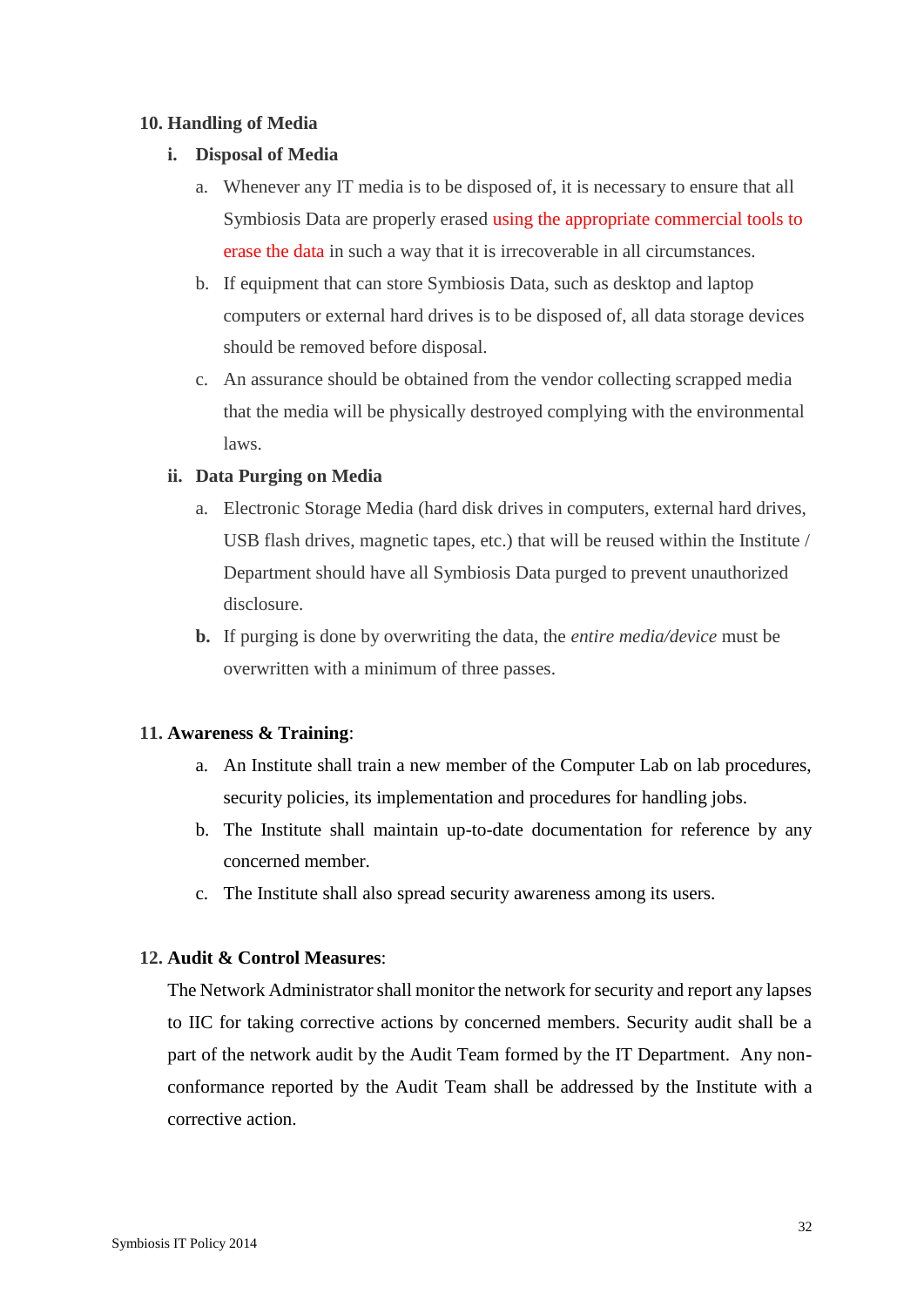## 10. Handling of Media

### i. Disposal of Media

a. Whenever any IT media is to be disposed of, it is necessary to ensure that all Symbiosis Data are properly erased using the appropriate commercial tools to erase the data in such a way that it is irrecoverable in all circumstances.

b. If equipment that can store Symbiosis Data, such as desktop and laptop computers or external hard drives is to be disposed of, all data storage devices should be removed before disposal.

c. An assurance should be obtained from the vendor collecting scrapped media that the media will be physically destroyed complying with the environmental laws.

### ii. Data Purging on Media

a. Electronic Storage Media (hard disk drives in computers, external hard drives, USB flash drives, magnetic tapes, etc.) that will be reused within the Institute / Department should have all Symbiosis Data purged to prevent unauthorized disclosure.

**b.** If purging is done by overwriting the data, the *entire media/device* must be overwritten with a minimum of three passes.

## 11. Awareness & Training:

a. An Institute shall train a new member of the Computer Lab on lab procedures, security policies, its implementation and procedures for handling jobs.

b. The Institute shall maintain up-to-date documentation for reference by any concerned member.

c. The Institute shall also spread security awareness among its users.

## 12. Audit & Control Measures:

The Network Administrator shall monitor the network for security and report any lapses to IIC for taking corrective actions by concerned members. Security audit shall be a part of the network audit by the Audit Team formed by the IT Department. Any non-conformance reported by the Audit Team shall be addressed by the Institute with a corrective action.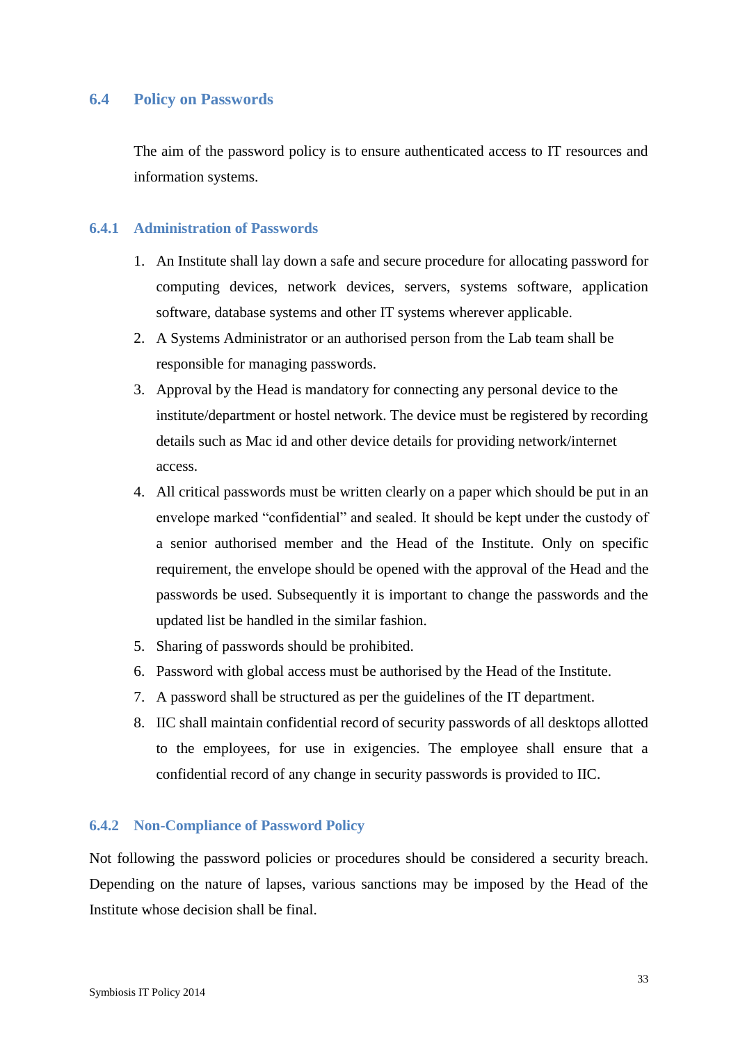## 6.4 Policy on Passwords

The aim of the password policy is to ensure authenticated access to IT resources and information systems.

### 6.4.1 Administration of Passwords

1. An Institute shall lay down a safe and secure procedure for allocating password for computing devices, network devices, servers, systems software, application software, database systems and other IT systems wherever applicable.
2. A Systems Administrator or an authorised person from the Lab team shall be responsible for managing passwords.
3. Approval by the Head is mandatory for connecting any personal device to the institute/department or hostel network. The device must be registered by recording details such as Mac id and other device details for providing network/internet access.
4. All critical passwords must be written clearly on a paper which should be put in an envelope marked "confidential" and sealed. It should be kept under the custody of a senior authorised member and the Head of the Institute. Only on specific requirement, the envelope should be opened with the approval of the Head and the passwords be used. Subsequently it is important to change the passwords and the updated list be handled in the similar fashion.
5. Sharing of passwords should be prohibited.
6. Password with global access must be authorised by the Head of the Institute.
7. A password shall be structured as per the guidelines of the IT department.
8. IIC shall maintain confidential record of security passwords of all desktops allotted to the employees, for use in exigencies. The employee shall ensure that a confidential record of any change in security passwords is provided to IIC.

### 6.4.2 Non-Compliance of Password Policy

Not following the password policies or procedures should be considered a security breach. Depending on the nature of lapses, various sanctions may be imposed by the Head of the Institute whose decision shall be final.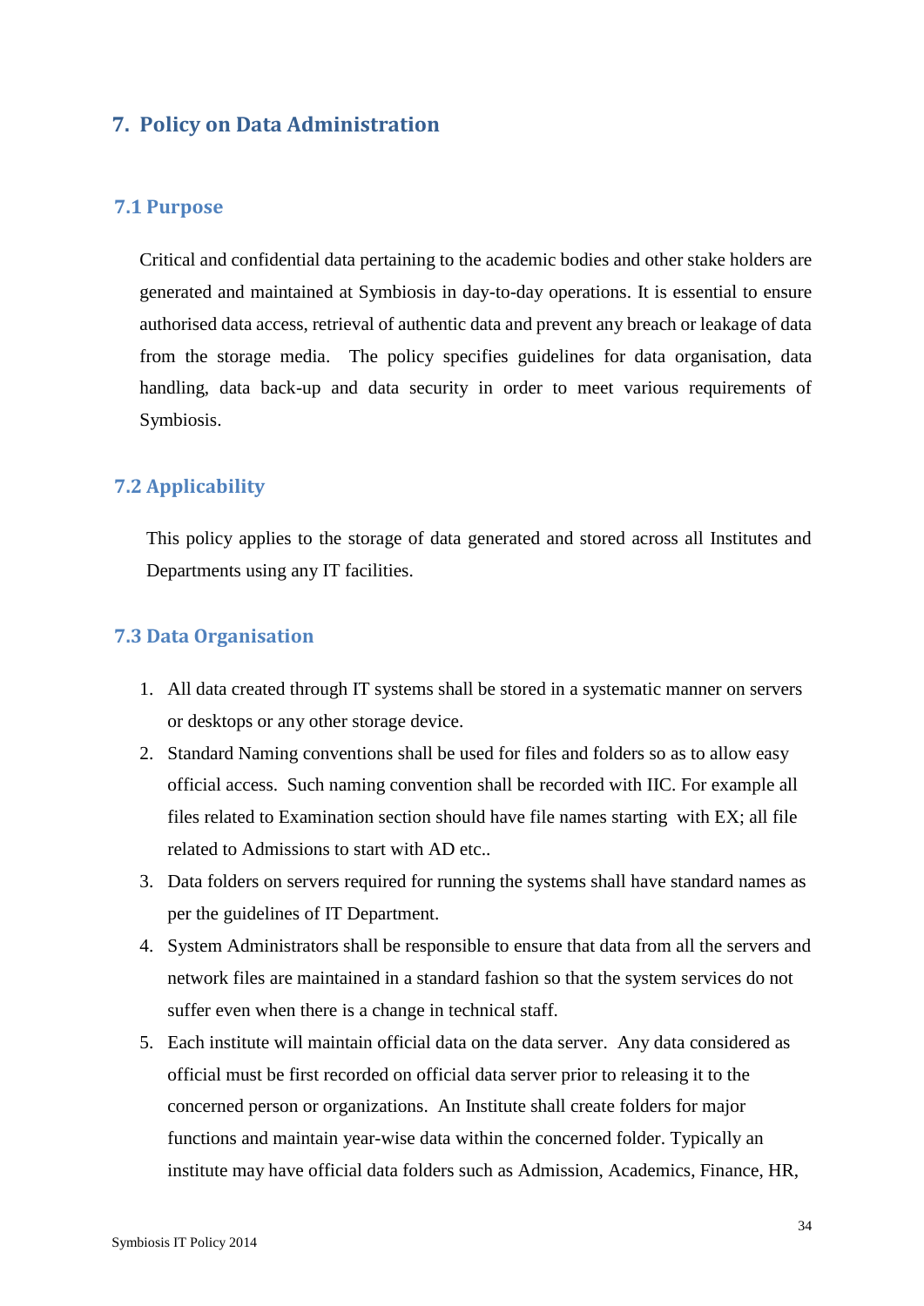# 7. Policy on Data Administration

## 7.1 Purpose

Critical and confidential data pertaining to the academic bodies and other stake holders are generated and maintained at Symbiosis in day-to-day operations. It is essential to ensure authorised data access, retrieval of authentic data and prevent any breach or leakage of data from the storage media. The policy specifies guidelines for data organisation, data handling, data back-up and data security in order to meet various requirements of Symbiosis.

## 7.2 Applicability

This policy applies to the storage of data generated and stored across all Institutes and Departments using any IT facilities.

## 7.3 Data Organisation

1. All data created through IT systems shall be stored in a systematic manner on servers or desktops or any other storage device.
2. Standard Naming conventions shall be used for files and folders so as to allow easy official access. Such naming convention shall be recorded with IIC. For example all files related to Examination section should have file names starting with EX; all file related to Admissions to start with AD etc..
3. Data folders on servers required for running the systems shall have standard names as per the guidelines of IT Department.
4. System Administrators shall be responsible to ensure that data from all the servers and network files are maintained in a standard fashion so that the system services do not suffer even when there is a change in technical staff.
5. Each institute will maintain official data on the data server. Any data considered as official must be first recorded on official data server prior to releasing it to the concerned person or organizations. An Institute shall create folders for major functions and maintain year-wise data within the concerned folder. Typically an institute may have official data folders such as Admission, Academics, Finance, HR,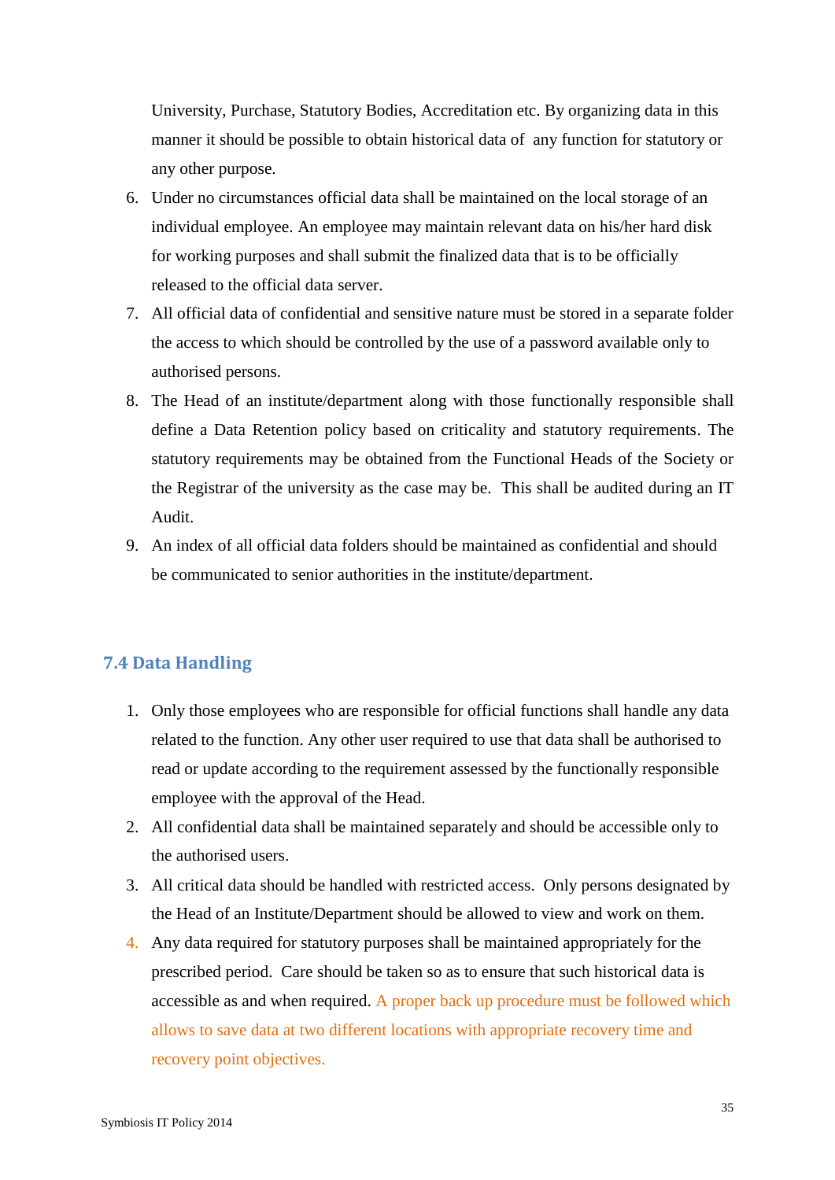University, Purchase, Statutory Bodies, Accreditation etc. By organizing data in this manner it should be possible to obtain historical data of any function for statutory or any other purpose.

6. Under no circumstances official data shall be maintained on the local storage of an individual employee. An employee may maintain relevant data on his/her hard disk for working purposes and shall submit the finalized data that is to be officially released to the official data server.
7. All official data of confidential and sensitive nature must be stored in a separate folder the access to which should be controlled by the use of a password available only to authorised persons.
8. The Head of an institute/department along with those functionally responsible shall define a Data Retention policy based on criticality and statutory requirements. The statutory requirements may be obtained from the Functional Heads of the Society or the Registrar of the university as the case may be. This shall be audited during an IT Audit.
9. An index of all official data folders should be maintained as confidential and should be communicated to senior authorities in the institute/department.

## 7.4 Data Handling

1. Only those employees who are responsible for official functions shall handle any data related to the function. Any other user required to use that data shall be authorised to read or update according to the requirement assessed by the functionally responsible employee with the approval of the Head.
2. All confidential data shall be maintained separately and should be accessible only to the authorised users.
3. All critical data should be handled with restricted access. Only persons designated by the Head of an Institute/Department should be allowed to view and work on them.
4. Any data required for statutory purposes shall be maintained appropriately for the prescribed period. Care should be taken so as to ensure that such historical data is accessible as and when required. A proper back up procedure must be followed which allows to save data at two different locations with appropriate recovery time and recovery point objectives.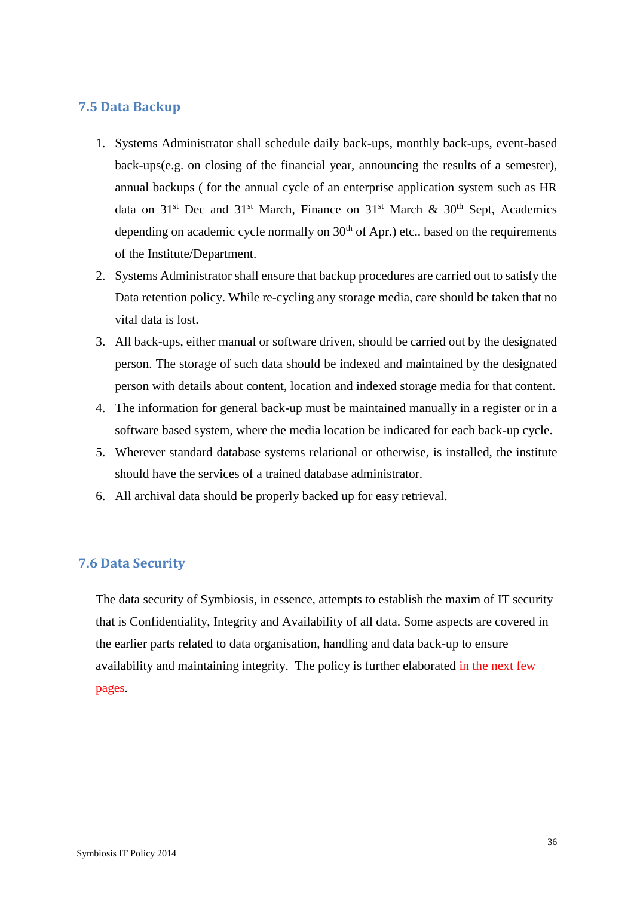## 7.5 Data Backup

1. Systems Administrator shall schedule daily back-ups, monthly back-ups, event-based back-ups(e.g. on closing of the financial year, announcing the results of a semester), annual backups ( for the annual cycle of an enterprise application system such as HR data on 31st Dec and 31st March, Finance on 31st March & 30th Sept, Academics depending on academic cycle normally on 30th of Apr.) etc.. based on the requirements of the Institute/Department.
2. Systems Administrator shall ensure that backup procedures are carried out to satisfy the Data retention policy. While re-cycling any storage media, care should be taken that no vital data is lost.
3. All back-ups, either manual or software driven, should be carried out by the designated person. The storage of such data should be indexed and maintained by the designated person with details about content, location and indexed storage media for that content.
4. The information for general back-up must be maintained manually in a register or in a software based system, where the media location be indicated for each back-up cycle.
5. Wherever standard database systems relational or otherwise, is installed, the institute should have the services of a trained database administrator.
6. All archival data should be properly backed up for easy retrieval.

## 7.6 Data Security

The data security of Symbiosis, in essence, attempts to establish the maxim of IT security that is Confidentiality, Integrity and Availability of all data. Some aspects are covered in the earlier parts related to data organisation, handling and data back-up to ensure availability and maintaining integrity. The policy is further elaborated in the next few pages.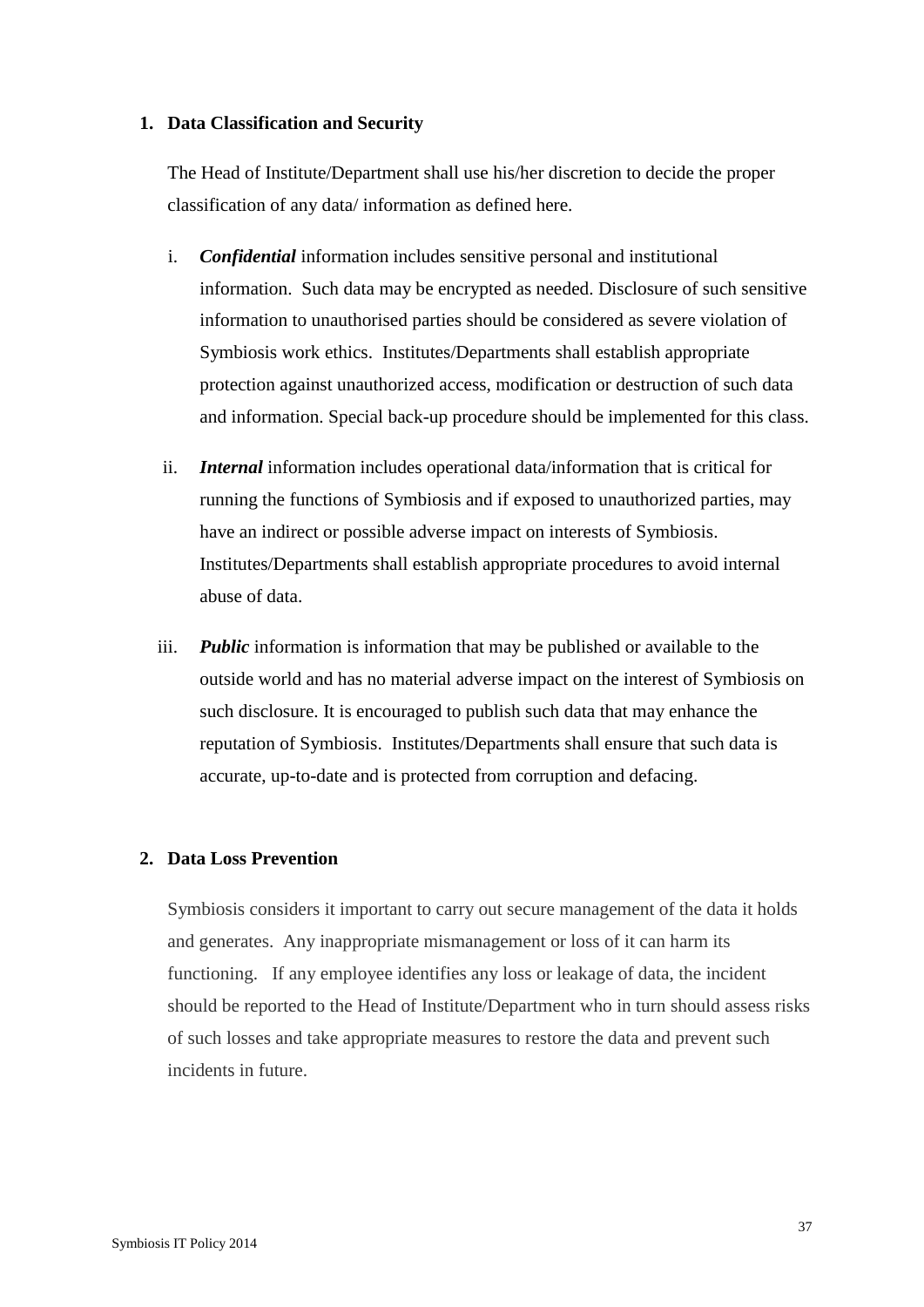## 1. Data Classification and Security

The Head of Institute/Department shall use his/her discretion to decide the proper classification of any data/ information as defined here.

i. ***Confidential*** information includes sensitive personal and institutional information. Such data may be encrypted as needed. Disclosure of such sensitive information to unauthorised parties should be considered as severe violation of Symbiosis work ethics. Institutes/Departments shall establish appropriate protection against unauthorized access, modification or destruction of such data and information. Special back-up procedure should be implemented for this class.

ii. ***Internal*** information includes operational data/information that is critical for running the functions of Symbiosis and if exposed to unauthorized parties, may have an indirect or possible adverse impact on interests of Symbiosis. Institutes/Departments shall establish appropriate procedures to avoid internal abuse of data.

iii. ***Public*** information is information that may be published or available to the outside world and has no material adverse impact on the interest of Symbiosis on such disclosure. It is encouraged to publish such data that may enhance the reputation of Symbiosis. Institutes/Departments shall ensure that such data is accurate, up-to-date and is protected from corruption and defacing.

## 2. Data Loss Prevention

Symbiosis considers it important to carry out secure management of the data it holds and generates. Any inappropriate mismanagement or loss of it can harm its functioning. If any employee identifies any loss or leakage of data, the incident should be reported to the Head of Institute/Department who in turn should assess risks of such losses and take appropriate measures to restore the data and prevent such incidents in future.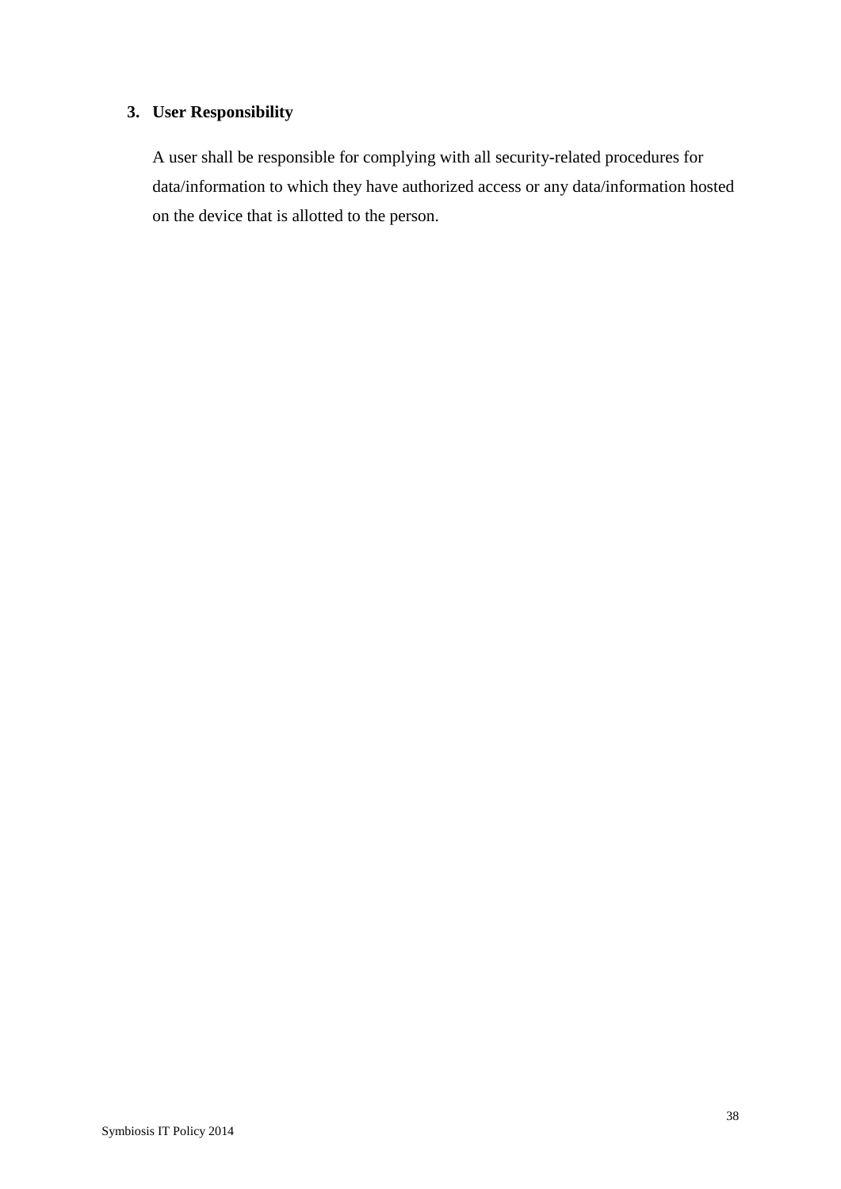### 3. User Responsibility

A user shall be responsible for complying with all security-related procedures for data/information to which they have authorized access or any data/information hosted on the device that is allotted to the person.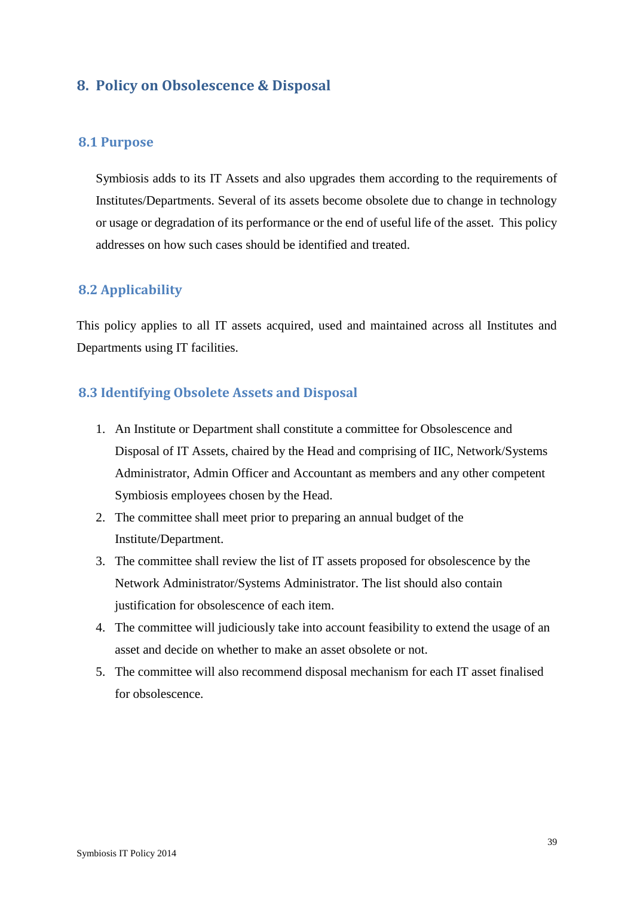## 8. Policy on Obsolescence & Disposal

### 8.1 Purpose

Symbiosis adds to its IT Assets and also upgrades them according to the requirements of Institutes/Departments. Several of its assets become obsolete due to change in technology or usage or degradation of its performance or the end of useful life of the asset. This policy addresses on how such cases should be identified and treated.

### 8.2 Applicability

This policy applies to all IT assets acquired, used and maintained across all Institutes and Departments using IT facilities.

### 8.3 Identifying Obsolete Assets and Disposal

1. An Institute or Department shall constitute a committee for Obsolescence and Disposal of IT Assets, chaired by the Head and comprising of IIC, Network/Systems Administrator, Admin Officer and Accountant as members and any other competent Symbiosis employees chosen by the Head.
2. The committee shall meet prior to preparing an annual budget of the Institute/Department.
3. The committee shall review the list of IT assets proposed for obsolescence by the Network Administrator/Systems Administrator. The list should also contain justification for obsolescence of each item.
4. The committee will judiciously take into account feasibility to extend the usage of an asset and decide on whether to make an asset obsolete or not.
5. The committee will also recommend disposal mechanism for each IT asset finalised for obsolescence.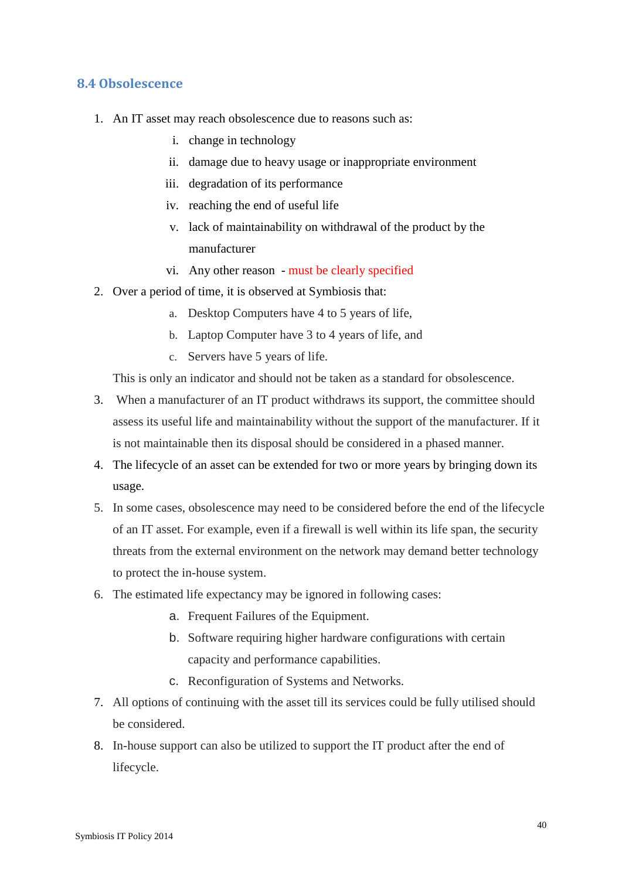### 8.4 Obsolescence

1. An IT asset may reach obsolescence due to reasons such as:
    1. change in technology
    2. damage due to heavy usage or inappropriate environment
    3. degradation of its performance
    4. reaching the end of useful life
    5. lack of maintainability on withdrawal of the product by the manufacturer
    6. Any other reason - must be clearly specified
2. Over a period of time, it is observed at Symbiosis that:
    a. Desktop Computers have 4 to 5 years of life,
    b. Laptop Computer have 3 to 4 years of life, and
    c. Servers have 5 years of life.

    This is only an indicator and should not be taken as a standard for obsolescence.
3. When a manufacturer of an IT product withdraws its support, the committee should assess its useful life and maintainability without the support of the manufacturer. If it is not maintainable then its disposal should be considered in a phased manner.
4. The lifecycle of an asset can be extended for two or more years by bringing down its usage.
5. In some cases, obsolescence may need to be considered before the end of the lifecycle of an IT asset. For example, even if a firewall is well within its life span, the security threats from the external environment on the network may demand better technology to protect the in-house system.
6. The estimated life expectancy may be ignored in following cases:
    a. Frequent Failures of the Equipment.
    b. Software requiring higher hardware configurations with certain capacity and performance capabilities.
    c. Reconfiguration of Systems and Networks.
7. All options of continuing with the asset till its services could be fully utilised should be considered.
8. In-house support can also be utilized to support the IT product after the end of lifecycle.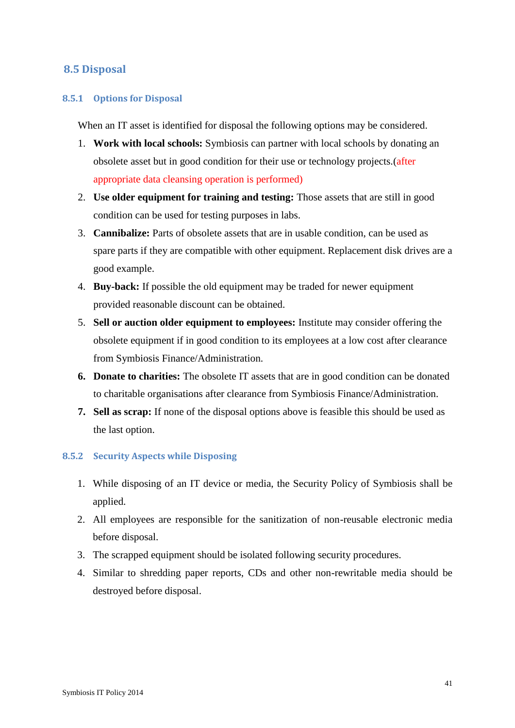## 8.5 Disposal

### 8.5.1 Options for Disposal

When an IT asset is identified for disposal the following options may be considered.

1. **Work with local schools:** Symbiosis can partner with local schools by donating an obsolete asset but in good condition for their use or technology projects.(after appropriate data cleansing operation is performed)
2. **Use older equipment for training and testing:** Those assets that are still in good condition can be used for testing purposes in labs.
3. **Cannibalize:** Parts of obsolete assets that are in usable condition, can be used as spare parts if they are compatible with other equipment. Replacement disk drives are a good example.
4. **Buy-back:** If possible the old equipment may be traded for newer equipment provided reasonable discount can be obtained.
5. **Sell or auction older equipment to employees:** Institute may consider offering the obsolete equipment if in good condition to its employees at a low cost after clearance from Symbiosis Finance/Administration.
6. **Donate to charities:** The obsolete IT assets that are in good condition can be donated to charitable organisations after clearance from Symbiosis Finance/Administration.
7. **Sell as scrap:** If none of the disposal options above is feasible this should be used as the last option.

### 8.5.2 Security Aspects while Disposing

1. While disposing of an IT device or media, the Security Policy of Symbiosis shall be applied.
2. All employees are responsible for the sanitization of non-reusable electronic media before disposal.
3. The scrapped equipment should be isolated following security procedures.
4. Similar to shredding paper reports, CDs and other non-rewritable media should be destroyed before disposal.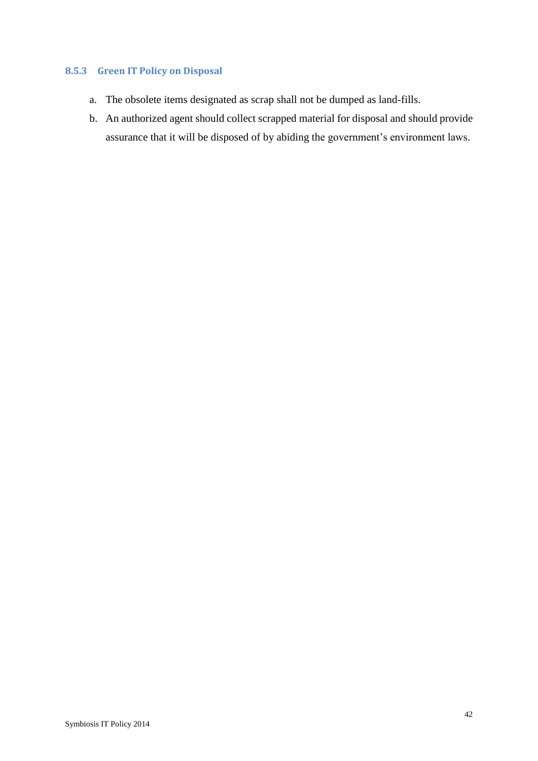### 8.5.3 Green IT Policy on Disposal

a. The obsolete items designated as scrap shall not be dumped as land-fills.
b. An authorized agent should collect scrapped material for disposal and should provide assurance that it will be disposed of by abiding the government's environment laws.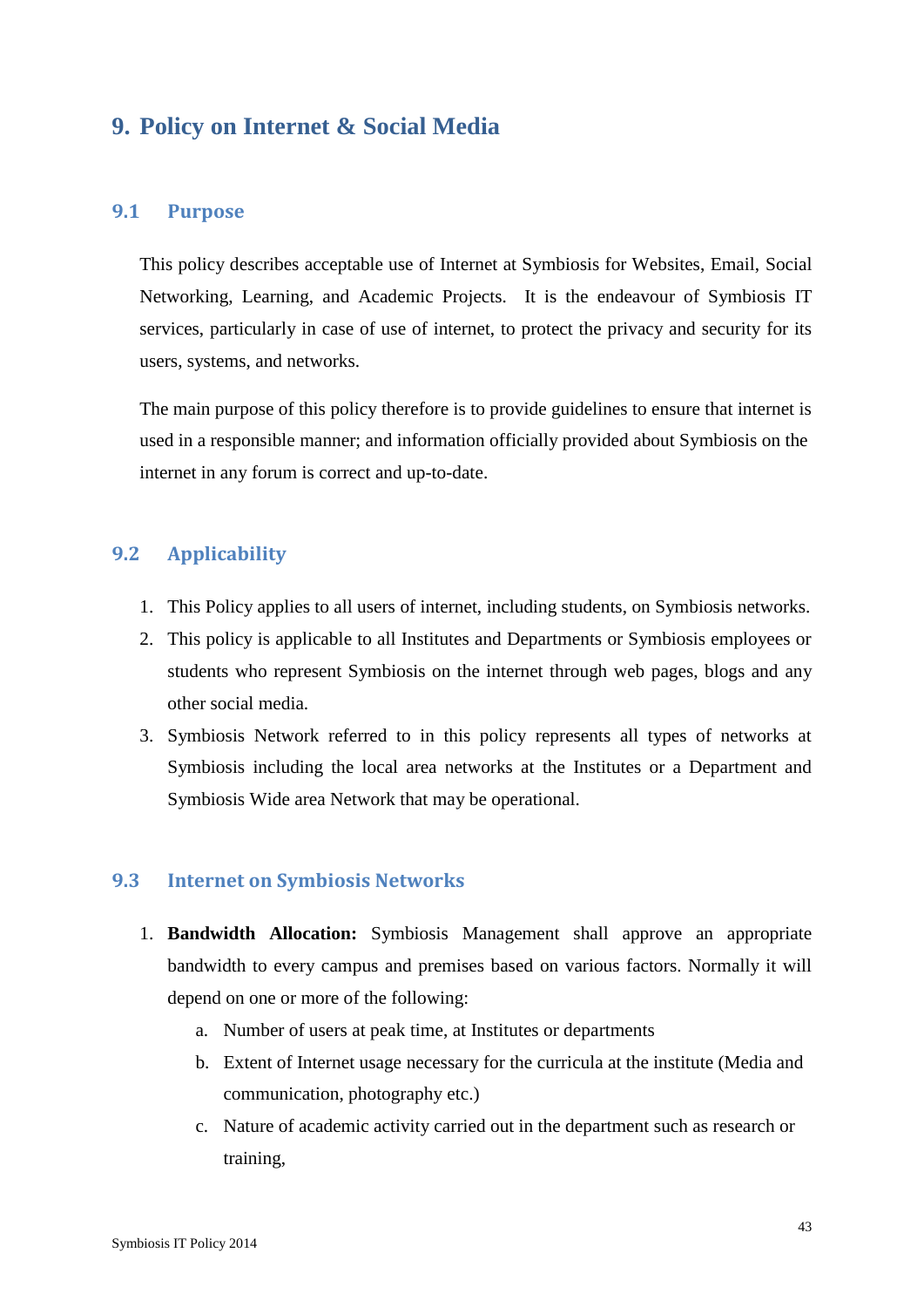# 9. Policy on Internet & Social Media

## 9.1 Purpose

This policy describes acceptable use of Internet at Symbiosis for Websites, Email, Social Networking, Learning, and Academic Projects. It is the endeavour of Symbiosis IT services, particularly in case of use of internet, to protect the privacy and security for its users, systems, and networks.

The main purpose of this policy therefore is to provide guidelines to ensure that internet is used in a responsible manner; and information officially provided about Symbiosis on the internet in any forum is correct and up-to-date.

## 9.2 Applicability

1. This Policy applies to all users of internet, including students, on Symbiosis networks.
2. This policy is applicable to all Institutes and Departments or Symbiosis employees or students who represent Symbiosis on the internet through web pages, blogs and any other social media.
3. Symbiosis Network referred to in this policy represents all types of networks at Symbiosis including the local area networks at the Institutes or a Department and Symbiosis Wide area Network that may be operational.

## 9.3 Internet on Symbiosis Networks

1. **Bandwidth Allocation:** Symbiosis Management shall approve an appropriate bandwidth to every campus and premises based on various factors. Normally it will depend on one or more of the following:
   a. Number of users at peak time, at Institutes or departments
   b. Extent of Internet usage necessary for the curricula at the institute (Media and communication, photography etc.)
   c. Nature of academic activity carried out in the department such as research or training,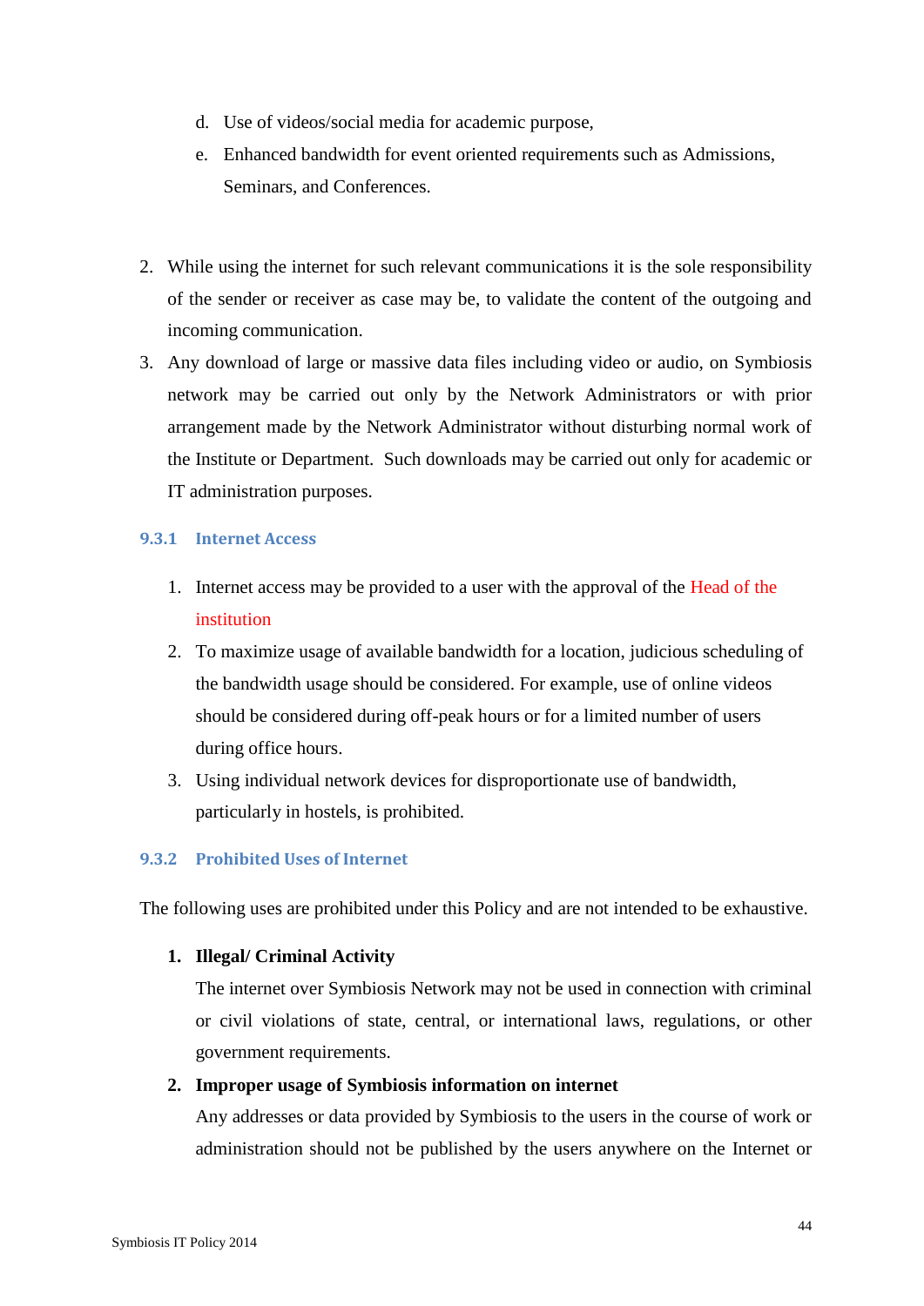d. Use of videos/social media for academic purpose,
e. Enhanced bandwidth for event oriented requirements such as Admissions, Seminars, and Conferences.

2. While using the internet for such relevant communications it is the sole responsibility of the sender or receiver as case may be, to validate the content of the outgoing and incoming communication.
3. Any download of large or massive data files including video or audio, on Symbiosis network may be carried out only by the Network Administrators or with prior arrangement made by the Network Administrator without disturbing normal work of the Institute or Department. Such downloads may be carried out only for academic or IT administration purposes.

### 9.3.1 Internet Access

1. Internet access may be provided to a user with the approval of the Head of the institution
2. To maximize usage of available bandwidth for a location, judicious scheduling of the bandwidth usage should be considered. For example, use of online videos should be considered during off-peak hours or for a limited number of users during office hours.
3. Using individual network devices for disproportionate use of bandwidth, particularly in hostels, is prohibited.

### 9.3.2 Prohibited Uses of Internet

The following uses are prohibited under this Policy and are not intended to be exhaustive.

1. **Illegal/ Criminal Activity**

   The internet over Symbiosis Network may not be used in connection with criminal or civil violations of state, central, or international laws, regulations, or other government requirements.

2. **Improper usage of Symbiosis information on internet**

   Any addresses or data provided by Symbiosis to the users in the course of work or administration should not be published by the users anywhere on the Internet or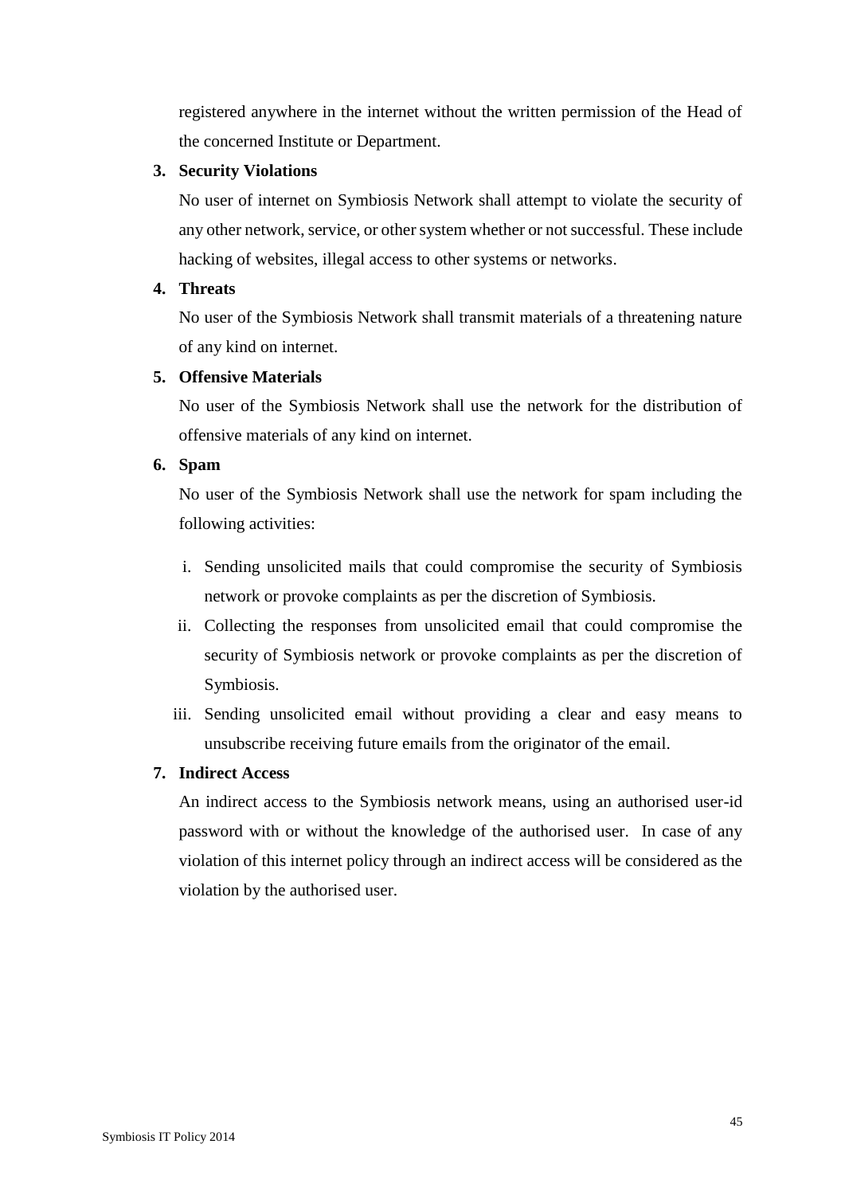registered anywhere in the internet without the written permission of the Head of the concerned Institute or Department.

3. **Security Violations**

   No user of internet on Symbiosis Network shall attempt to violate the security of any other network, service, or other system whether or not successful. These include hacking of websites, illegal access to other systems or networks.

4. **Threats**

   No user of the Symbiosis Network shall transmit materials of a threatening nature of any kind on internet.

5. **Offensive Materials**

   No user of the Symbiosis Network shall use the network for the distribution of offensive materials of any kind on internet.

6. **Spam**

   No user of the Symbiosis Network shall use the network for spam including the following activities:

   i. Sending unsolicited mails that could compromise the security of Symbiosis network or provoke complaints as per the discretion of Symbiosis.
   ii. Collecting the responses from unsolicited email that could compromise the security of Symbiosis network or provoke complaints as per the discretion of Symbiosis.
   iii. Sending unsolicited email without providing a clear and easy means to unsubscribe receiving future emails from the originator of the email.

7. **Indirect Access**

   An indirect access to the Symbiosis network means, using an authorised user-id password with or without the knowledge of the authorised user. In case of any violation of this internet policy through an indirect access will be considered as the violation by the authorised user.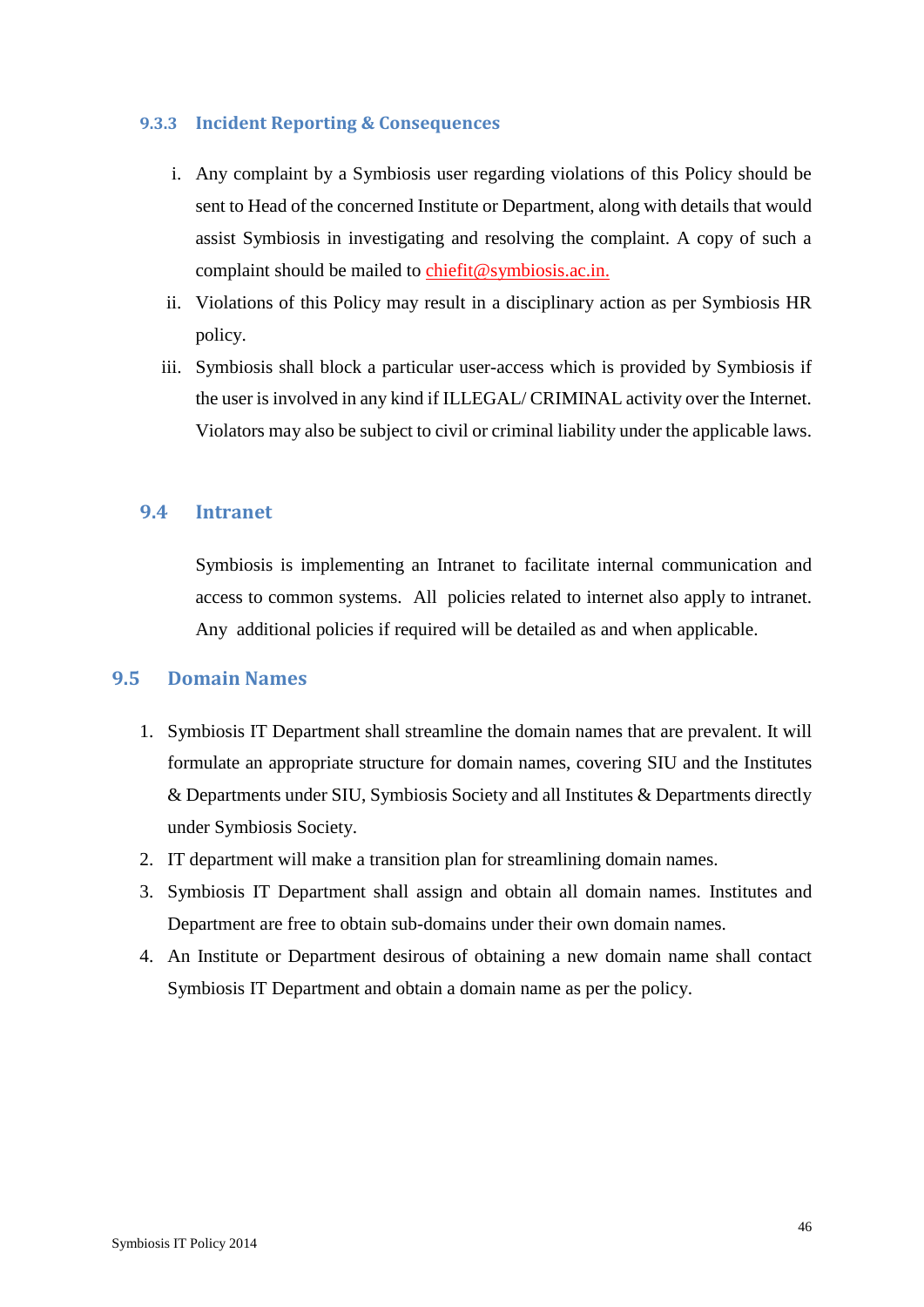#### 9.3.3 Incident Reporting & Consequences

i. Any complaint by a Symbiosis user regarding violations of this Policy should be sent to Head of the concerned Institute or Department, along with details that would assist Symbiosis in investigating and resolving the complaint. A copy of such a complaint should be mailed to chiefit@symbiosis.ac.in.

ii. Violations of this Policy may result in a disciplinary action as per Symbiosis HR policy.

iii. Symbiosis shall block a particular user-access which is provided by Symbiosis if the user is involved in any kind if ILLEGAL/ CRIMINAL activity over the Internet. Violators may also be subject to civil or criminal liability under the applicable laws.

### 9.4 Intranet

Symbiosis is implementing an Intranet to facilitate internal communication and access to common systems. All policies related to internet also apply to intranet. Any additional policies if required will be detailed as and when applicable.

## 9.5 Domain Names

1. Symbiosis IT Department shall streamline the domain names that are prevalent. It will formulate an appropriate structure for domain names, covering SIU and the Institutes & Departments under SIU, Symbiosis Society and all Institutes & Departments directly under Symbiosis Society.
2. IT department will make a transition plan for streamlining domain names.
3. Symbiosis IT Department shall assign and obtain all domain names. Institutes and Department are free to obtain sub-domains under their own domain names.
4. An Institute or Department desirous of obtaining a new domain name shall contact Symbiosis IT Department and obtain a domain name as per the policy.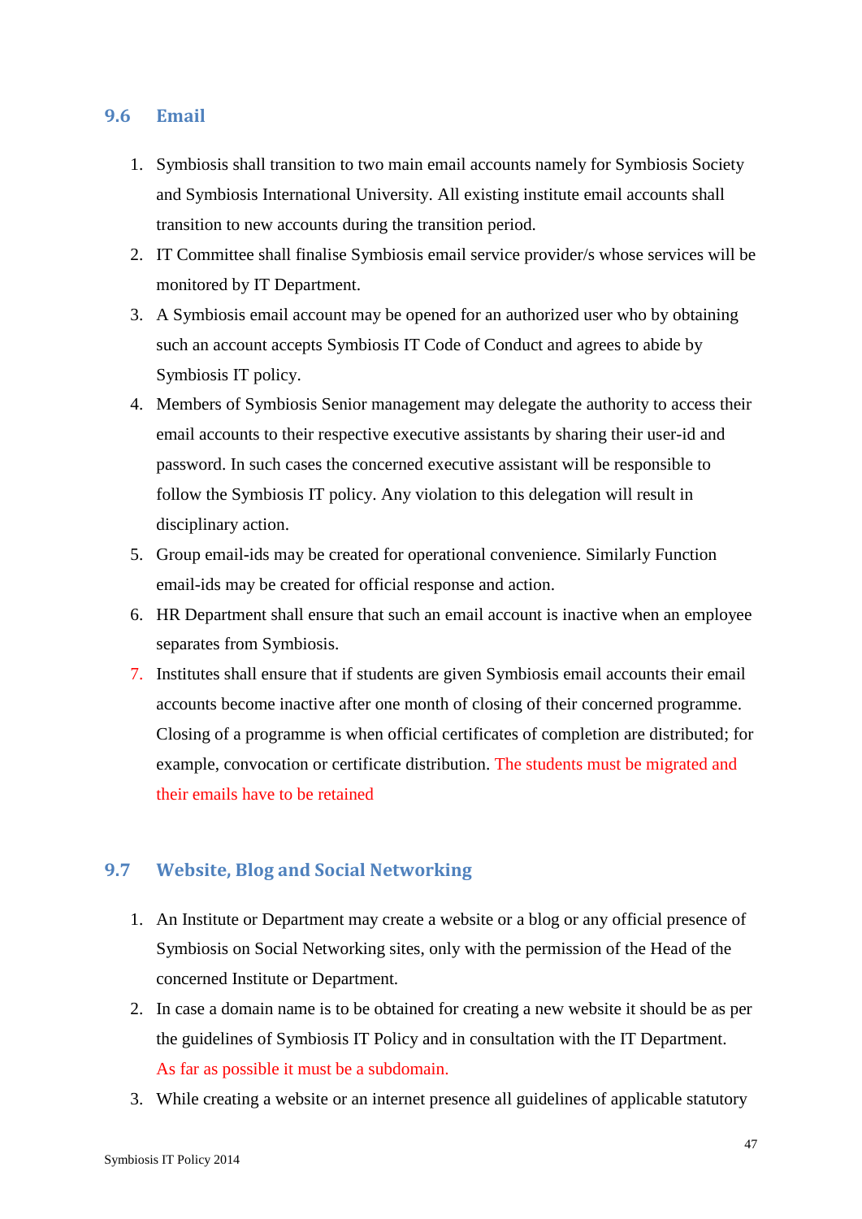## 9.6 Email

1. Symbiosis shall transition to two main email accounts namely for Symbiosis Society and Symbiosis International University. All existing institute email accounts shall transition to new accounts during the transition period.
2. IT Committee shall finalise Symbiosis email service provider/s whose services will be monitored by IT Department.
3. A Symbiosis email account may be opened for an authorized user who by obtaining such an account accepts Symbiosis IT Code of Conduct and agrees to abide by Symbiosis IT policy.
4. Members of Symbiosis Senior management may delegate the authority to access their email accounts to their respective executive assistants by sharing their user-id and password. In such cases the concerned executive assistant will be responsible to follow the Symbiosis IT policy. Any violation to this delegation will result in disciplinary action.
5. Group email-ids may be created for operational convenience. Similarly Function email-ids may be created for official response and action.
6. HR Department shall ensure that such an email account is inactive when an employee separates from Symbiosis.
7. Institutes shall ensure that if students are given Symbiosis email accounts their email accounts become inactive after one month of closing of their concerned programme. Closing of a programme is when official certificates of completion are distributed; for example, convocation or certificate distribution. The students must be migrated and their emails have to be retained

## 9.7 Website, Blog and Social Networking

1. An Institute or Department may create a website or a blog or any official presence of Symbiosis on Social Networking sites, only with the permission of the Head of the concerned Institute or Department.
2. In case a domain name is to be obtained for creating a new website it should be as per the guidelines of Symbiosis IT Policy and in consultation with the IT Department. As far as possible it must be a subdomain.
3. While creating a website or an internet presence all guidelines of applicable statutory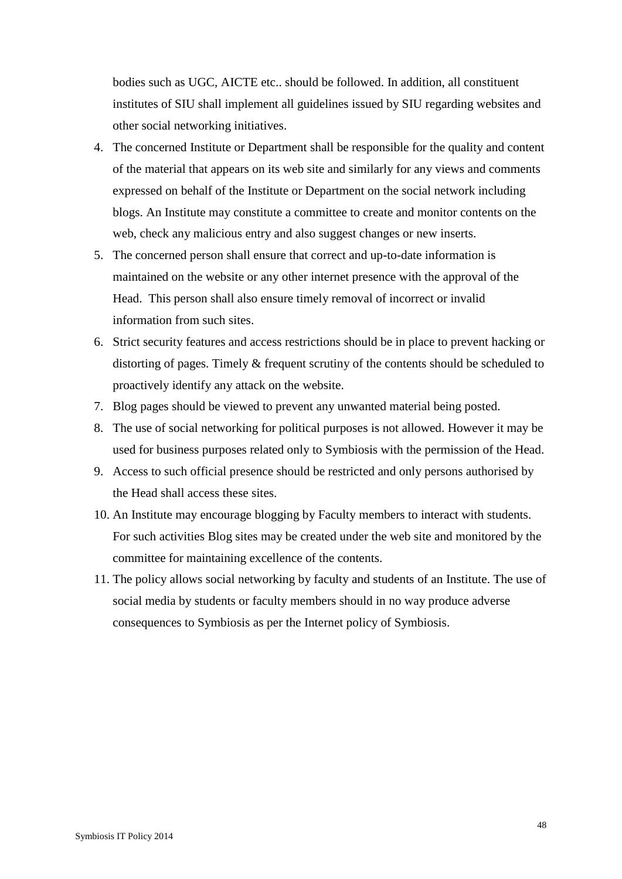bodies such as UGC, AICTE etc.. should be followed. In addition, all constituent institutes of SIU shall implement all guidelines issued by SIU regarding websites and other social networking initiatives.

4. The concerned Institute or Department shall be responsible for the quality and content of the material that appears on its web site and similarly for any views and comments expressed on behalf of the Institute or Department on the social network including blogs. An Institute may constitute a committee to create and monitor contents on the web, check any malicious entry and also suggest changes or new inserts.
5. The concerned person shall ensure that correct and up-to-date information is maintained on the website or any other internet presence with the approval of the Head. This person shall also ensure timely removal of incorrect or invalid information from such sites.
6. Strict security features and access restrictions should be in place to prevent hacking or distorting of pages. Timely & frequent scrutiny of the contents should be scheduled to proactively identify any attack on the website.
7. Blog pages should be viewed to prevent any unwanted material being posted.
8. The use of social networking for political purposes is not allowed. However it may be used for business purposes related only to Symbiosis with the permission of the Head.
9. Access to such official presence should be restricted and only persons authorised by the Head shall access these sites.
10. An Institute may encourage blogging by Faculty members to interact with students. For such activities Blog sites may be created under the web site and monitored by the committee for maintaining excellence of the contents.
11. The policy allows social networking by faculty and students of an Institute. The use of social media by students or faculty members should in no way produce adverse consequences to Symbiosis as per the Internet policy of Symbiosis.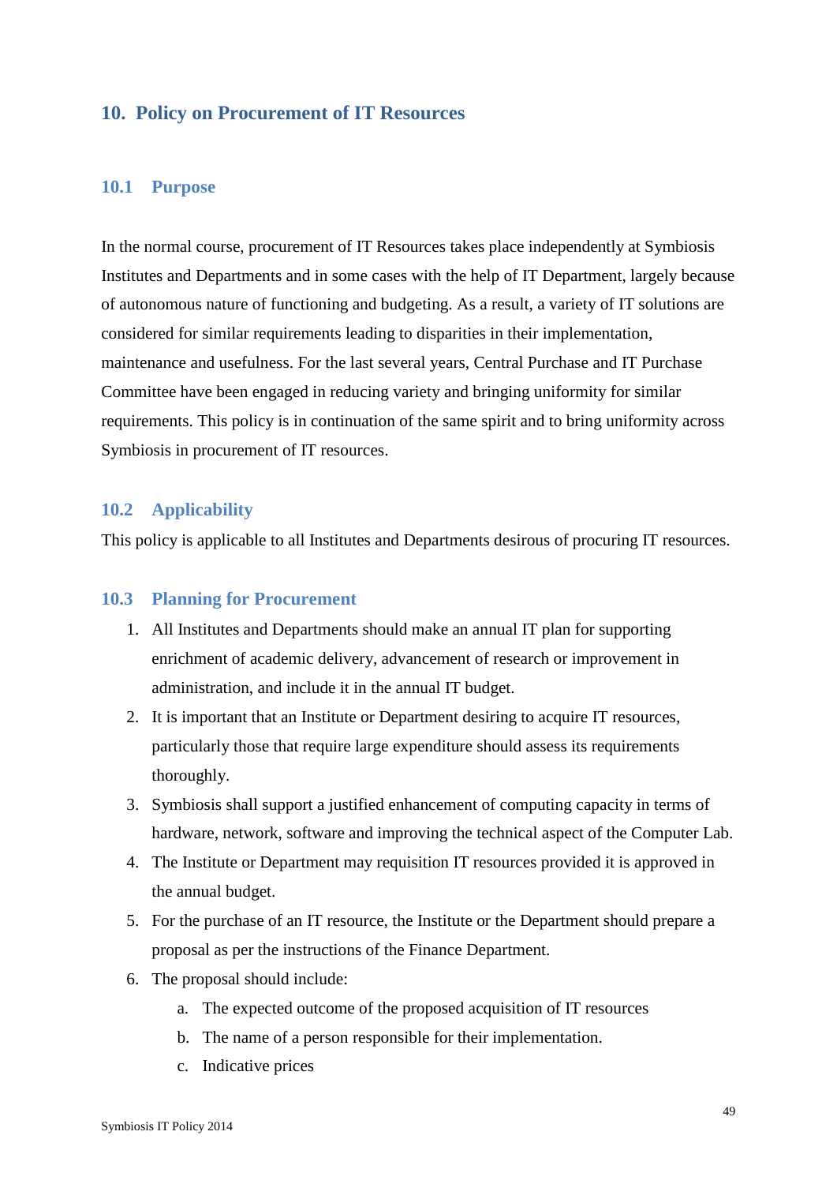## 10. Policy on Procurement of IT Resources

### 10.1 Purpose

In the normal course, procurement of IT Resources takes place independently at Symbiosis Institutes and Departments and in some cases with the help of IT Department, largely because of autonomous nature of functioning and budgeting. As a result, a variety of IT solutions are considered for similar requirements leading to disparities in their implementation, maintenance and usefulness. For the last several years, Central Purchase and IT Purchase Committee have been engaged in reducing variety and bringing uniformity for similar requirements. This policy is in continuation of the same spirit and to bring uniformity across Symbiosis in procurement of IT resources.

### 10.2 Applicability

This policy is applicable to all Institutes and Departments desirous of procuring IT resources.

### 10.3 Planning for Procurement

1. All Institutes and Departments should make an annual IT plan for supporting enrichment of academic delivery, advancement of research or improvement in administration, and include it in the annual IT budget.
2. It is important that an Institute or Department desiring to acquire IT resources, particularly those that require large expenditure should assess its requirements thoroughly.
3. Symbiosis shall support a justified enhancement of computing capacity in terms of hardware, network, software and improving the technical aspect of the Computer Lab.
4. The Institute or Department may requisition IT resources provided it is approved in the annual budget.
5. For the purchase of an IT resource, the Institute or the Department should prepare a proposal as per the instructions of the Finance Department.
6. The proposal should include:
    a. The expected outcome of the proposed acquisition of IT resources
    b. The name of a person responsible for their implementation.
    c. Indicative prices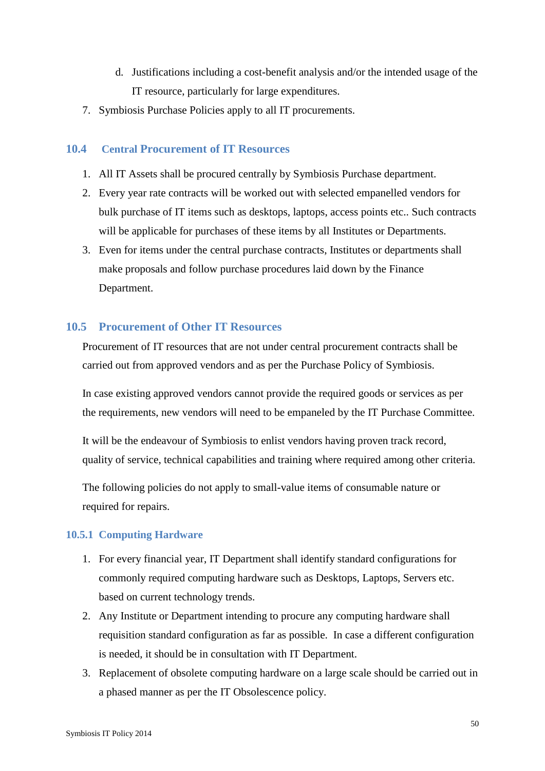d. Justifications including a cost-benefit analysis and/or the intended usage of the IT resource, particularly for large expenditures.

7. Symbiosis Purchase Policies apply to all IT procurements.

## 10.4 Central Procurement of IT Resources

1. All IT Assets shall be procured centrally by Symbiosis Purchase department.
2. Every year rate contracts will be worked out with selected empanelled vendors for bulk purchase of IT items such as desktops, laptops, access points etc.. Such contracts will be applicable for purchases of these items by all Institutes or Departments.
3. Even for items under the central purchase contracts, Institutes or departments shall make proposals and follow purchase procedures laid down by the Finance Department.

## 10.5 Procurement of Other IT Resources

Procurement of IT resources that are not under central procurement contracts shall be carried out from approved vendors and as per the Purchase Policy of Symbiosis.

In case existing approved vendors cannot provide the required goods or services as per the requirements, new vendors will need to be empaneled by the IT Purchase Committee.

It will be the endeavour of Symbiosis to enlist vendors having proven track record, quality of service, technical capabilities and training where required among other criteria.

The following policies do not apply to small-value items of consumable nature or required for repairs.

### 10.5.1 Computing Hardware

1. For every financial year, IT Department shall identify standard configurations for commonly required computing hardware such as Desktops, Laptops, Servers etc. based on current technology trends.
2. Any Institute or Department intending to procure any computing hardware shall requisition standard configuration as far as possible. In case a different configuration is needed, it should be in consultation with IT Department.
3. Replacement of obsolete computing hardware on a large scale should be carried out in a phased manner as per the IT Obsolescence policy.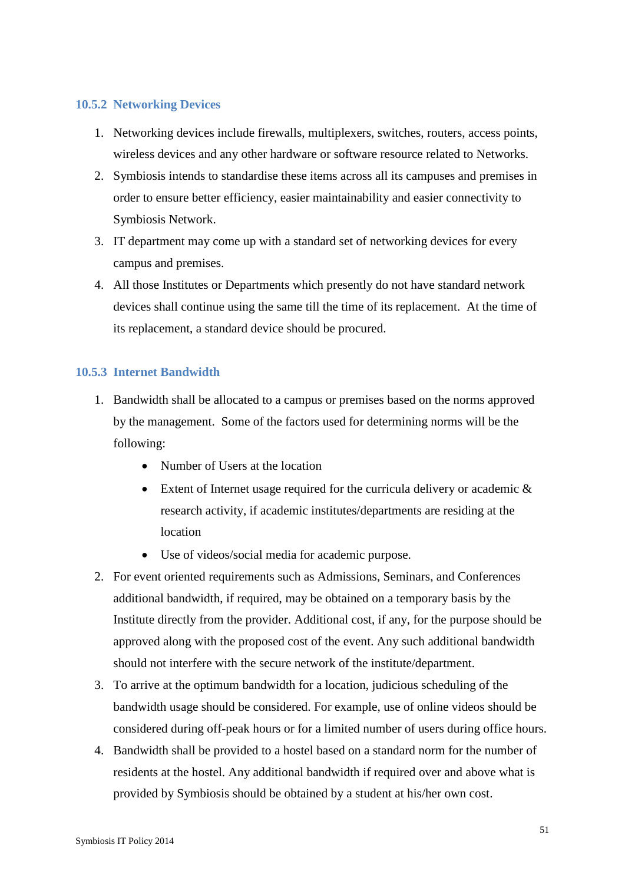### 10.5.2 Networking Devices

1. Networking devices include firewalls, multiplexers, switches, routers, access points, wireless devices and any other hardware or software resource related to Networks.
2. Symbiosis intends to standardise these items across all its campuses and premises in order to ensure better efficiency, easier maintainability and easier connectivity to Symbiosis Network.
3. IT department may come up with a standard set of networking devices for every campus and premises.
4. All those Institutes or Departments which presently do not have standard network devices shall continue using the same till the time of its replacement. At the time of its replacement, a standard device should be procured.

### 10.5.3 Internet Bandwidth

1. Bandwidth shall be allocated to a campus or premises based on the norms approved by the management. Some of the factors used for determining norms will be the following:
   - Number of Users at the location
   - Extent of Internet usage required for the curricula delivery or academic & research activity, if academic institutes/departments are residing at the location
   - Use of videos/social media for academic purpose.
2. For event oriented requirements such as Admissions, Seminars, and Conferences additional bandwidth, if required, may be obtained on a temporary basis by the Institute directly from the provider. Additional cost, if any, for the purpose should be approved along with the proposed cost of the event. Any such additional bandwidth should not interfere with the secure network of the institute/department.
3. To arrive at the optimum bandwidth for a location, judicious scheduling of the bandwidth usage should be considered. For example, use of online videos should be considered during off-peak hours or for a limited number of users during office hours.
4. Bandwidth shall be provided to a hostel based on a standard norm for the number of residents at the hostel. Any additional bandwidth if required over and above what is provided by Symbiosis should be obtained by a student at his/her own cost.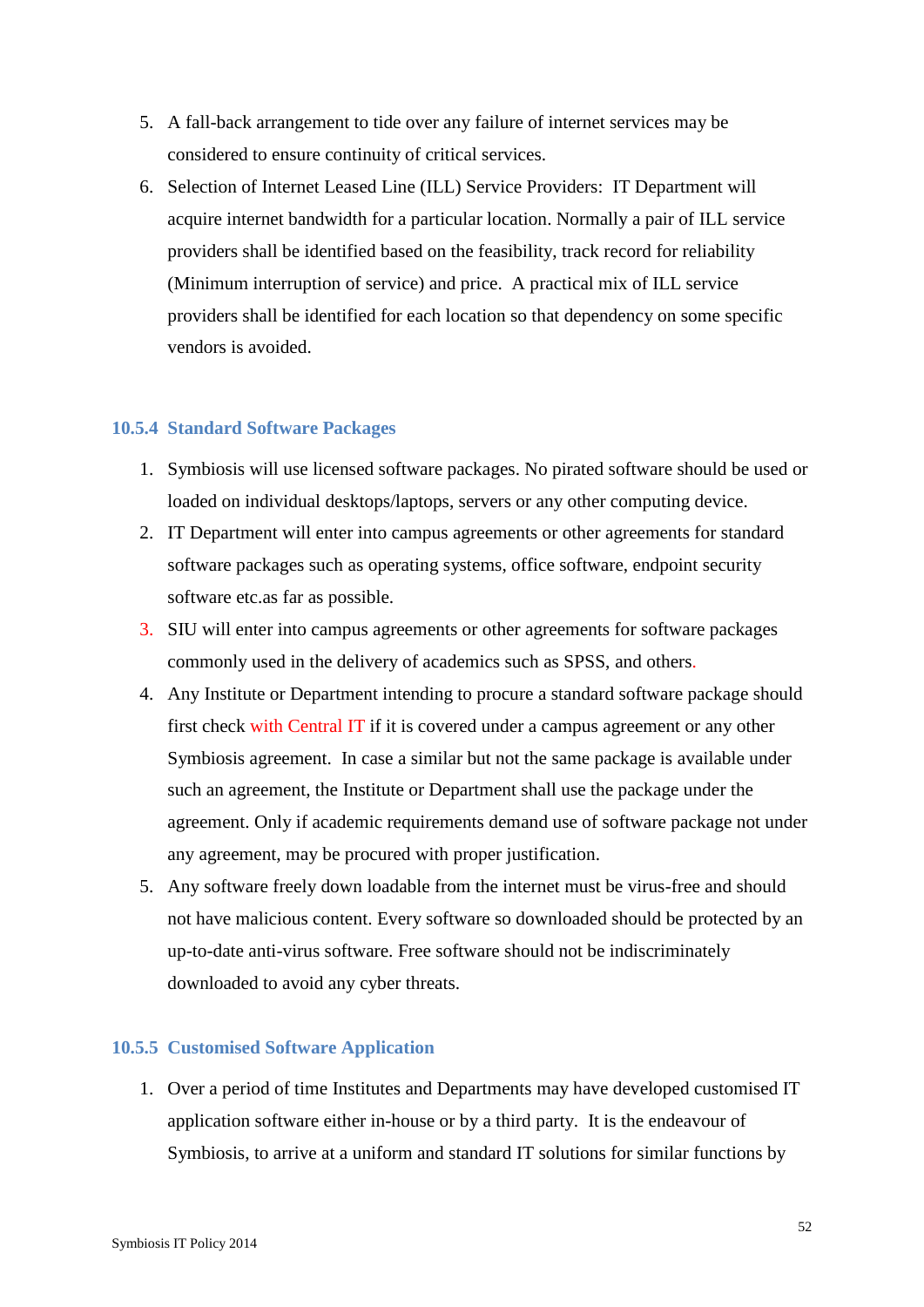5. A fall-back arrangement to tide over any failure of internet services may be considered to ensure continuity of critical services.
6. Selection of Internet Leased Line (ILL) Service Providers: IT Department will acquire internet bandwidth for a particular location. Normally a pair of ILL service providers shall be identified based on the feasibility, track record for reliability (Minimum interruption of service) and price. A practical mix of ILL service providers shall be identified for each location so that dependency on some specific vendors is avoided.

### 10.5.4 Standard Software Packages

1. Symbiosis will use licensed software packages. No pirated software should be used or loaded on individual desktops/laptops, servers or any other computing device.
2. IT Department will enter into campus agreements or other agreements for standard software packages such as operating systems, office software, endpoint security software etc.as far as possible.
3. SIU will enter into campus agreements or other agreements for software packages commonly used in the delivery of academics such as SPSS, and others.
4. Any Institute or Department intending to procure a standard software package should first check with Central IT if it is covered under a campus agreement or any other Symbiosis agreement. In case a similar but not the same package is available under such an agreement, the Institute or Department shall use the package under the agreement. Only if academic requirements demand use of software package not under any agreement, may be procured with proper justification.
5. Any software freely down loadable from the internet must be virus-free and should not have malicious content. Every software so downloaded should be protected by an up-to-date anti-virus software. Free software should not be indiscriminately downloaded to avoid any cyber threats.

### 10.5.5 Customised Software Application

1. Over a period of time Institutes and Departments may have developed customised IT application software either in-house or by a third party. It is the endeavour of Symbiosis, to arrive at a uniform and standard IT solutions for similar functions by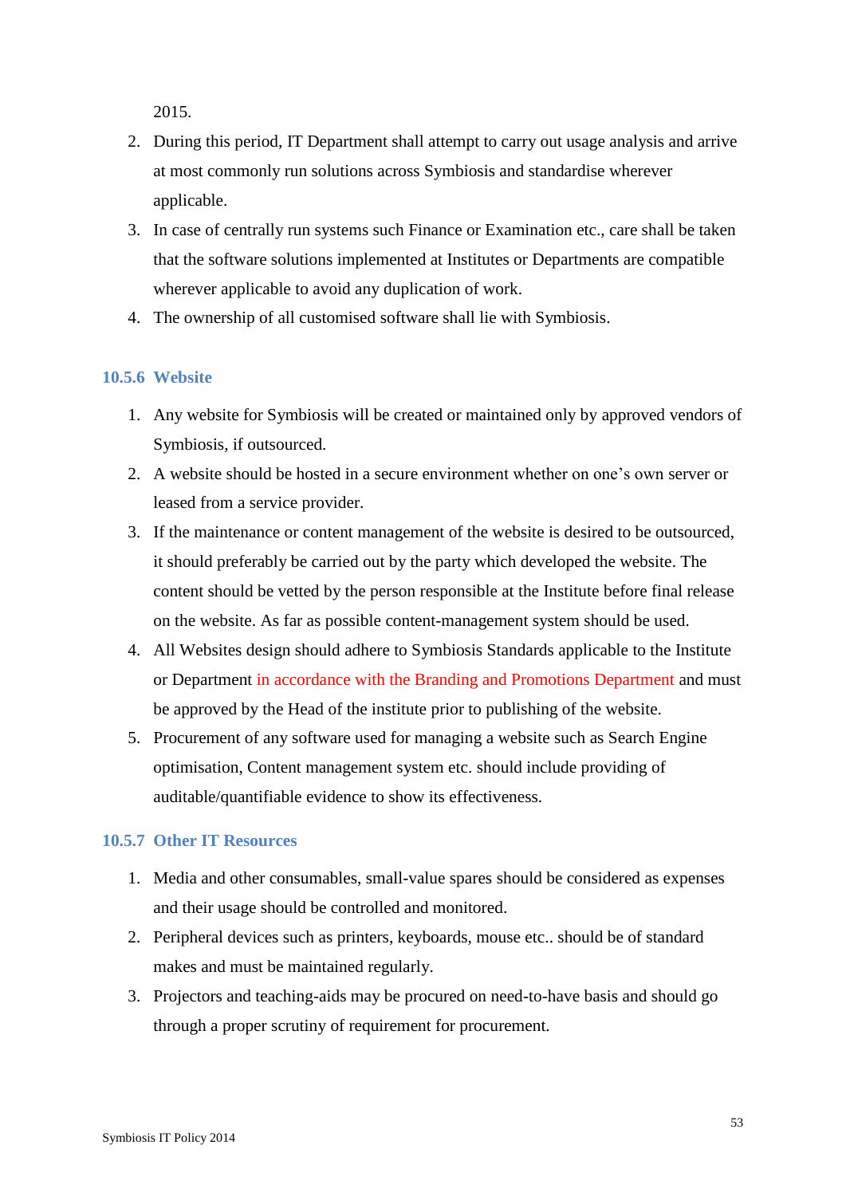2015.

2. During this period, IT Department shall attempt to carry out usage analysis and arrive at most commonly run solutions across Symbiosis and standardise wherever applicable.
3. In case of centrally run systems such Finance or Examination etc., care shall be taken that the software solutions implemented at Institutes or Departments are compatible wherever applicable to avoid any duplication of work.
4. The ownership of all customised software shall lie with Symbiosis.

### 10.5.6 Website

1. Any website for Symbiosis will be created or maintained only by approved vendors of Symbiosis, if outsourced.
2. A website should be hosted in a secure environment whether on one's own server or leased from a service provider.
3. If the maintenance or content management of the website is desired to be outsourced, it should preferably be carried out by the party which developed the website. The content should be vetted by the person responsible at the Institute before final release on the website. As far as possible content-management system should be used.
4. All Websites design should adhere to Symbiosis Standards applicable to the Institute or Department in accordance with the Branding and Promotions Department and must be approved by the Head of the institute prior to publishing of the website.
5. Procurement of any software used for managing a website such as Search Engine optimisation, Content management system etc. should include providing of auditable/quantifiable evidence to show its effectiveness.

### 10.5.7 Other IT Resources

1. Media and other consumables, small-value spares should be considered as expenses and their usage should be controlled and monitored.
2. Peripheral devices such as printers, keyboards, mouse etc.. should be of standard makes and must be maintained regularly.
3. Projectors and teaching-aids may be procured on need-to-have basis and should go through a proper scrutiny of requirement for procurement.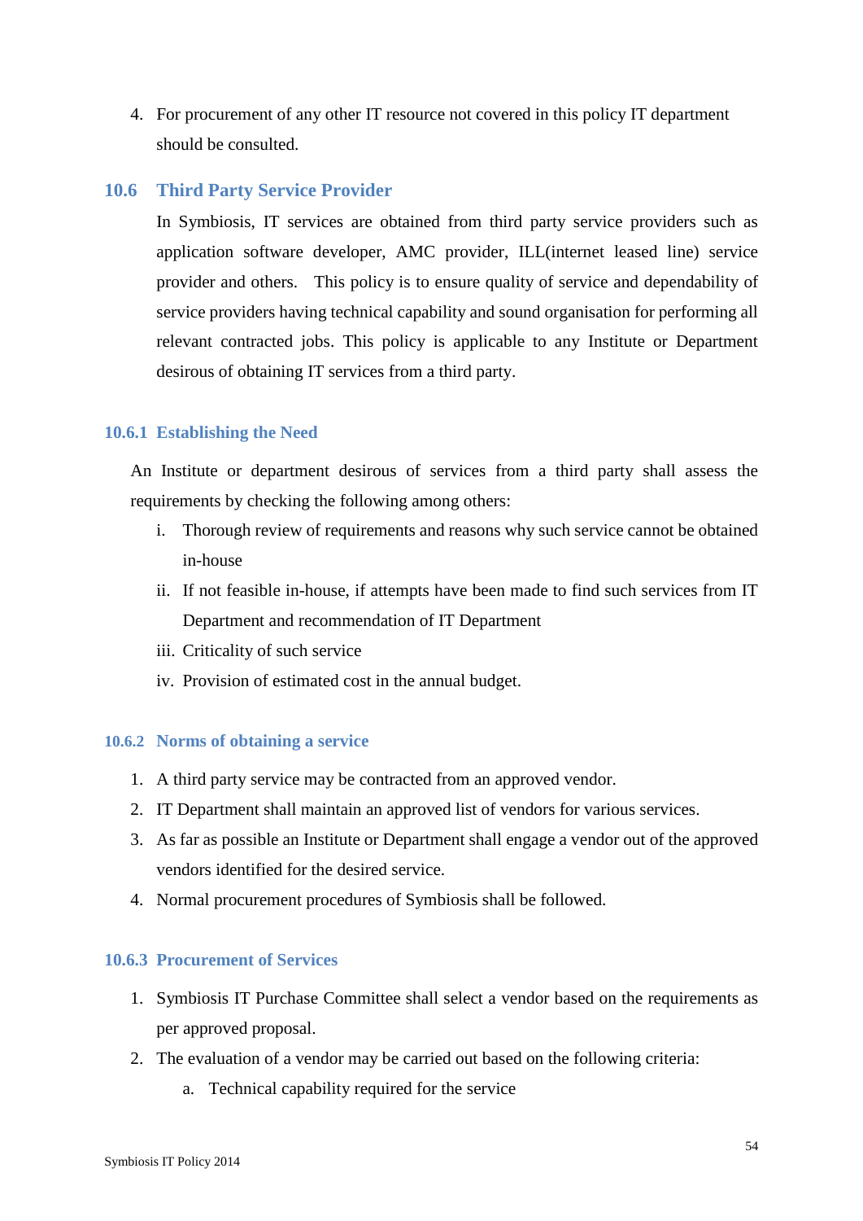4. For procurement of any other IT resource not covered in this policy IT department should be consulted.

## 10.6 Third Party Service Provider

In Symbiosis, IT services are obtained from third party service providers such as application software developer, AMC provider, ILL(internet leased line) service provider and others. This policy is to ensure quality of service and dependability of service providers having technical capability and sound organisation for performing all relevant contracted jobs. This policy is applicable to any Institute or Department desirous of obtaining IT services from a third party.

### 10.6.1 Establishing the Need

An Institute or department desirous of services from a third party shall assess the requirements by checking the following among others:

i. Thorough review of requirements and reasons why such service cannot be obtained in-house
ii. If not feasible in-house, if attempts have been made to find such services from IT Department and recommendation of IT Department
iii. Criticality of such service
iv. Provision of estimated cost in the annual budget.

### 10.6.2 Norms of obtaining a service

1. A third party service may be contracted from an approved vendor.
2. IT Department shall maintain an approved list of vendors for various services.
3. As far as possible an Institute or Department shall engage a vendor out of the approved vendors identified for the desired service.
4. Normal procurement procedures of Symbiosis shall be followed.

### 10.6.3 Procurement of Services

1. Symbiosis IT Purchase Committee shall select a vendor based on the requirements as per approved proposal.
2. The evaluation of a vendor may be carried out based on the following criteria:
    a. Technical capability required for the service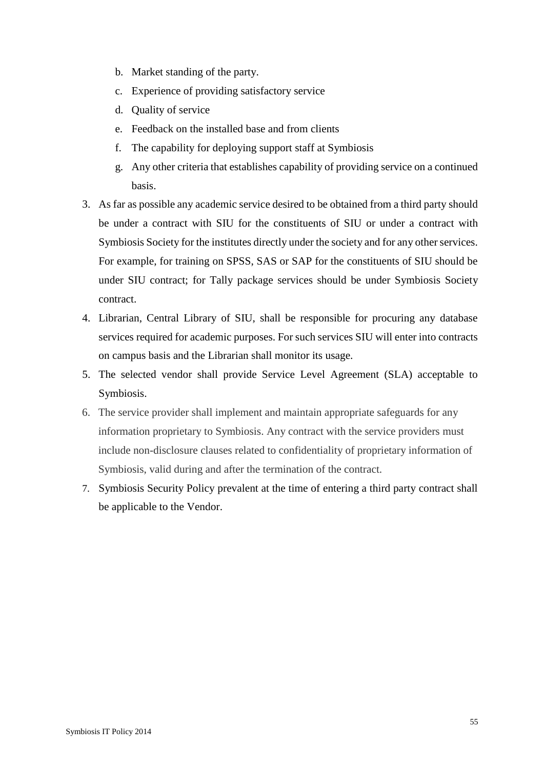b. Market standing of the party.
   c. Experience of providing satisfactory service
   d. Quality of service
   e. Feedback on the installed base and from clients
   f. The capability for deploying support staff at Symbiosis
   g. Any other criteria that establishes capability of providing service on a continued basis.

3. As far as possible any academic service desired to be obtained from a third party should be under a contract with SIU for the constituents of SIU or under a contract with Symbiosis Society for the institutes directly under the society and for any other services. For example, for training on SPSS, SAS or SAP for the constituents of SIU should be under SIU contract; for Tally package services should be under Symbiosis Society contract.
4. Librarian, Central Library of SIU, shall be responsible for procuring any database services required for academic purposes. For such services SIU will enter into contracts on campus basis and the Librarian shall monitor its usage.
5. The selected vendor shall provide Service Level Agreement (SLA) acceptable to Symbiosis.
6. The service provider shall implement and maintain appropriate safeguards for any information proprietary to Symbiosis. Any contract with the service providers must include non-disclosure clauses related to confidentiality of proprietary information of Symbiosis, valid during and after the termination of the contract.
7. Symbiosis Security Policy prevalent at the time of entering a third party contract shall be applicable to the Vendor.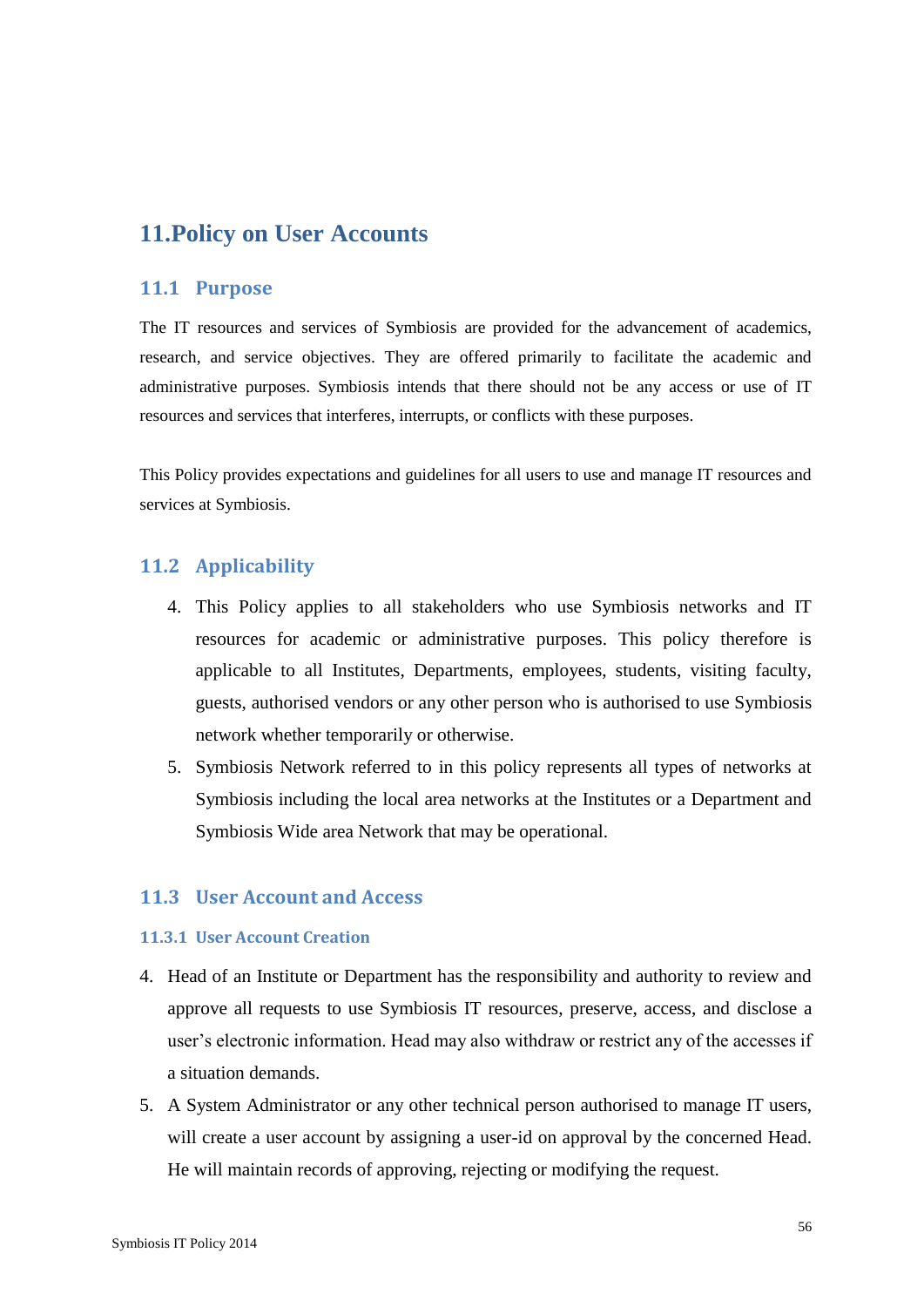# 11.Policy on User Accounts

## 11.1 Purpose

The IT resources and services of Symbiosis are provided for the advancement of academics, research, and service objectives. They are offered primarily to facilitate the academic and administrative purposes. Symbiosis intends that there should not be any access or use of IT resources and services that interferes, interrupts, or conflicts with these purposes.

This Policy provides expectations and guidelines for all users to use and manage IT resources and services at Symbiosis.

## 11.2 Applicability

4. This Policy applies to all stakeholders who use Symbiosis networks and IT resources for academic or administrative purposes. This policy therefore is applicable to all Institutes, Departments, employees, students, visiting faculty, guests, authorised vendors or any other person who is authorised to use Symbiosis network whether temporarily or otherwise.
5. Symbiosis Network referred to in this policy represents all types of networks at Symbiosis including the local area networks at the Institutes or a Department and Symbiosis Wide area Network that may be operational.

## 11.3 User Account and Access

### 11.3.1 User Account Creation

4. Head of an Institute or Department has the responsibility and authority to review and approve all requests to use Symbiosis IT resources, preserve, access, and disclose a user's electronic information. Head may also withdraw or restrict any of the accesses if a situation demands.
5. A System Administrator or any other technical person authorised to manage IT users, will create a user account by assigning a user-id on approval by the concerned Head. He will maintain records of approving, rejecting or modifying the request.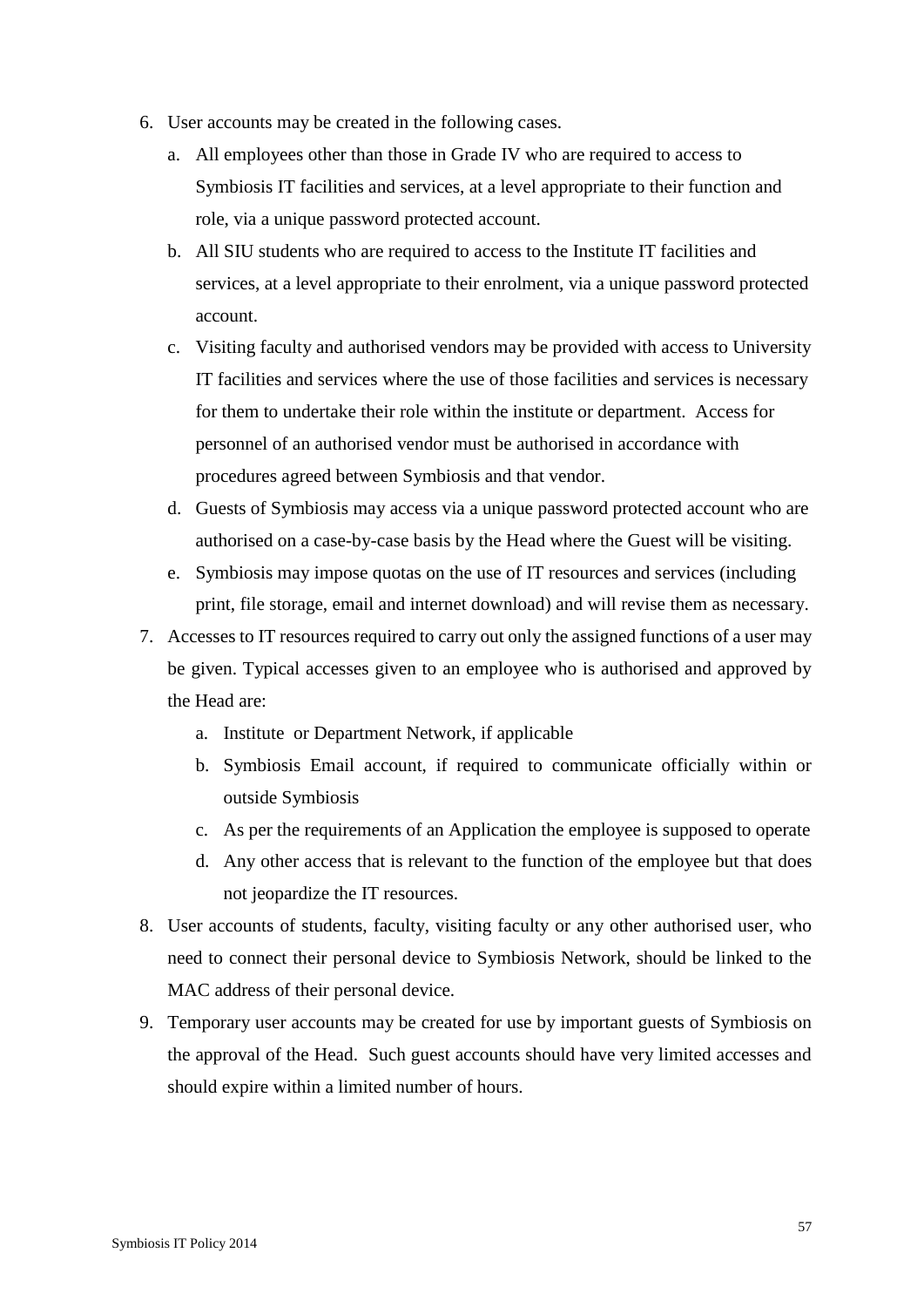6. User accounts may be created in the following cases.
   a. All employees other than those in Grade IV who are required to access to Symbiosis IT facilities and services, at a level appropriate to their function and role, via a unique password protected account.
   b. All SIU students who are required to access to the Institute IT facilities and services, at a level appropriate to their enrolment, via a unique password protected account.
   c. Visiting faculty and authorised vendors may be provided with access to University IT facilities and services where the use of those facilities and services is necessary for them to undertake their role within the institute or department. Access for personnel of an authorised vendor must be authorised in accordance with procedures agreed between Symbiosis and that vendor.
   d. Guests of Symbiosis may access via a unique password protected account who are authorised on a case-by-case basis by the Head where the Guest will be visiting.
   e. Symbiosis may impose quotas on the use of IT resources and services (including print, file storage, email and internet download) and will revise them as necessary.
7. Accesses to IT resources required to carry out only the assigned functions of a user may be given. Typical accesses given to an employee who is authorised and approved by the Head are:
   a. Institute or Department Network, if applicable
   b. Symbiosis Email account, if required to communicate officially within or outside Symbiosis
   c. As per the requirements of an Application the employee is supposed to operate
   d. Any other access that is relevant to the function of the employee but that does not jeopardize the IT resources.
8. User accounts of students, faculty, visiting faculty or any other authorised user, who need to connect their personal device to Symbiosis Network, should be linked to the MAC address of their personal device.
9. Temporary user accounts may be created for use by important guests of Symbiosis on the approval of the Head. Such guest accounts should have very limited accesses and should expire within a limited number of hours.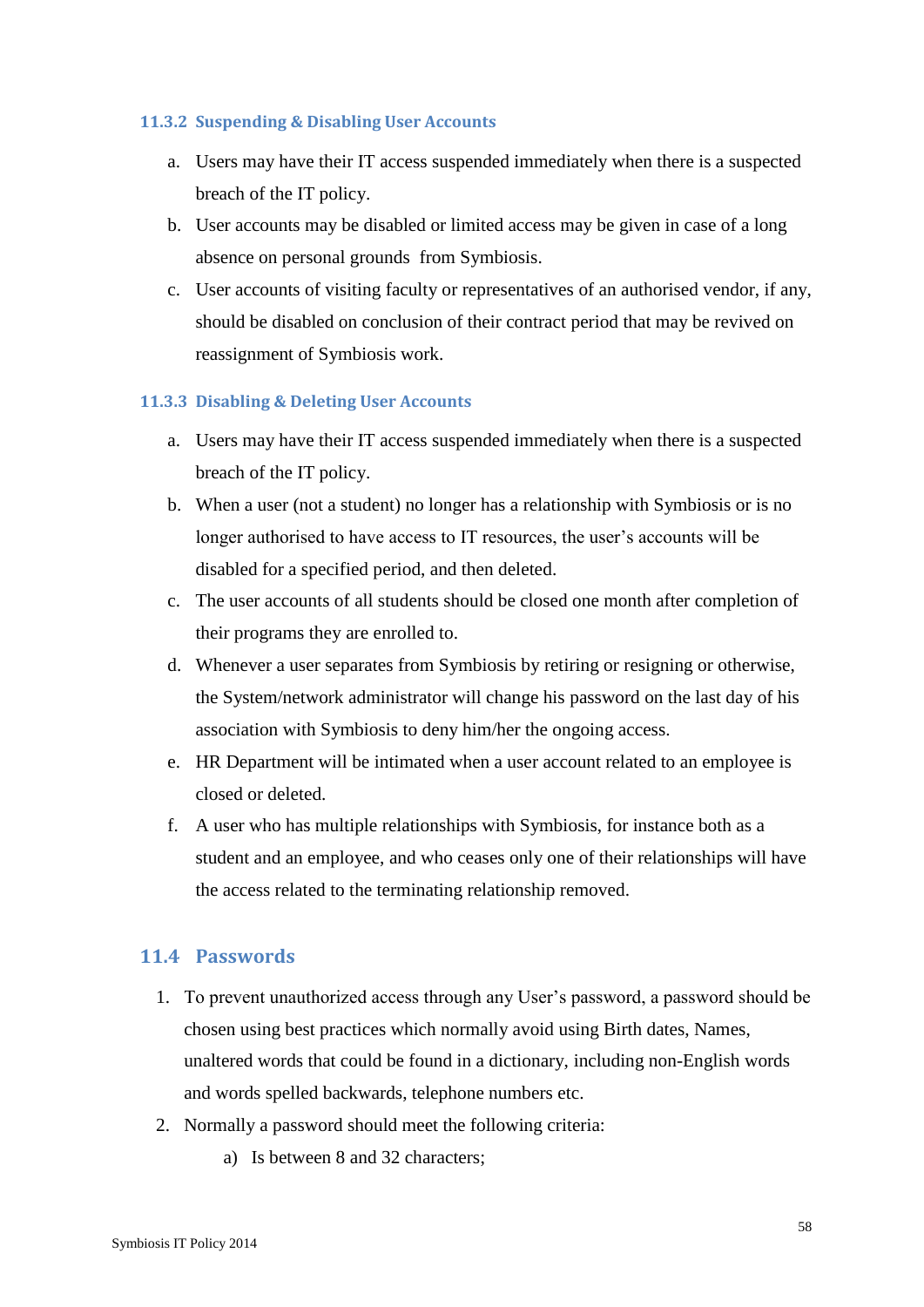#### 11.3.2 Suspending & Disabling User Accounts

a. Users may have their IT access suspended immediately when there is a suspected breach of the IT policy.

b. User accounts may be disabled or limited access may be given in case of a long absence on personal grounds from Symbiosis.

c. User accounts of visiting faculty or representatives of an authorised vendor, if any, should be disabled on conclusion of their contract period that may be revived on reassignment of Symbiosis work.

#### 11.3.3 Disabling & Deleting User Accounts

a. Users may have their IT access suspended immediately when there is a suspected breach of the IT policy.

b. When a user (not a student) no longer has a relationship with Symbiosis or is no longer authorised to have access to IT resources, the user's accounts will be disabled for a specified period, and then deleted.

c. The user accounts of all students should be closed one month after completion of their programs they are enrolled to.

d. Whenever a user separates from Symbiosis by retiring or resigning or otherwise, the System/network administrator will change his password on the last day of his association with Symbiosis to deny him/her the ongoing access.

e. HR Department will be intimated when a user account related to an employee is closed or deleted.

f. A user who has multiple relationships with Symbiosis, for instance both as a student and an employee, and who ceases only one of their relationships will have the access related to the terminating relationship removed.

### 11.4 Passwords

1. To prevent unauthorized access through any User's password, a password should be chosen using best practices which normally avoid using Birth dates, Names, unaltered words that could be found in a dictionary, including non-English words and words spelled backwards, telephone numbers etc.
2. Normally a password should meet the following criteria:
   a) Is between 8 and 32 characters;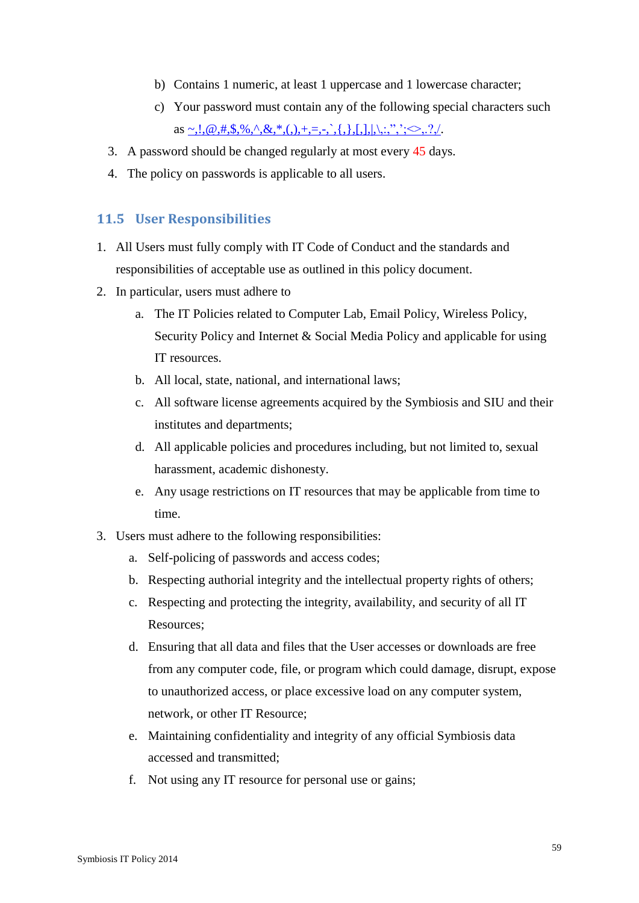b) Contains 1 numeric, at least 1 uppercase and 1 lowercase character;
   c) Your password must contain any of the following special characters such as ~,!,@,#,$,%,^,&,*,(,),+,=,-,`,{,},[,],|,\,:,",';<>,.?,/.
3. A password should be changed regularly at most every 45 days.
4. The policy on passwords is applicable to all users.

### 11.5 User Responsibilities

1. All Users must fully comply with IT Code of Conduct and the standards and responsibilities of acceptable use as outlined in this policy document.
2. In particular, users must adhere to
   a. The IT Policies related to Computer Lab, Email Policy, Wireless Policy, Security Policy and Internet & Social Media Policy and applicable for using IT resources.
   b. All local, state, national, and international laws;
   c. All software license agreements acquired by the Symbiosis and SIU and their institutes and departments;
   d. All applicable policies and procedures including, but not limited to, sexual harassment, academic dishonesty.
   e. Any usage restrictions on IT resources that may be applicable from time to time.
3. Users must adhere to the following responsibilities:
   a. Self-policing of passwords and access codes;
   b. Respecting authorial integrity and the intellectual property rights of others;
   c. Respecting and protecting the integrity, availability, and security of all IT Resources;
   d. Ensuring that all data and files that the User accesses or downloads are free from any computer code, file, or program which could damage, disrupt, expose to unauthorized access, or place excessive load on any computer system, network, or other IT Resource;
   e. Maintaining confidentiality and integrity of any official Symbiosis data accessed and transmitted;
   f. Not using any IT resource for personal use or gains;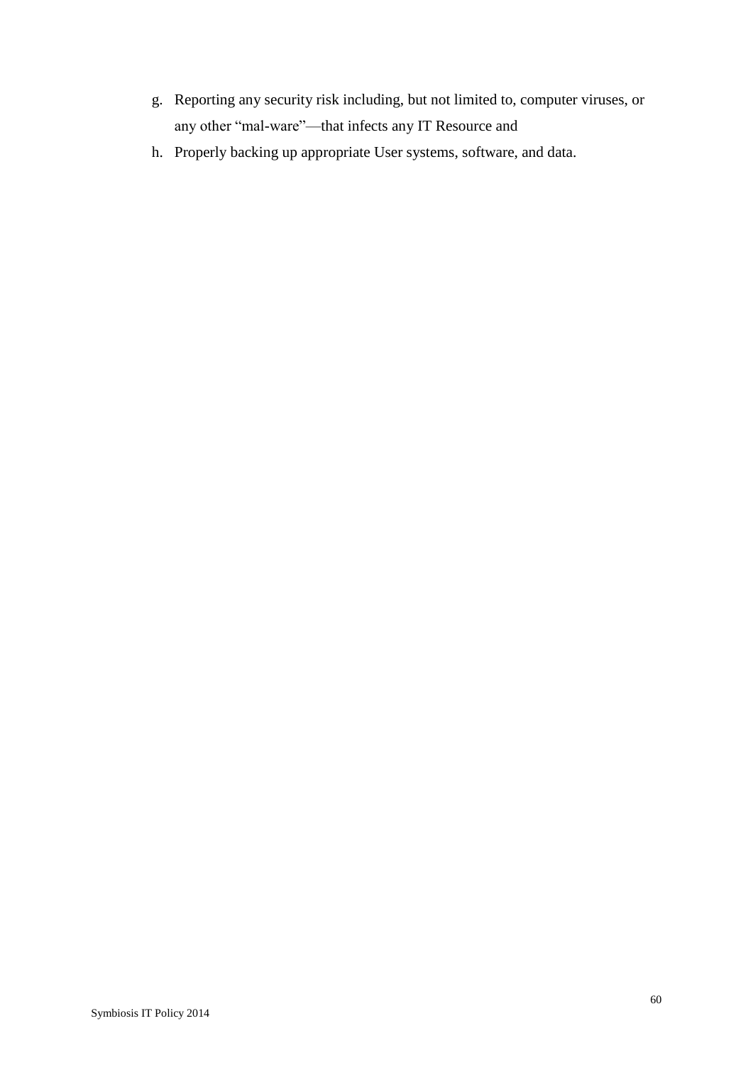g. Reporting any security risk including, but not limited to, computer viruses, or any other "mal-ware"—that infects any IT Resource and

h. Properly backing up appropriate User systems, software, and data.